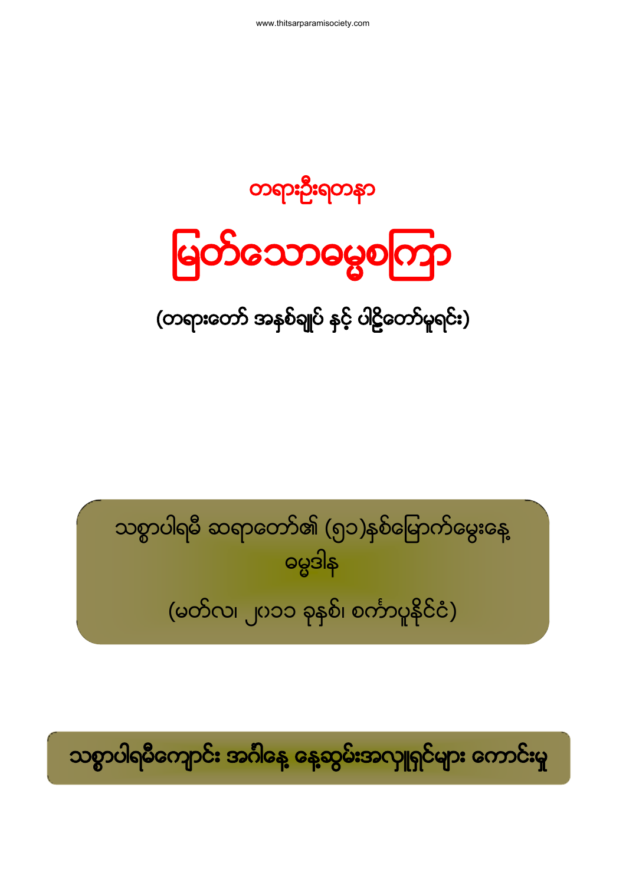တရားဦးရတနာ

# မြတ်သောဓမ္မစကြာ

## (တရားတော် အနှစ်ချုပ် နှင့် ပါဠိတော်မူရင်း)

သစ္စာပါရမီ ဆရာတော်၏ (၅၁)နှစ်မြောက်မွေးနေ့

ဓမ္မဒါန

(မတ်လ၊ ၂၀၁၁ ခုနှစ်၊ စင်္ကာပူနိုင်ငံ)

**သစ္စာပါရမီကျောင်း အင်္ဂါနေ့ နေ့ဆွမ်းအလှူရှင်များ ကောင်းမှု**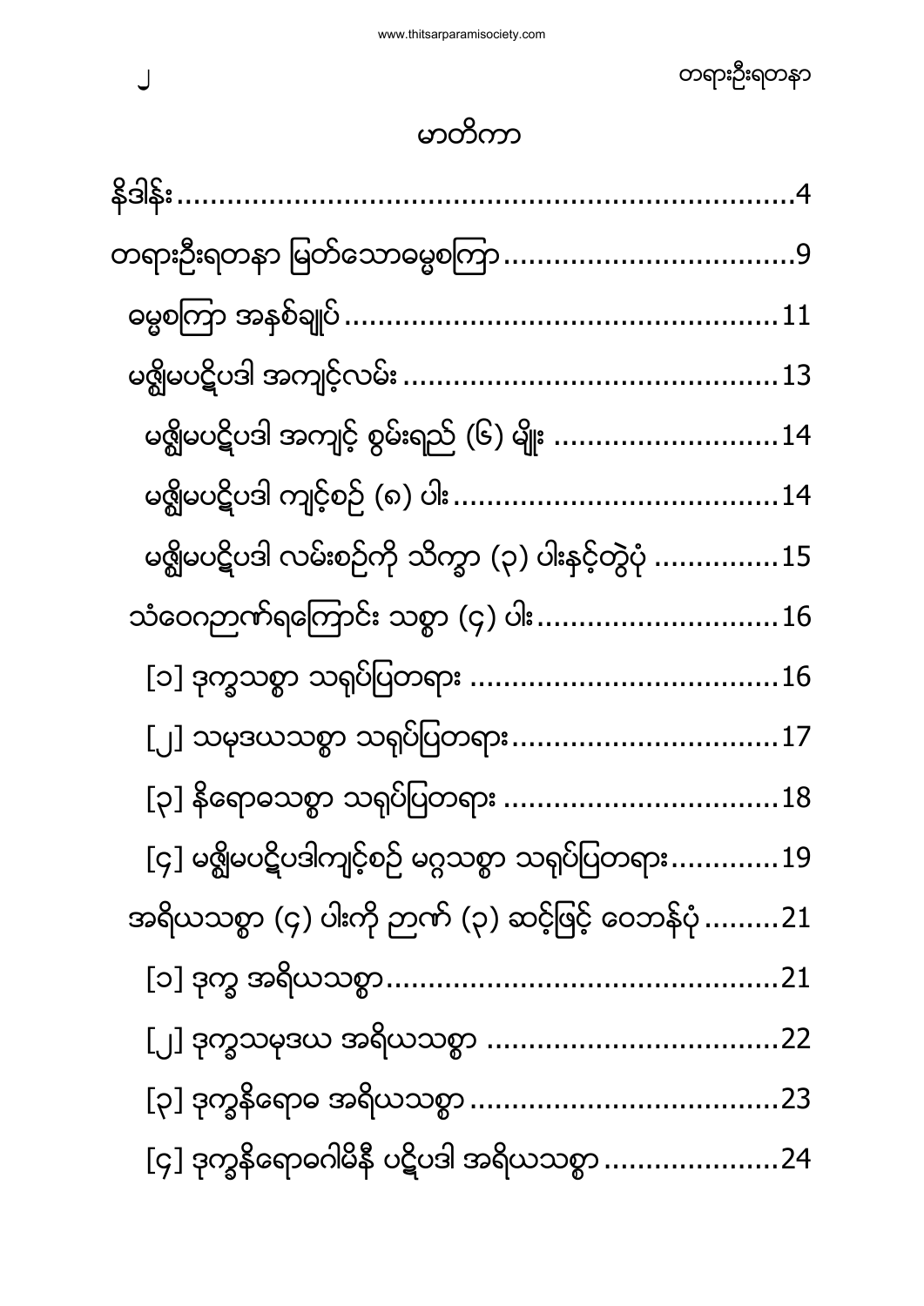# မာတိကာ

နိဒါန်း.........................................................................4

တရားဦးရတနာ မြတ်သောဓမ္မစကြာ.................................9

ဓမ္မစကြာ အနှစ်ချုပ်...................................................11

မဇ္ဈိမပဋိပဒါ အကျင့်လမ်း............................................13

မဇ္ဈိမပဋိပဒါ အကျင့် စွမ်းရည် (၆) မျိုး ..........................14

မဇ္ဈိမပဋိပဒါ ကျင့်စဉ် (၈) ပါး......................................14

မဇ္ဈိမပဋိပဒါ လမ်းစဉ်ကို သိက္ခာ (၃) ပါးနှင့်တွဲပုံ ...............15

သံဝေဂဉာဏ်ရကြောင်း သစ္စာ (၄) ပါး............................16

[၁] ဒုက္ခသစ္စာ သရုပ်ပြတရား ....................................16

[၂] သမုဒယသစ္စာ သရုပ်ပြတရား...............................17

[၃] နိရောဓသစ္စာ သရုပ်ပြတရား ................................18

[၄] မဇ္ဈိမပဋိပဒါကျင့်စဉ် မဂ္ဂသစ္စာ သရုပ်ပြတရား............19

အရိယသစ္စာ (၄) ပါးကို ဉာဏ် (၃) ဆင့်ဖြင့် ဝေဘန်ပုံ .........21

[၁] ဒုက္ခ အရိယသစ္စာ.............................................21

[၂] ဒုက္ခသမုဒယ အရိယသစ္စာ ..................................22

[၃] ဒုက္ခနိရောဓ အရိယသစ္စာ....................................23

[၄] ဒုက္ခနိရောဓဂါမိနီ ပဋိပဒါ အရိယသစ္စာ ....................24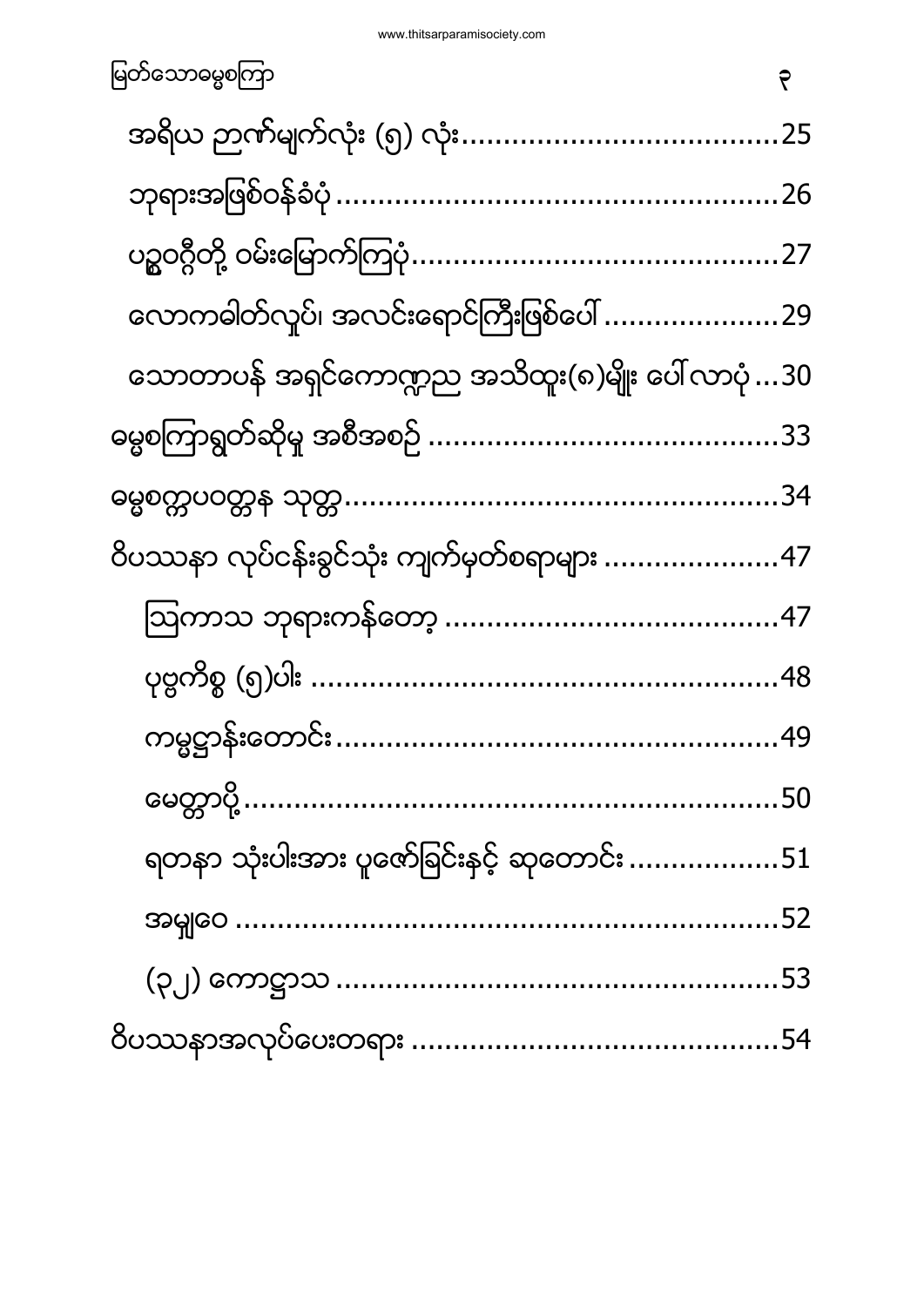- အရိယ ဉာဏ်မျက်လုံး (၅) လုံး....................................25
- ဘုရားအဖြစ်ဝန်ခံပုံ....................................................26
- ပဥ္စဝဂ္ဂီတို့ ဝမ်းမြောက်ကြပုံ...........................................27
- လောကဓါတ်လျှပ်၊ အလင်းရောင်ကြီးဖြစ်ပေါ်....................29
- သောတာပန် အရှင်ကောဏ္ဍည အသိထူး(၈)မျိုး ပေါ်လာပုံ...30

ဓမ္မစကြာရွတ်ဆိုမှု အစီအစဉ်..........................................33

ဓမ္မစက္ကပဝတ္တန သုတ္တ...................................................34

ဝိပဿနာ လုပ်ငန်းခွင်သုံး ကျက်မှတ်စရာများ.....................47

- ဩကာသ ဘုရားကန်တော့........................................47
- ပုဗ္ဗကိစ္စ (၅)ပါး........................................................48
- ကမ္မဋ္ဌာန်းတောင်း.....................................................49
- မေတ္တာပို့.................................................................50
- ရတနာ သုံးပါးအား ပူဇော်ခြင်းနှင့် ဆုတောင်း.................51
- အမျှဝေ...................................................................52
- (၃၂) ကောဋ္ဌာသ........................................................53

ဝိပဿနာအလုပ်ပေးတရား............................................54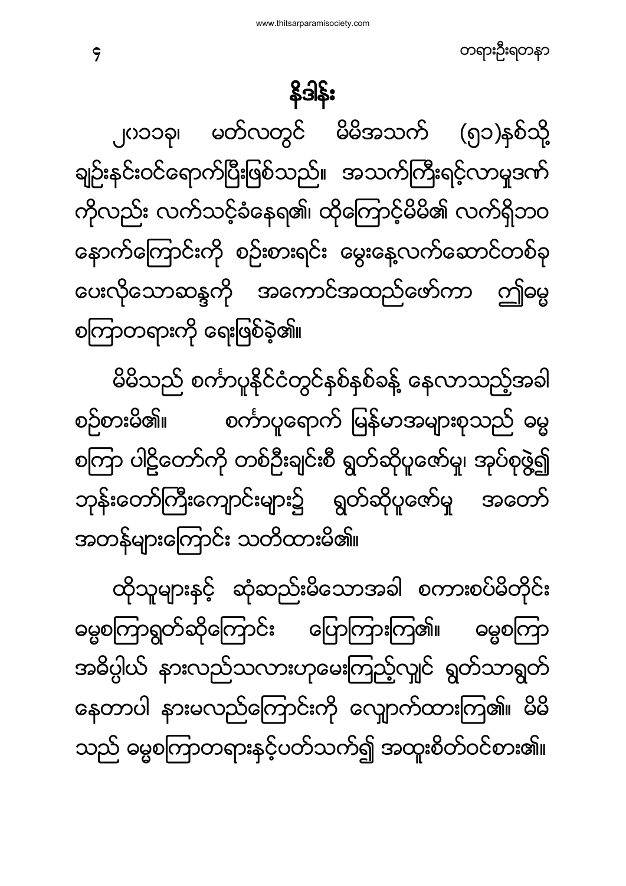# နိဒါန်း

၂၀၁၁ခု၊ မတ်လတွင် မိမိအသက် (၅၁)နှစ်သို့ ချဉ်းနင်းဝင်ရောက်ပြီးဖြစ်သည်။ အသက်ကြီးရင့်လာမှုဒဏ် ကိုလည်း လက်သင့်ခံနေရ၏၊ ထို့ကြောင့်မိမိ၏ လက်ရှိဘဝ နောက်ကြောင်းကို စဉ်းစားရင်း မွေးနေ့လက်ဆောင်တစ်ခု ပေးလိုသောဆန္ဒကို အကောင်အထည်ဖော်ကာ ဤဓမ္မ စကြာတရားကို ရေးဖြစ်ခဲ့၏။

မိမိသည် စင်္ကာပူနိုင်ငံတွင်နှစ်နှစ်ခန့် နေလာသည့်အခါ စဉ်စားမိ၏။ စင်္ကာပူရောက် မြန်မာအများစုသည် ဓမ္မ စကြာ ပါဠိတော်ကို တစ်ဦးချင်းစီ ရွတ်ဆိုပူဇော်မှု၊ အုပ်စုဖွဲ့၍ ဘုန်းတော်ကြီးကျောင်းများ၌ ရွတ်ဆိုပူဇော်မှု အတော် အတန်များကြောင်း သတိထားမိ၏။

ထိုသူများနှင့် ဆုံဆည်းမိသောအခါ စကားစပ်မိတိုင်း ဓမ္မစကြာရွတ်ဆိုကြောင်း ပြောကြားကြ၏။ ဓမ္မစကြာ အဓိပ္ပါယ် နားလည်သလားဟုမေးကြည့်လျှင် ရွတ်သာရွတ် နေတာပါ နားမလည်ကြောင်းကို လျှောက်ထားကြ၏။ မိမိ သည် ဓမ္မစကြာတရားနှင့်ပတ်သက်၍ အထူးစိတ်ဝင်စား၏။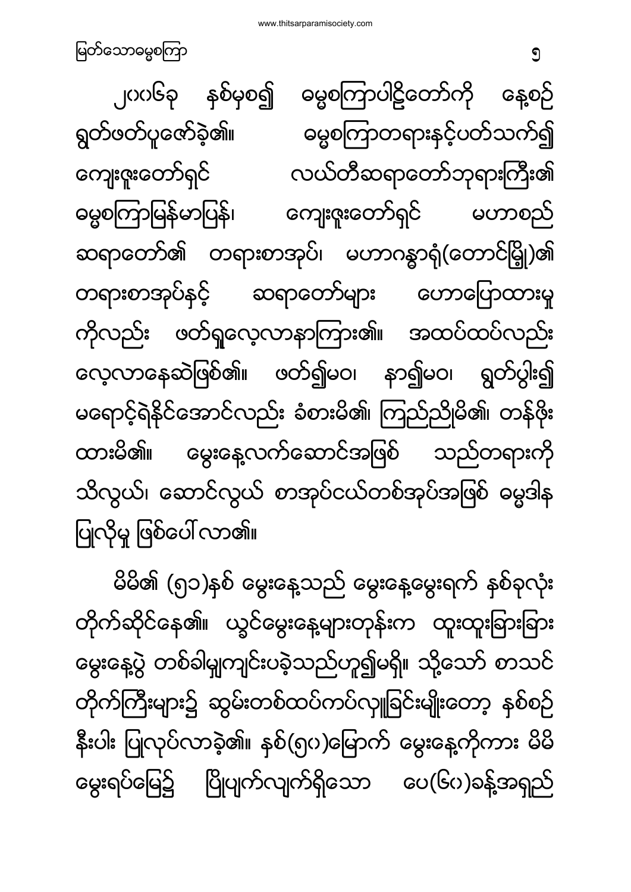၂၀၀၆ခု နှစ်မှစ၍ ဓမ္မစကြာပါဠိတော်ကို နေ့စဉ် ရွတ်ဖတ်ပူဇော်ခဲ့၏။ ဓမ္မစကြာတရားနှင့်ပတ်သက်၍ ကျေးဇူးတော်ရှင် လယ်တီဆရာတော်ဘုရားကြီး၏ ဓမ္မစကြာမြန်မာပြန်၊ ကျေးဇူးတော်ရှင် မဟာစည် ဆရာတော်၏ တရားစာအုပ်၊ မဟာဂန္ဓာရုံ(တောင်မြို့)၏ တရားစာအုပ်နှင့် ဆရာတော်များ ဟောပြောထားမှု ကိုလည်း ဖတ်ရှုလေ့လာနာကြား၏။ အထပ်ထပ်လည်း လေ့လာနေဆဲဖြစ်၏။ ဖတ်၍မဝ၊ နာ၍မဝ၊ ရွတ်ပွါး၍ မရောင့်ရဲနိုင်အောင်လည်း ခံစားမိ၏၊ ကြည်ညိုမိ၏၊ တန်ဖိုး ထားမိ၏။ မွေးနေ့လက်ဆောင်အဖြစ် သည်တရားကို သိလွယ်၊ ဆောင်လွယ် စာအုပ်ငယ်တစ်အုပ်အဖြစ် ဓမ္မဒါန ပြုလိုမှု ဖြစ်ပေါ်လာ၏။

မိမိ၏ (၅၁)နှစ် မွေးနေ့သည် မွေးနေ့မွေးရက် နှစ်ခုလုံး တိုက်ဆိုင်နေ၏။ ယခင်မွေးနေ့များတုန်းက ထူးထူးခြားခြား မွေးနေ့ပွဲ တစ်ခါမျှကျင်းပခဲ့သည်ဟူ၍မရှိ။ သို့သော် စာသင် တိုက်ကြီးများ၌ ဆွမ်းတစ်ထပ်ကပ်လှူခြင်းမျိုးတော့ နှစ်စဉ် နီးပါး ပြုလုပ်လာခဲ့၏။ နှစ်(၅၀)မြောက် မွေးနေ့ကိုကား မိမိ မွေးရပ်မြေ၌ ပြိုပျက်လျက်ရှိသော ပေ(၆၀)ခန့်အရှည်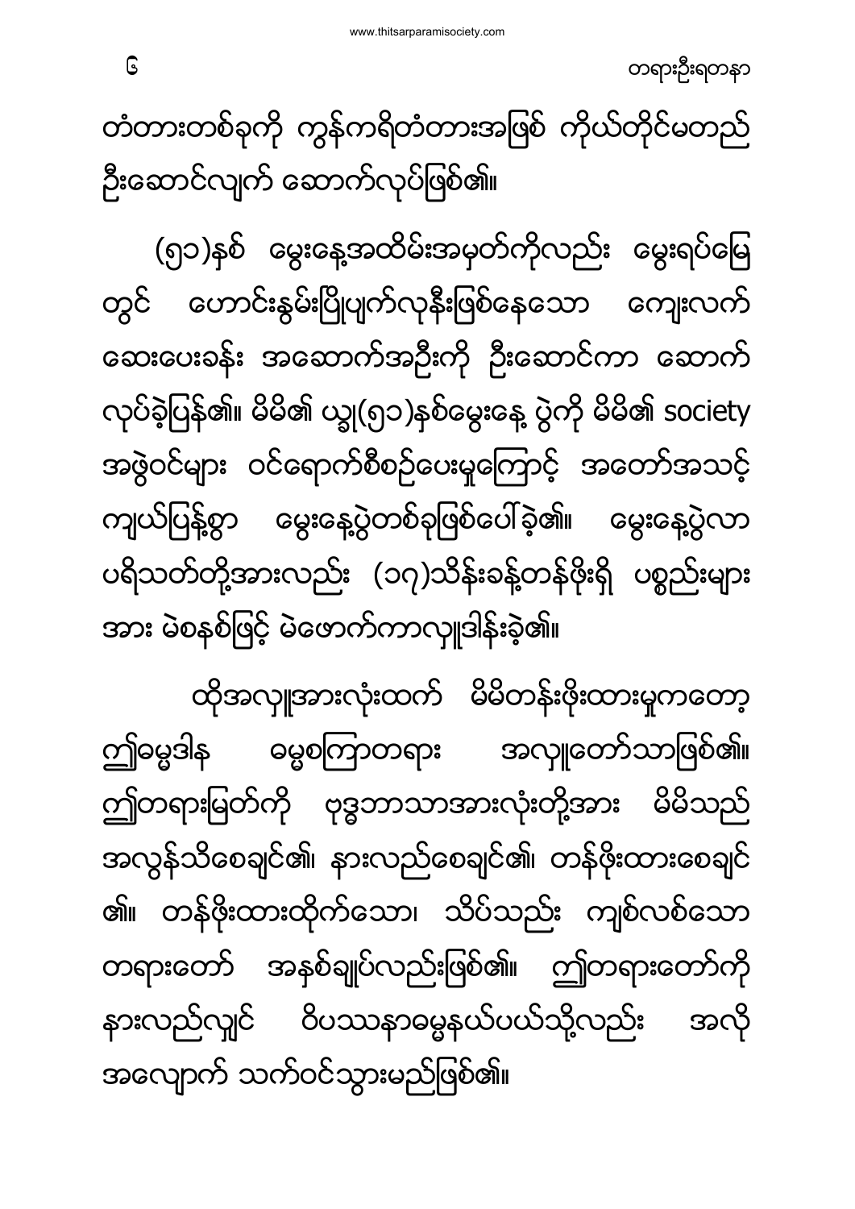တံတားတစ်ခုကို ကွန်ကရိတံတားအဖြစ် ကိုယ်တိုင်မတည် ဦးဆောင်လျက် ဆောက်လုပ်ဖြစ်၏။

(၅၁)နှစ် မွေးနေ့အထိမ်းအမှတ်ကိုလည်း မွေးရပ်မြေတွင် ဟောင်းနွမ်းပြိုပျက်လုနီးဖြစ်နေသော ကျေးလက်ဆေးပေးခန်း အဆောက်အဦးကို ဦးဆောင်ကာ ဆောက်လုပ်ခဲ့ပြန်၏။ မိမိ၏ ယခု(၅၁)နှစ်မွေးနေ့ ပွဲကို မိမိ၏ society အဖွဲ့ဝင်များ ဝင်ရောက်စီစဉ်ပေးမှုကြောင့် အတော်အသင့် ကျယ်ပြန့်စွာ မွေးနေ့ပွဲတစ်ခုဖြစ်ပေါ်ခဲ့၏။ မွေးနေ့ပွဲလာ ပရိသတ်တို့အားလည်း (၁၇)သိန်းခန့်တန်ဖိုးရှိ ပစ္စည်းများအား မဲစနစ်ဖြင့် မဲဖောက်ကာလှူဒါန်းခဲ့၏။

ထိုအလှူအားလုံးထက် မိမိတန်းဖိုးထားမှုကတော့ ဤဓမ္မဒါန ဓမ္မစကြာတရား အလှူတော်သာဖြစ်၏။ ဤတရားမြတ်ကို ဗုဒ္ဓဘာသာအားလုံးတို့အား မိမိသည် အလွန်သိစေချင်၏၊ နားလည်စေချင်၏၊ တန်ဖိုးထားစေချင်၏။ တန်ဖိုးထားထိုက်သော၊ သိပ်သည်း ကျစ်လစ်သော တရားတော် အနှစ်ချုပ်လည်းဖြစ်၏။ ဤတရားတော်ကို နားလည်လျှင် ဝိပဿနာဓမ္မနယ်ပယ်သို့လည်း အလိုအလျောက် သက်ဝင်သွားမည်ဖြစ်၏။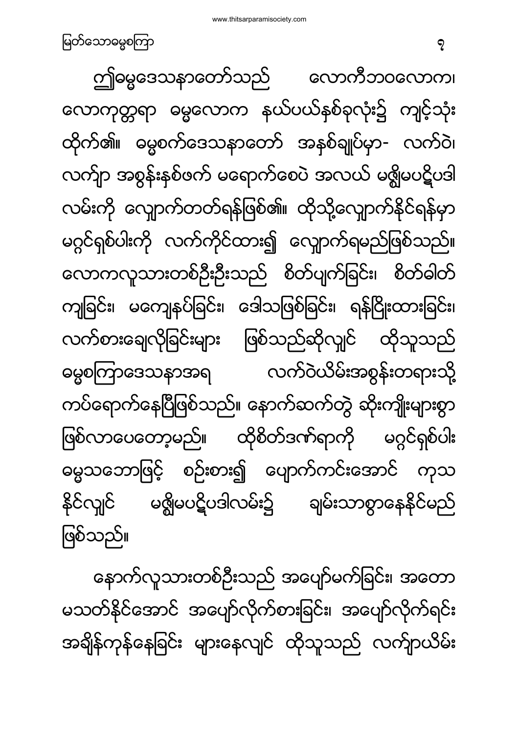ဤဓမ္မဒေသနာတော်သည် လောကီဘဝလောက၊ လောကုတ္တရာ ဓမ္မလောက နယ်ပယ်နှစ်ခုလုံး၌ ကျင့်သုံး ထိုက်၏။ ဓမ္မစကြာဒေသနာတော် အနှစ်ချုပ်မှာ- လက်ဝဲ၊ လက်ျာ အစွန်းနှစ်ဖက် မရောက်စေပဲ အလယ် မဇ္ဈိမပဋိပဒါ လမ်းကို လျှောက်တတ်ရန်ဖြစ်၏။ ထိုသို့လျှောက်နိုင်ရန်မှာ မဂ္ဂင်ရှစ်ပါးကို လက်ကိုင်ထား၍ လျှောက်ရမည်ဖြစ်သည်။ လောကလူသားတစ်ဦးဦးသည် စိတ်ပျက်ခြင်း၊ စိတ်ဓါတ်ကျခြင်း၊ မကျေနပ်ခြင်း၊ ဒေါသဖြစ်ခြင်း၊ ရန်ငြိုးထားခြင်း၊ လက်စားချေလိုခြင်းများ ဖြစ်သည်ဆိုလျှင် ထိုသူသည် ဓမ္မစကြာဒေသနာအရ လက်ဝဲယိမ်းအစွန်းတရားသို့ ကပ်ရောက်နေပြီဖြစ်သည်။ နောက်ဆက်တွဲ ဆိုးကျိုးများစွာ ဖြစ်လာပေတော့မည်။ ထိုစိတ်ဒဏ်ရာကို မဂ္ဂင်ရှစ်ပါး ဓမ္မသဘောဖြင့် စဉ်းစား၍ ပျောက်ကင်းအောင် ကုသနိုင်လျှင် မဇ္ဈိမပဋိပဒါလမ်း၌ ချမ်းသာစွာနေနိုင်မည် ဖြစ်သည်။

နောက်လူသားတစ်ဦးသည် အပျော်မက်ခြင်း၊ အတောမသတ်နိုင်အောင် အပျော်လိုက်စားခြင်း၊ အပျော်လိုက်ရင်း အချိန်ကုန်နေခြင်း များနေလျှင် ထိုသူသည် လက်ျာယိမ်း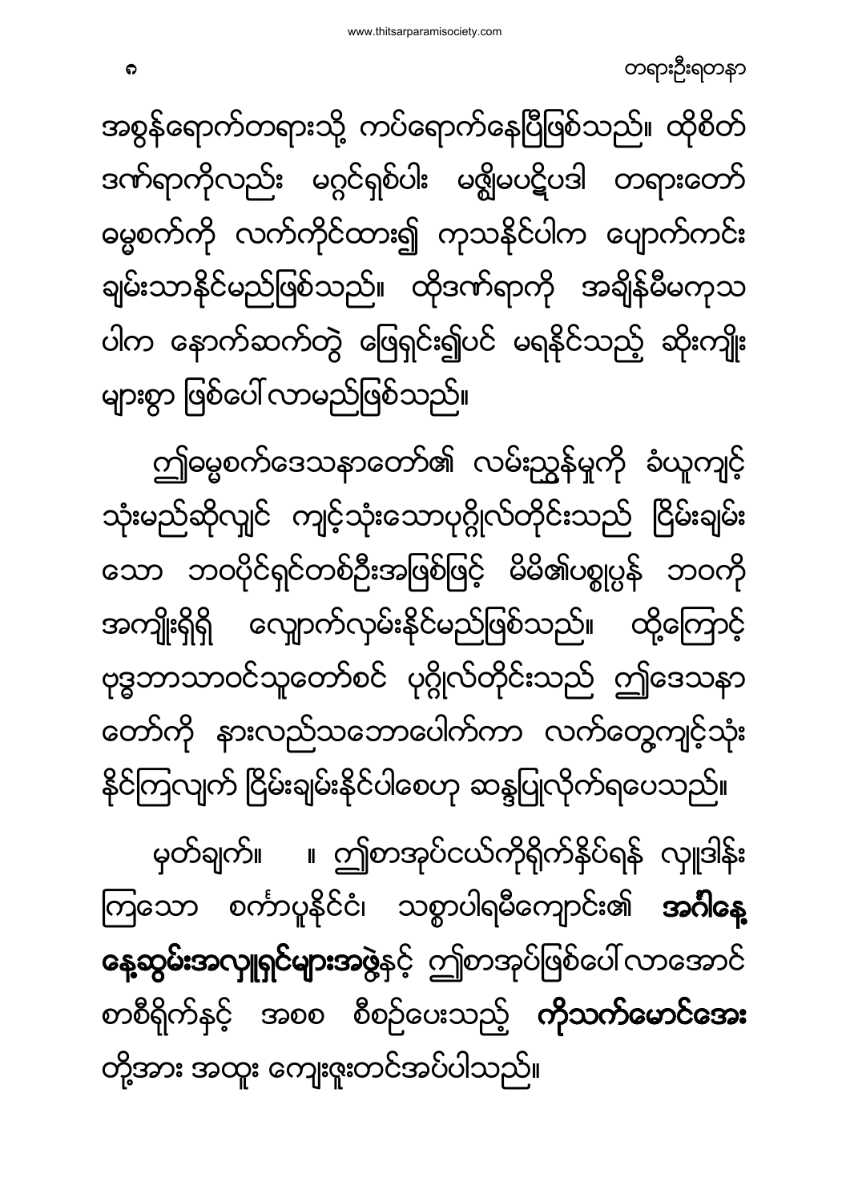အစွန်ရောက်တရားသို့ ကပ်ရောက်နေပြီဖြစ်သည်။ ထိုစိတ်ဒဏ်ရာကိုလည်း မဂ္ဂင်ရှစ်ပါး မဇ္ဈိမပဋိပဒါ တရားတော်ဓမ္မစက်ကို လက်ကိုင်ထား၍ ကုသနိုင်ပါက ပျောက်ကင်းချမ်းသာနိုင်မည်ဖြစ်သည်။ ထိုဒဏ်ရာကို အချိန်မီမကုသပါက နောက်ဆက်တွဲ ဖြေရှင်း၍ပင် မရနိုင်သည့် ဆိုးကျိုးများစွာ ဖြစ်ပေါ်လာမည်ဖြစ်သည်။

ဤဓမ္မစက်ဒေသနာတော်၏ လမ်းညွှန်မှုကို ခံယူကျင့်သုံးမည်ဆိုလျှင် ကျင့်သုံးသောပုဂ္ဂိုလ်တိုင်းသည် ငြိမ်းချမ်းသော ဘဝပိုင်ရှင်တစ်ဦးအဖြစ်ဖြင့် မိမိ၏ပစ္စုပ္ပန် ဘဝကိုအကျိုးရှိရှိ လျှောက်လှမ်းနိုင်မည်ဖြစ်သည်။ ထို့ကြောင့်ဗုဒ္ဓဘာသာဝင်သူတော်စင် ပုဂ္ဂိုလ်တိုင်းသည် ဤဒေသနာတော်ကို နားလည်သဘောပေါက်ကာ လက်တွေ့ကျင့်သုံးနိုင်ကြလျက် ငြိမ်းချမ်းနိုင်ပါစေဟု ဆန္ဒပြုလိုက်ရပေသည်။

မှတ်ချက်။ ။ ဤစာအုပ်ငယ်ကိုရိုက်နှိပ်ရန် လှူဒါန်းကြသော စင်္ကာပူနိုင်ငံ၊ သစ္စာပါရမီကျောင်း၏ **အင်္ဂါနေ့နေ့ဆွမ်းအလှူရှင်များအဖွဲ့**နှင့် ဤစာအုပ်ဖြစ်ပေါ်လာအောင် စာစီရိုက်နှင့် အစစ စီစဉ်ပေးသည့် **ကိုသက်မောင်အေး**တို့အား အထူး ကျေးဇူးတင်အပ်ပါသည်။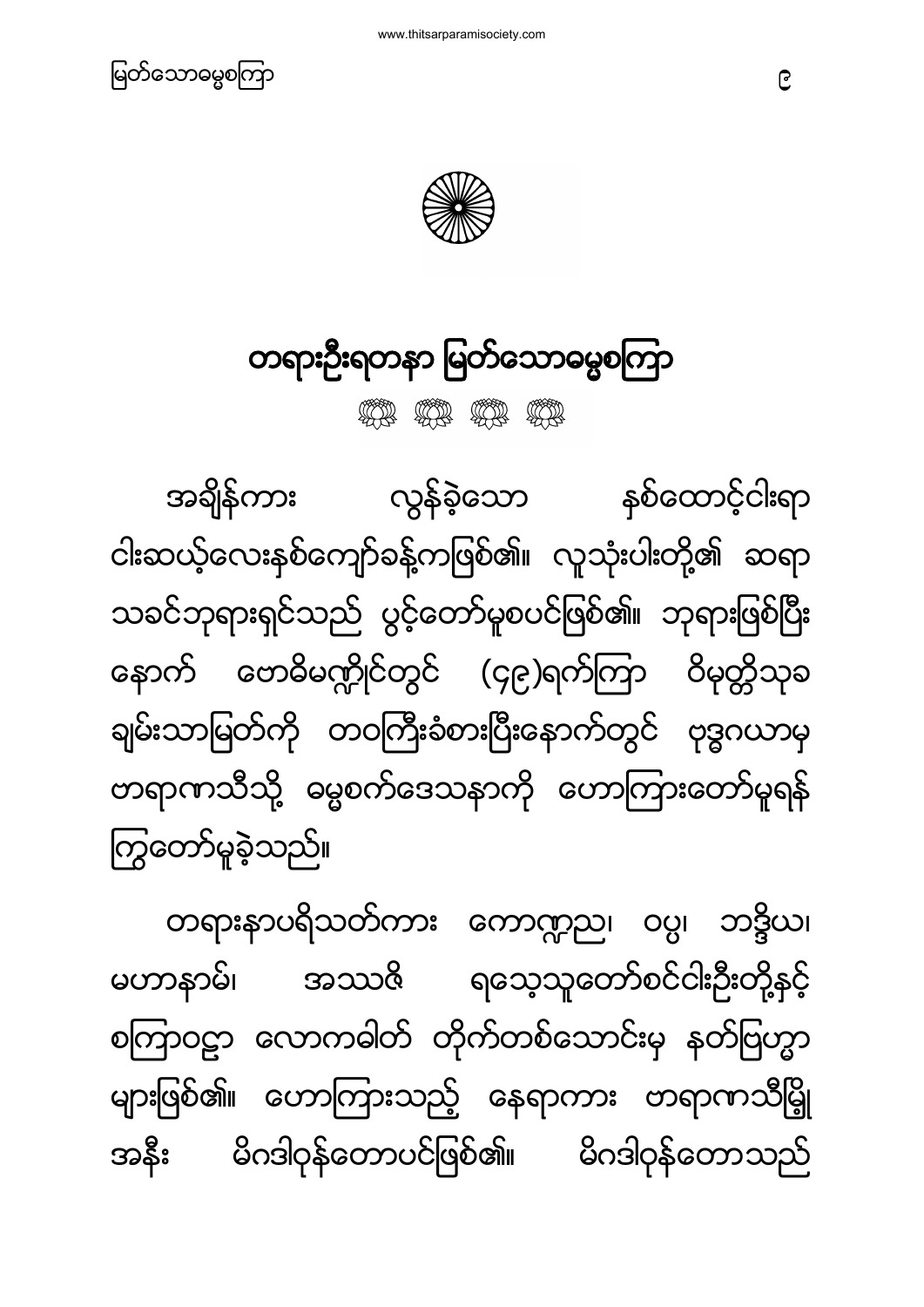# တရားဦးရတနာ မြတ်သောဓမ္မစကြာ

အချိန်ကား လွန်ခဲ့သော နှစ်ထောင့်ငါးရာ ငါးဆယ့်လေးနှစ်ကျော်ခန့်ကဖြစ်၏။ လူသုံးပါးတို့၏ ဆရာ သခင်ဘုရားရှင်သည် ပွင့်တော်မူစပင်ဖြစ်၏။ ဘုရားဖြစ်ပြီး နောက် ဗောဓိမဏ္ဍိုင်တွင် (၄၉)ရက်ကြာ ဝိမုတ္တိသုခ ချမ်းသာမြတ်ကို တဝကြီးခံစားပြီးနောက်တွင် ဗုဒ္ဓဂယာမှ ဗာရာဏသီသို့ ဓမ္မစကြ်ဒေသနာကို ဟောကြားတော်မူရန် ကြွတော်မူခဲ့သည်။

တရားနာပရိသတ်ကား ကောဏ္ဍည၊ ဝပ္ပ၊ ဘဒ္ဒိယ၊ မဟာနာမ်၊ အဿဇိ ရသေ့သူတော်စင်ငါးဦးတို့နှင့် စကြာဝဠာ လောကဓါတ် တိုက်တစ်သောင်းမှ နတ်ဗြဟ္မာ များဖြစ်၏။ ဟောကြားသည့် နေရာကား ဗာရာဏသီမြို့ အနီး မိဂဒါဝုန်တောပင်ဖြစ်၏။ မိဂဒါဝုန်တောသည်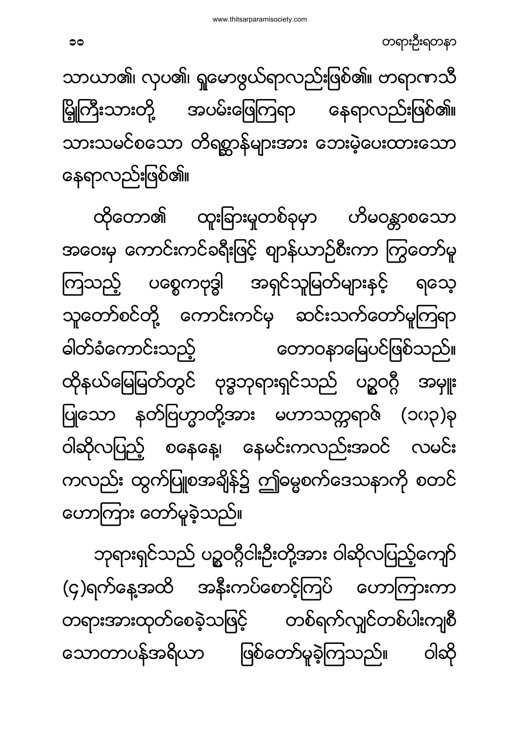သာယာ၏၊ လှပ၏၊ ရှုမောဖွယ်ရာလည်းဖြစ်၏။ ဗာရာဏသီ မြို့ကြီးသားတို့ အပမ်းဖြေကြရာ နေရာလည်းဖြစ်၏။ သားသမင်စသော တိရစ္ဆာန်များအား ဘေးမဲ့ပေးထားသော နေရာလည်းဖြစ်၏။

ထိုတော၏ ထူးခြားမှုတစ်ခုမှာ ဟိမဝန္တာစသော အဝေးမှ ကောင်းကင်ခရီးဖြင့် ဈာန်ယာဉ်စီးကာ ကြွတော်မူ ကြသည့် ပစ္စေကဗုဒ္ဓါ အရှင်သူမြတ်များနှင့် ရသေ့ သူတော်စင်တို့ ကောင်းကင်မှ ဆင်းသက်တော်မူကြရာ ဓါတ်ခံကောင်းသည့် တောဝနာမြေပြင်ဖြစ်သည်။ ထိုနယ်မြေမြတ်တွင် ဗုဒ္ဓဘုရားရှင်သည် ပဉ္စဝဂ္ဂီ အမှူး ပြုသော နတ်ပြဟ္မာတို့အား မဟာသက္ကရာဇ် (၁၀၃)ခု ဝါဆိုလပြည့် စနေနေ့၊ နေမင်းကလည်းအဝင် လမင်း ကလည်း ထွက်ပြူစအချိန်၌ ဤဓမ္မစကြာဒေသနာကို စတင် ဟောကြား တော်မူခဲ့သည်။

ဘုရားရှင်သည် ပဉ္စဝဂ္ဂီငါးဦးတို့အား ဝါဆိုလပြည့်ကျော် (၄)ရက်နေ့အထိ အနီးကပ်စောင့်ကြပ် ဟောကြားကာ တရားအားထုတ်စေခဲ့သဖြင့် တစ်ရက်လျှင်တစ်ပါးကျစီ သောတာပန်အရိယာ ဖြစ်တော်မူခဲ့ကြသည်။ ဝါဆို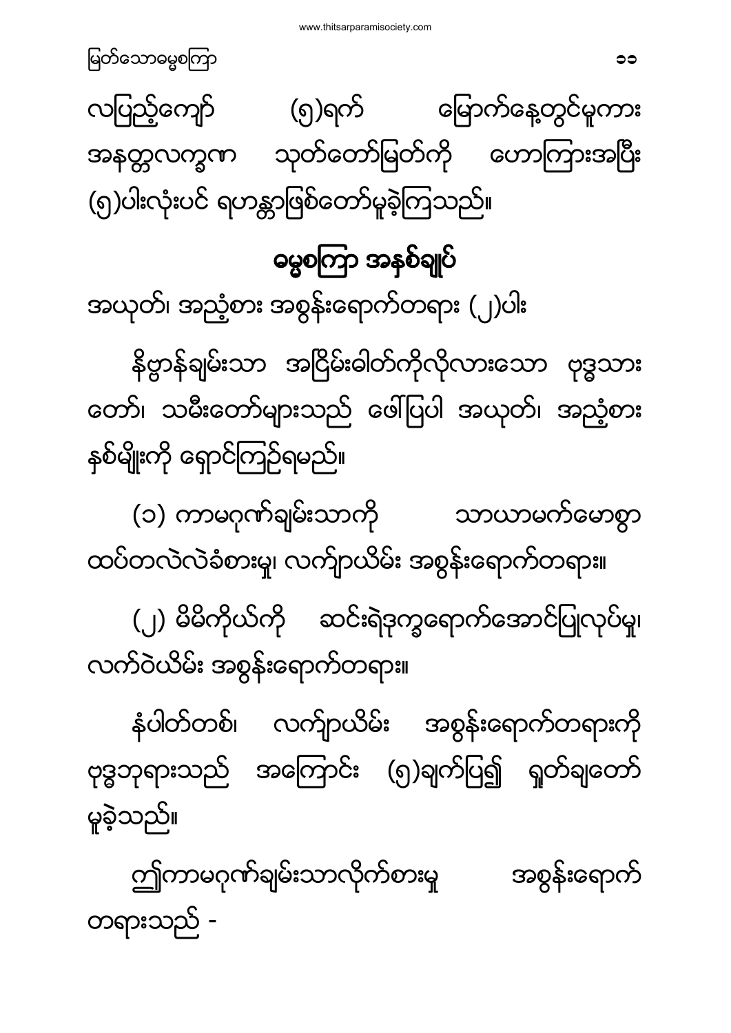လပြည့်ကျော် (၅)ရက် မြောက်နေ့တွင်မူကား အနတ္တလက္ခဏ သုတ်တော်မြတ်ကို ဟောကြားအပြီး (၅)ပါးလုံးပင် ရဟန္တာဖြစ်တော်မူခဲ့ကြသည်။

## ဓမ္မစကြာ အနှစ်ချုပ်

အယုတ်၊ အညံ့စား အစွန်းရောက်တရား (၂)ပါး

နိဗ္ဗာန်ချမ်းသာ အငြိမ်းဓါတ်ကိုလိုလားသော ဗုဒ္ဓသားတော်၊ သမီးတော်များသည် ဖေါ်ပြပါ အယုတ်၊ အညံ့စား နှစ်မျိုးကို ရှောင်ကြဉ်ရမည်။

(၁) ကာမဂုဏ်ချမ်းသာကို သာယာမက်မောစွာ ထပ်တလဲလဲခံစားမှု၊ လက်ျာယိမ်း အစွန်းရောက်တရား။

(၂) မိမိကိုယ်ကို ဆင်းရဲဒုက္ခရောက်အောင်ပြုလုပ်မှု၊ လက်ဝဲယိမ်း အစွန်းရောက်တရား။

နံပါတ်တစ်၊ လက်ျာယိမ်း အစွန်းရောက်တရားကို ဗုဒ္ဓဘုရားသည် အကြောင်း (၅)ချက်ပြ၍ ရှုတ်ချတော်မူခဲ့သည်။

ဤကာမဂုဏ်ချမ်းသာလိုက်စားမှု အစွန်းရောက်တရားသည် -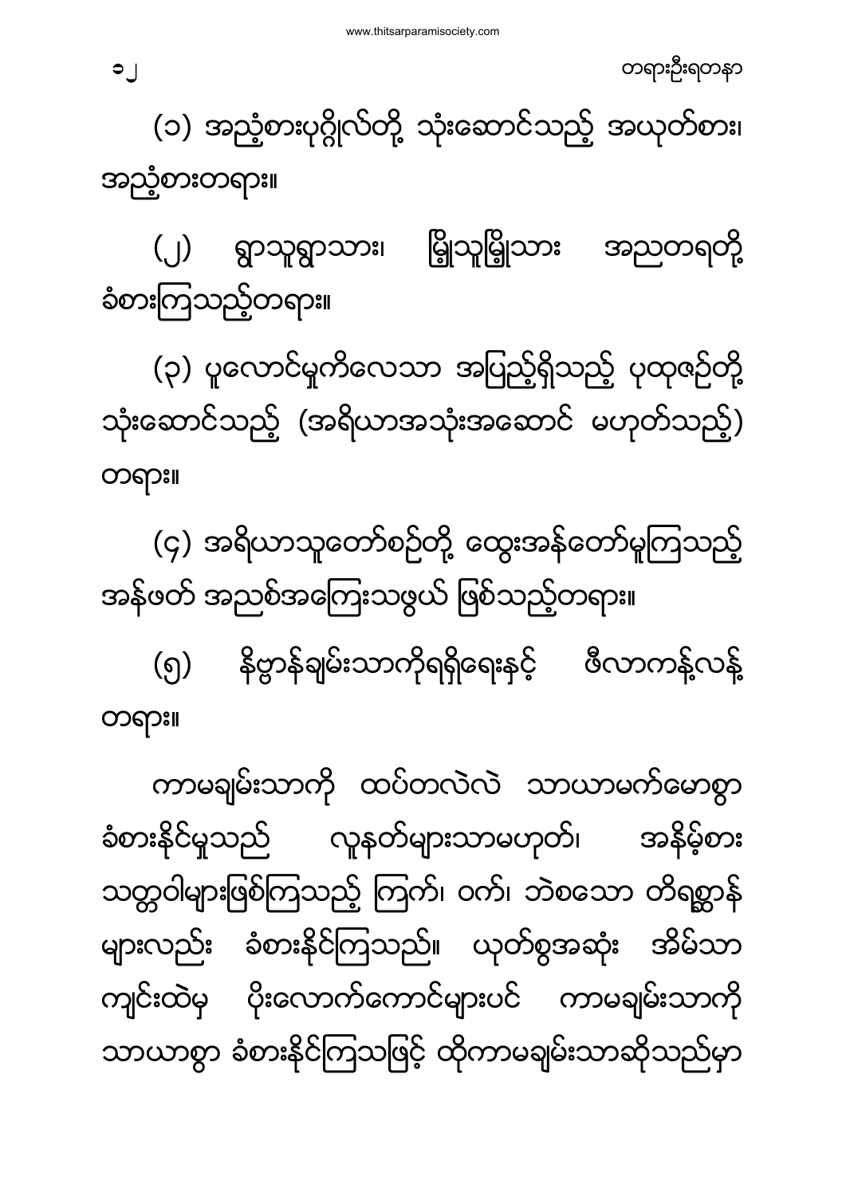(၁) အညံ့စားပုဂ္ဂိုလ်တို့ သုံးဆောင်သည့် အယုတ်စား၊ အညံ့စားတရား။

(၂) ရွာသူရွာသား၊ မြို့သူမြို့သား အညတရတို့ ခံစားကြသည့်တရား။

(၃) ပူလောင်မှုကိလေသာ အပြည့်ရှိသည့် ပုထုဇဉ်တို့ သုံးဆောင်သည့် (အရိယာအသုံးအဆောင် မဟုတ်သည့်) တရား။

(၄) အရိယာသူတော်စဉ်တို့ ထွေးအန်တော်မူကြသည့် အန်ဖတ် အညစ်အကြေးသဖွယ် ဖြစ်သည့်တရား။

(၅) နိဗ္ဗာန်ချမ်းသာကိုရရှိရေးနှင့် ဗီလာကန့်လန့် တရား။

ကာမချမ်းသာကို ထပ်တလဲလဲ သာယာမက်မောစွာ ခံစားနိုင်မှုသည် လူနတ်များသာမဟုတ်၊ အနိမ့်စား သတ္တဝါများဖြစ်ကြသည့် ကြက်၊ ဝက်၊ ဘဲစသော တိရစ္ဆာန်များလည်း ခံစားနိုင်ကြသည်။ ယုတ်စွအဆုံး အိမ်သာကျင်းထဲမှ ပိုးလောက်ကောင်များပင် ကာမချမ်းသာကို သာယာစွာ ခံစားနိုင်ကြသဖြင့် ထိုကာမချမ်းသာဆိုသည်မှာ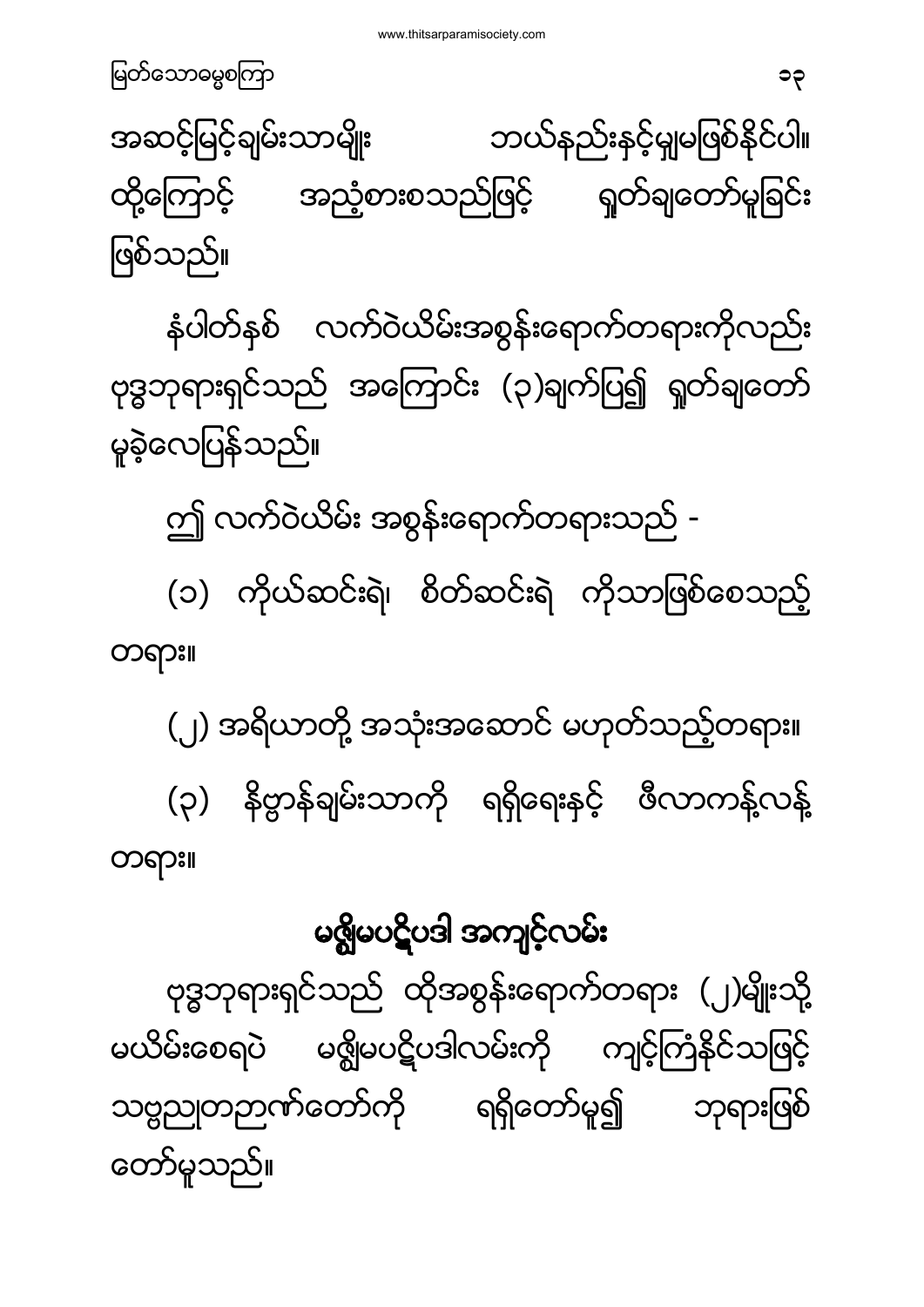အဆင့်မြင့်ချမ်းသာမျိုး ဘယ်နည်းနှင့်မျှမဖြစ်နိုင်ပါ။ ထို့ကြောင့် အညံ့စားစသည်ဖြင့် ရှုတ်ချတော်မူခြင်း ဖြစ်သည်။

နံပါတ်နှစ် လက်ဝဲယိမ်းအစွန်းရောက်တရားကိုလည်း ဗုဒ္ဓဘုရားရှင်သည် အကြောင်း (၃)ချက်ပြ၍ ရှုတ်ချတော်မူခဲ့လေပြန်သည်။

ဤ လက်ဝဲယိမ်း အစွန်းရောက်တရားသည် -

(၁) ကိုယ်ဆင်းရဲ၊ စိတ်ဆင်းရဲ ကိုသာဖြစ်စေသည့် တရား။

(၂) အရိယာတို့ အသုံးအဆောင် မဟုတ်သည့်တရား။

(၃) နိဗ္ဗာန်ချမ်းသာကို ရရှိရေးနှင့် ဗီလာကန့်လန့် တရား။

## မဇ္ဈိမပဋိပဒါ အကျင့်လမ်း

ဗုဒ္ဓဘုရားရှင်သည် ထိုအစွန်းရောက်တရား (၂)မျိုးသို့ မယိမ်းစေရပဲ မဇ္ဈိမပဋိပဒါလမ်းကို ကျင့်ကြံနိုင်သဖြင့် သဗ္ဗညုတဉာဏ်တော်ကို ရရှိတော်မူ၍ ဘုရားဖြစ်တော်မူသည်။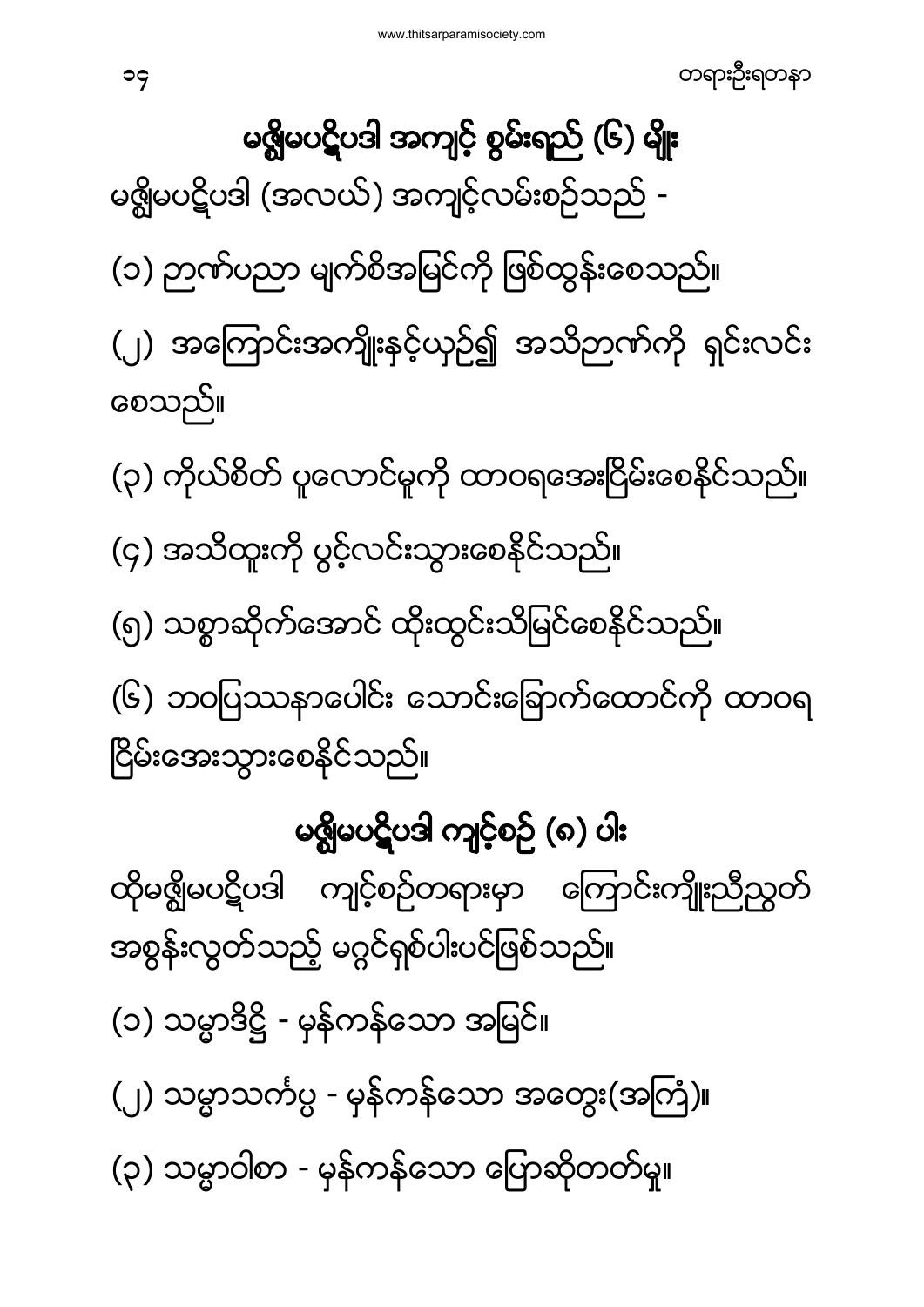## မဇ္ဈိမပဋိပဒါ အကျင့် စွမ်းရည် (၆) မျိုး

မဇ္ဈိမပဋိပဒါ (အလယ်) အကျင့်လမ်းစဉ်သည် -

(၁) ဉာဏ်ပညာ မျက်စိအမြင်ကို ဖြစ်ထွန်းစေသည်။

(၂) အကြောင်းအကျိုးနှင့်ယှဉ်၍ အသိဉာဏ်ကို ရှင်းလင်းစေသည်။

(၃) ကိုယ်စိတ် ပူလောင်မှုကို ထာဝရအေးငြိမ်းစေနိုင်သည်။

(၄) အသိထူးကို ပွင့်လင်းသွားစေနိုင်သည်။

(၅) သစ္စာဆိုက်အောင် ထိုးထွင်းသိမြင်စေနိုင်သည်။

(၆) ဘဝပြဿနာပေါင်း သောင်းခြောက်ထောင်ကို ထာဝရ ငြိမ်းအေးသွားစေနိုင်သည်။

## မဇ္ဈိမပဋိပဒါ ကျင့်စဉ် (၈) ပါး

ထိုမဇ္ဈိမပဋိပဒါ ကျင့်စဉ်တရားမှာ ကြောင်းကျိုးညီညွတ် အစွန်းလွတ်သည့် မဂ္ဂင်ရှစ်ပါးပင်ဖြစ်သည်။

(၁) သမ္မာဒိဋ္ဌိ - မှန်ကန်သော အမြင်။

(၂) သမ္မာသင်္ကပ္ပ - မှန်ကန်သော အတွေး(အကြံ)။

(၃) သမ္မာဝါစာ - မှန်ကန်သော ပြောဆိုတတ်မှု။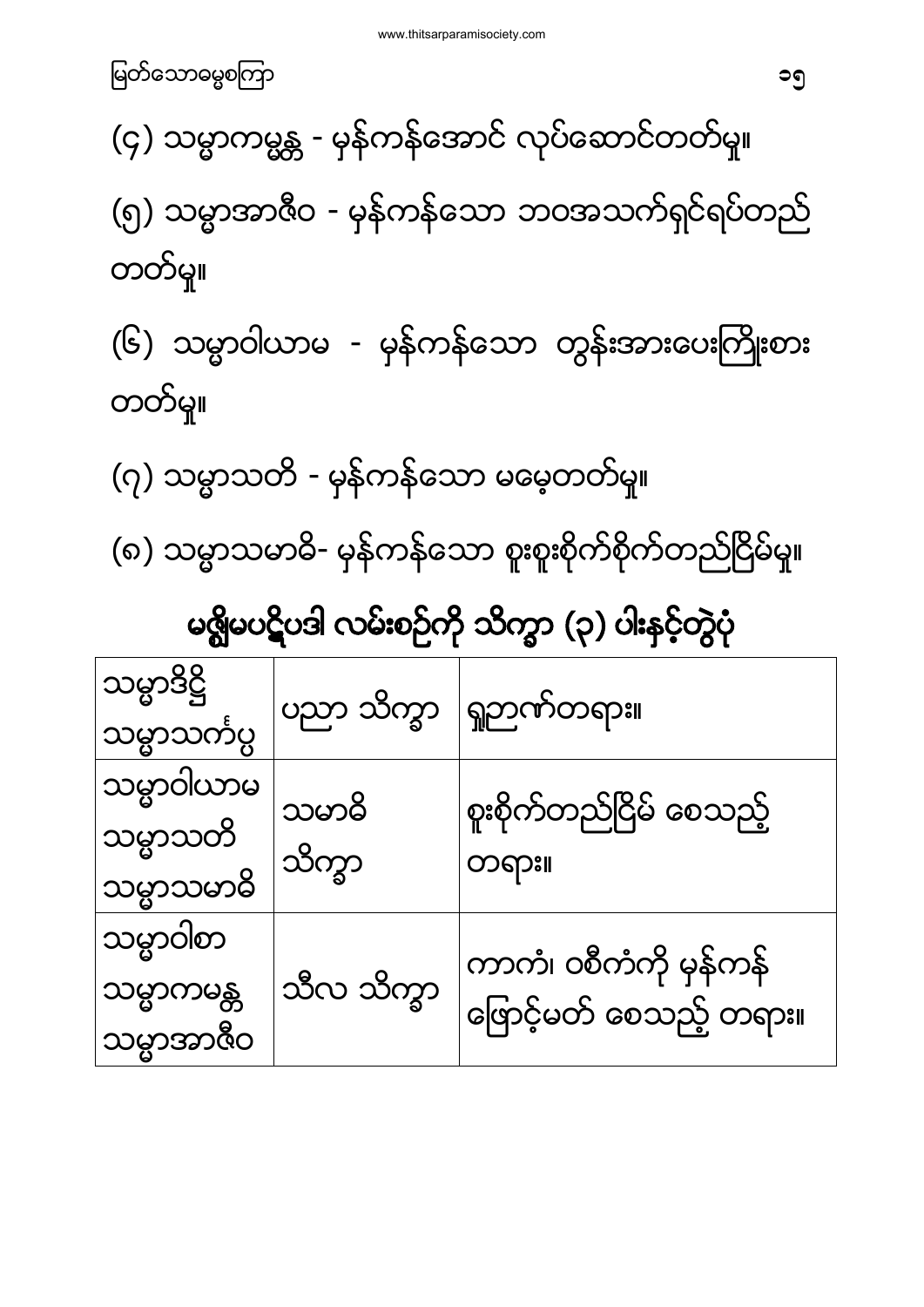(၄) သမ္မာကမ္မန္တ - မှန်ကန်အောင် လုပ်ဆောင်တတ်မှု။

(၅) သမ္မာအာဇီဝ - မှန်ကန်သော ဘဝအသက်ရှင်ရပ်တည်တတ်မှု။

(၆) သမ္မာဝါယာမ - မှန်ကန်သော တွန်းအားပေးကြိုးစားတတ်မှု။

(၇) သမ္မာသတိ - မှန်ကန်သော မမေ့တတ်မှု။

(၈) သမ္မာသမာဓိ- မှန်ကန်သော စူးစူးစိုက်စိုက်တည်ငြိမ်မှု။

## မဇ္ဈိမပဋိပဒါ လမ်းစဉ်ကို သိက္ခာ (၃) ပါးနှင့်တွဲပုံ

| | | |
|---|---|---|
| သမ္မာဒိဋ္ဌိ<br>သမ္မာသင်္ကပ္ပ | ပညာ သိက္ခာ | ရှုဉာဏ်တရား။ |
| သမ္မာဝါယာမ<br>သမ္မာသတိ<br>သမ္မာသမာဓိ | သမာဓိ သိက္ခာ | စူးစိုက်တည်ငြိမ် စေသည့် တရား။ |
| သမ္မာဝါစာ<br>သမ္မာကမ္မန္တ<br>သမ္မာအာဇီဝ | သီလ သိက္ခာ | ကာကံ၊ ဝစီကံကို မှန်ကန်ဖြောင့်မတ် စေသည့် တရား။ |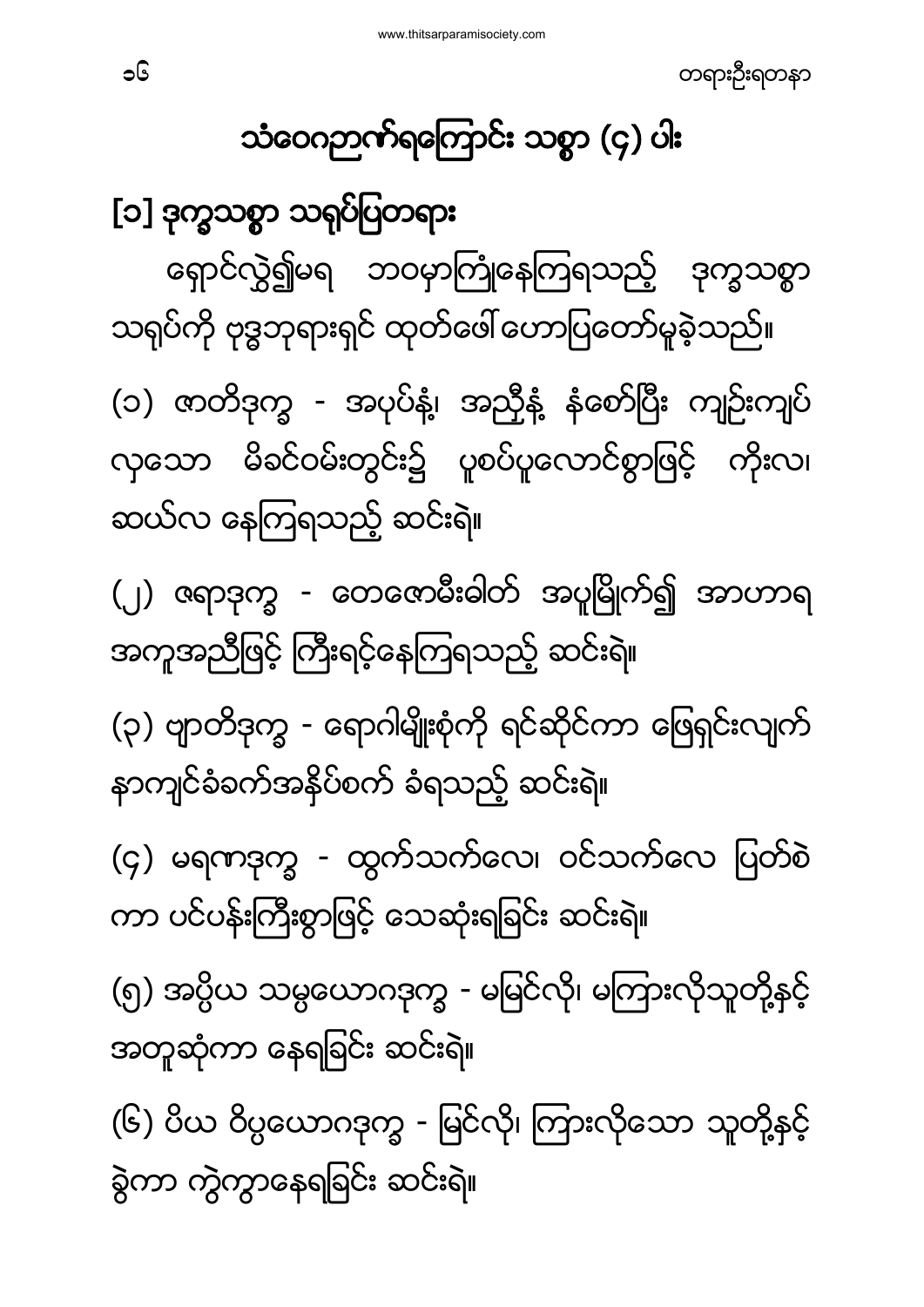## သံဝေဂဉာဏ်ရကြောင်း သစ္စာ (၄) ပါး

### [၁] ဒုက္ခသစ္စာ သရုပ်ပြတရား

ရှောင်လွှဲ၍မရ ဘဝမှာကြုံနေကြရသည့် ဒုက္ခသစ္စာ သရုပ်ကို ဗုဒ္ဓဘုရားရှင် ထုတ်ဖေါ်ဟောပြတော်မူခဲ့သည်။

(၁) ဇာတိဒုက္ခ - အပုပ်နံ့၊ အညှီနံ့ နံစော်ပြီး ကျဉ်းကျပ်လှသော မိခင်ဝမ်းတွင်း၌ ပူစပ်ပူလောင်စွာဖြင့် ကိုးလ၊ ဆယ်လ နေကြရသည့် ဆင်းရဲ။

(၂) ဇရာဒုက္ခ - တေဇောဓါတ် အပူမြိုက်၍ အာဟာရ အကူအညီဖြင့် ကြီးရင့်နေကြရသည့် ဆင်းရဲ။

(၃) ဗျာဓိဒုက္ခ - ရောဂါမျိုးစုံကို ရင်ဆိုင်ကာ ဖြေရှင်းလျက် နာကျင်ခံခက်အနိုပ်စက် ခံရသည့် ဆင်းရဲ။

(၄) မရဏဒုက္ခ - ထွက်သက်လေ၊ ဝင်သက်လေ ပြတ်စဲကာ ပင်ပန်းကြီးစွာဖြင့် သေဆုံးရခြင်း ဆင်းရဲ။

(၅) အပ္ပိယ သမ္ပယောဂဒုက္ခ - မမြင်လို၊ မကြားလိုသူတို့နှင့် အတူဆုံကာ နေရခြင်း ဆင်းရဲ။

(၆) ပိယ ဝိပ္ပယောဂဒုက္ခ - မြင်လို၊ ကြားလိုသော သူတို့နှင့် ခွဲကာ ကွဲကွာနေရခြင်း ဆင်းရဲ။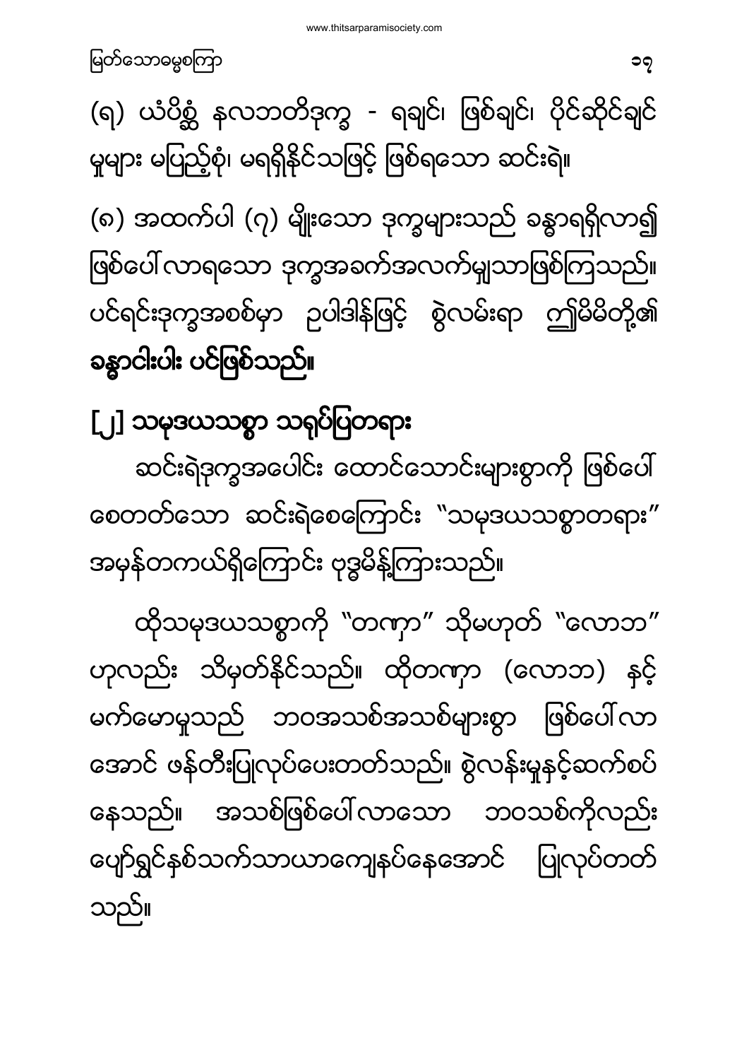(၈) ယံပိစ္ဆံ နလဘတိဒုက္ခ - ရချင်၊ ဖြစ်ချင်၊ ပိုင်ဆိုင်ချင်မှုများ မပြည့်စုံ၊ မရရှိနိုင်သဖြင့် ဖြစ်ရသော ဆင်းရဲ။

(၉) အထက်ပါ (၇) မျိုးသော ဒုက္ခများသည် ခန္ဓာရရှိလာ၍ ဖြစ်ပေါ်လာရသော ဒုက္ခအခက်အလက်မျှသာဖြစ်ကြသည်။ ပင်ရင်းဒုက္ခအစစ်မှာ ဥပါဒါန်ဖြင့် စွဲလမ်းရာ ဤမိမိတို့၏ **ခန္ဓာငါးပါး ပင်ဖြစ်သည်။**

## [၂] သမုဒယသစ္စာ သရုပ်ပြတရား

ဆင်းရဲဒုက္ခအပေါင်း ထောင်သောင်းများစွာကို ဖြစ်ပေါ်စေတတ်သော ဆင်းရဲစေကြောင်း "သမုဒယသစ္စာတရား" အမှန်တကယ်ရှိကြောင်း ဗုဒ္ဓမိန့်ကြားသည်။

ထိုသမုဒယသစ္စာကို "တဏှာ" သို့မဟုတ် "လောဘ" ဟုလည်း သိမှတ်နိုင်သည်။ ထိုတဏှာ (လောဘ) နှင့် မက်မောမှုသည် ဘဝအသစ်အသစ်များစွာ ဖြစ်ပေါ်လာအောင် ဖန်တီးပြုလုပ်ပေးတတ်သည်။ စွဲလန်းမှုနှင့်ဆက်စပ်နေသည်။ အသစ်ဖြစ်ပေါ်လာသော ဘဝသစ်ကိုလည်း ပျော်ရွှင်နှစ်သက်သာယာကျေနပ်နေအောင် ပြုလုပ်တတ်သည်။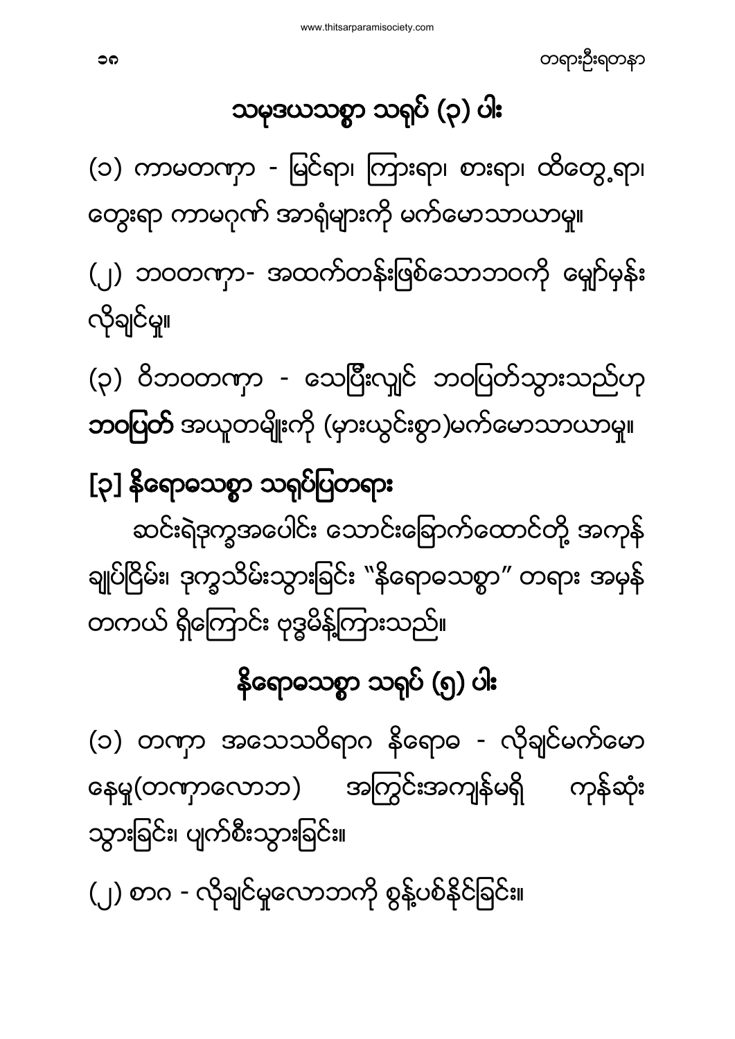## သမုဒယသစ္စာ သရုပ် (၃) ပါး

(၁) ကာမတဏှာ - မြင်ရာ၊ ကြားရာ၊ စားရာ၊ ထိတွေ့ရာ၊ တွေးရာ ကာမဂုဏ် အာရုံများကို မက်မောသာယာမှု။

(၂) ဘဝတဏှာ- အထက်တန်းဖြစ်သောဘဝကို မျှော်မှန်း လိုချင်မှု။

(၃) ဝိဘဝတဏှာ - သေပြီးလျှင် ဘဝပြတ်သွားသည်ဟု **ဘဝပြတ်** အယူတမျိုးကို (မှားယွင်းစွာ)မက်မောသာယာမှု။

## [၃] နိရောဓသစ္စာ သရုပ်ပြတရား

ဆင်းရဲဒုက္ခအပေါင်း သောင်းခြောက်ထောင်တို့ အကုန် ချုပ်ငြိမ်း၊ ဒုက္ခသိမ်းသွားခြင်း "နိရောဓသစ္စာ" တရား အမှန် တကယ် ရှိကြောင်း ဗုဒ္ဓမိန့်ကြားသည်။

## နိရောဓသစ္စာ သရုပ် (၅) ပါး

(၁) တဏှာ အသေသဝိရာဂ နိရောဓ - လိုချင်မက်မော နေမှု(တဏှာလောဘ) အကြွင်းအကျန်မရှိ ကုန်ဆုံး သွားခြင်း၊ ပျက်စီးသွားခြင်း။

(၂) စာဂ - လိုချင်မှုလောဘကို စွန့်ပစ်နိုင်ခြင်း။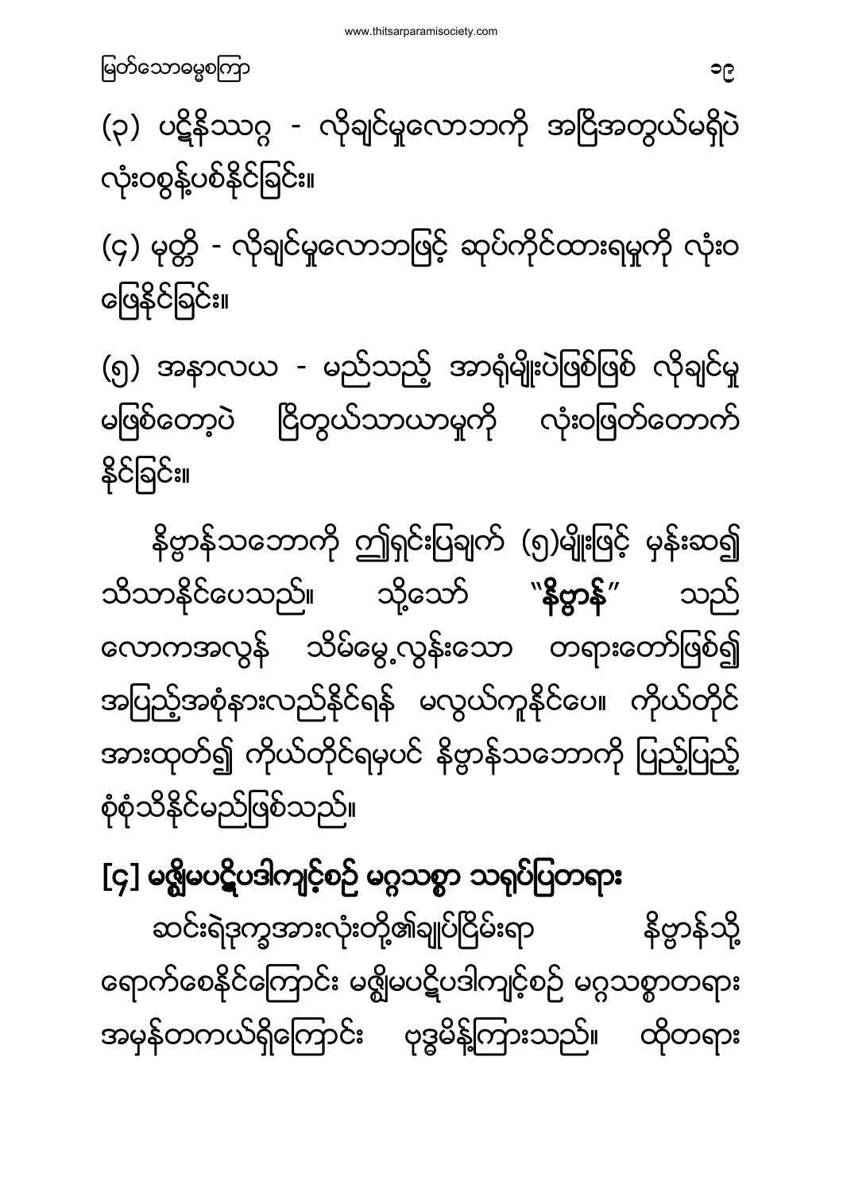(၃) ပဋိနိဿဂ္ဂ - လိုချင်မှုလောဘကို အငြိအတွယ်မရှိပဲ လုံးဝစွန့်ပစ်နိုင်ခြင်း။

(၄) မုတ္တိ - လိုချင်မှုလောဘဖြင့် ဆုပ်ကိုင်ထားရမှုကို လုံးဝ ဖြေနိုင်ခြင်း။

(၅) အနာလယ - မည်သည့် အာရုံမျိုးပဲဖြစ်ဖြစ် လိုချင်မှု မဖြစ်တော့ပဲ ငြိတွယ်သာယာမှုကို လုံးဝဖြတ်တောက် နိုင်ခြင်း။

နိဗ္ဗာန်သဘောကို ဤရှင်းပြချက် (၅)မျိုးဖြင့် မှန်းဆ၍ သိသာနိုင်ပေသည်။ သို့သော် **"နိဗ္ဗာန်"** သည် လောကအလွန် သိမ်မွေ့လွန်းသော တရားတော်ဖြစ်၍ အပြည့်အစုံနားလည်နိုင်ရန် မလွယ်ကူနိုင်ပေ။ ကိုယ်တိုင် အားထုတ်၍ ကိုယ်တိုင်ရမှပင် နိဗ္ဗာန်သဘောကို ပြည့်ပြည့် စုံစုံသိနိုင်မည်ဖြစ်သည်။

## [၄] မဇ္ဈိမပဋိပဒါကျင့်စဉ် မဂ္ဂသစ္စာ သရုပ်ပြတရား

ဆင်းရဲဒုက္ခအားလုံးတို့၏ချုပ်ငြိမ်းရာ နိဗ္ဗာန်သို့ ရောက်စေနိုင်ကြောင်း မဇ္ဈိမပဋိပဒါကျင့်စဉ် မဂ္ဂသစ္စာတရား အမှန်တကယ်ရှိကြောင်း ဗုဒ္ဓမိန့်ကြားသည်။ ထိုတရား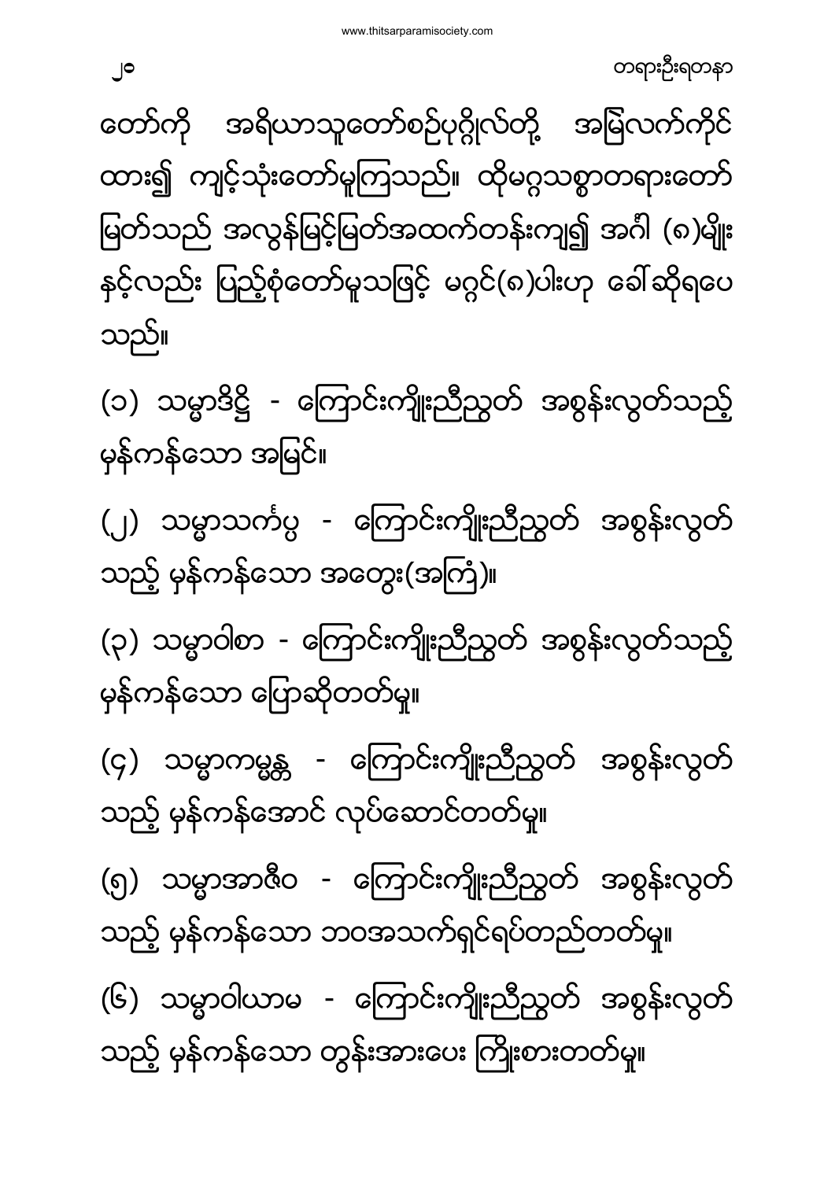တော်ကို အရိယာသူတော်စဉ်ပုဂ္ဂိုလ်တို့ အမြဲလက်ကိုင်ထား၍ ကျင့်သုံးတော်မူကြသည်။ ထိုမဂ္ဂသစ္စာတရားတော်မြတ်သည် အလွန်မြင့်မြတ်အထက်တန်းကျ၍ အင်္ဂါ (၈)မျိုးနှင့်လည်း ပြည့်စုံတော်မူသဖြင့် မဂ္ဂင်(၈)ပါးဟု ခေါ်ဆိုရပေသည်။

(၁) သမ္မာဒိဋ္ဌိ - ကြောင်းကျိုးညီညွတ် အစွန်းလွတ်သည့် မှန်ကန်သော အမြင်။

(၂) သမ္မာသင်္ကပ္ပ - ကြောင်းကျိုးညီညွတ် အစွန်းလွတ်သည့် မှန်ကန်သော အတွေး(အကြံ)။

(၃) သမ္မာဝါစာ - ကြောင်းကျိုးညီညွတ် အစွန်းလွတ်သည့် မှန်ကန်သော ပြောဆိုတတ်မှု။

(၄) သမ္မာကမ္မန္တ - ကြောင်းကျိုးညီညွတ် အစွန်းလွတ်သည့် မှန်ကန်အောင် လုပ်ဆောင်တတ်မှု။

(၅) သမ္မာအာဇီဝ - ကြောင်းကျိုးညီညွတ် အစွန်းလွတ်သည့် မှန်ကန်သော ဘဝအသက်ရှင်ရပ်တည်တတ်မှု။

(၆) သမ္မာဝါယာမ - ကြောင်းကျိုးညီညွတ် အစွန်းလွတ်သည့် မှန်ကန်သော တွန်းအားပေး ကြိုးစားတတ်မှု။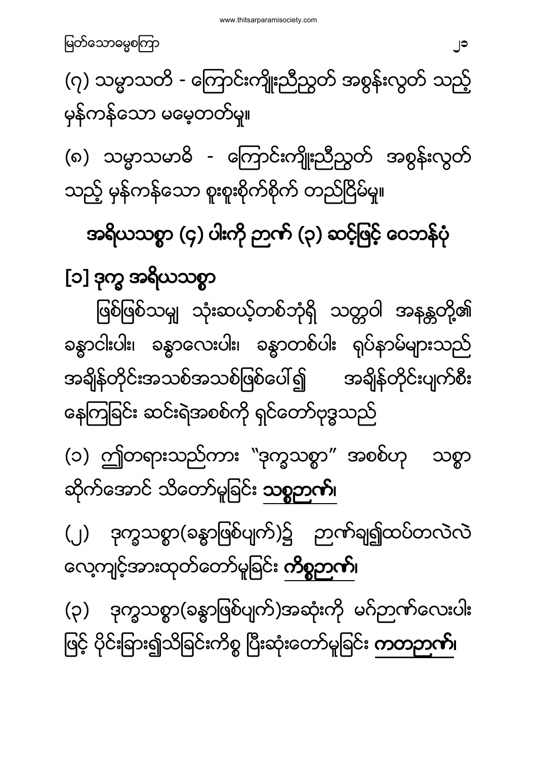(၇) သမ္မာသတိ - ကြောင်းကျိုးညီညွတ် အစွန်းလွတ် သည့် မှန်ကန်သော မမေ့တတ်မှု။

(၈) သမ္မာသမာဓိ - ကြောင်းကျိုးညီညွတ် အစွန်းလွတ် သည့် မှန်ကန်သော စူးစူးစိုက်စိုက် တည်ငြိမ်မှု။

## အရိယာသစ္စာ (၄) ပါးကို ဉာဏ် (၃) ဆင့်ဖြင့် ဝေဘန်ပုံ

## [၁] ဒုက္ခ အရိယာသစ္စာ

ဖြစ်ဖြစ်သမျှ သုံးဆယ့်တစ်ဘုံရှိ သတ္တဝါ အနန္တတို့၏ ခန္ဓာငါးပါး၊ ခန္ဓာလေးပါး၊ ခန္ဓာတစ်ပါး ရုပ်နာမ်များသည် အချိန်တိုင်းအသစ်အသစ်ဖြစ်ပေါ်၍ အချိန်တိုင်းပျက်စီး နေကြခြင်း ဆင်းရဲအစစ်ကို ရှင်တော်ဗုဒ္ဓသည်

(၁) ဤတရားသည်ကား "ဒုက္ခသစ္စာ" အစစ်ဟု သစ္စာ ဆိုက်အောင် သိတော်မူခြင်း **<u>သစ္စဉာဏ်</u>**၊

(၂) ဒုက္ခသစ္စာ(ခန္ဓာဖြစ်ပျက်)၌ ဉာဏ်ချ၍ထပ်တလဲလဲ လေ့ကျင့်အားထုတ်တော်မူခြင်း **<u>ကိစ္စဉာဏ်</u>**၊

(၃) ဒုက္ခသစ္စာ(ခန္ဓာဖြစ်ပျက်)အဆုံးကို မဂ်ဉာဏ်လေးပါး ဖြင့် ပိုင်းခြား၍သိခြင်းကိစ္စ ပြီးဆုံးတော်မူခြင်း **<u>ကတဉာဏ်</u>**၊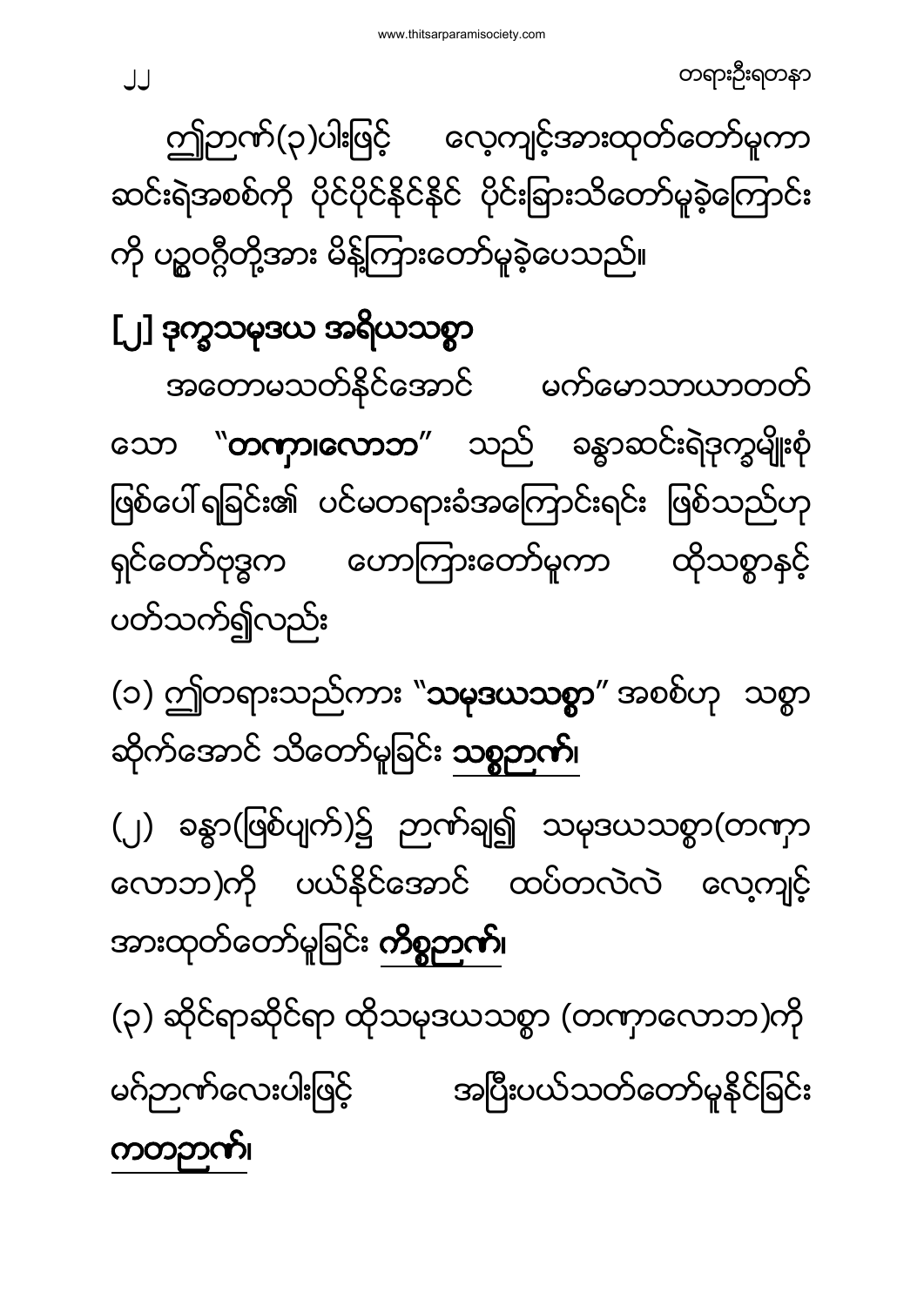ဤဉာဏ်(၃)ပါးဖြင့် လေ့ကျင့်အားထုတ်တော်မူကာ ဆင်းရဲအစစ်ကို ပိုင်ပိုင်နိုင်နိုင် ပိုင်းခြားသိတော်မူခဲ့ကြောင်းကို ပဉ္စဝဂ္ဂီတို့အား မိန့်ကြားတော်မူခဲ့ပေသည်။

## [၂] ဒုက္ခသမုဒယ အရိယသစ္စာ

အတောမသတ်နိုင်အောင် မက်မောသာယာတတ်သော "**တဏှာ၊လောဘ**" သည် ခန္ဓာဆင်းရဲဒုက္ခမျိုးစုံ ဖြစ်ပေါ်ရခြင်း၏ ပင်မတရားခံအကြောင်းရင်း ဖြစ်သည်ဟု ရှင်တော်ဗုဒ္ဓက ဟောကြားတော်မူကာ ထိုသစ္စာနှင့် ပတ်သက်၍လည်း

(၁) ဤတရားသည်ကား "**သမုဒယသစ္စာ**" အစစ်ဟု သစ္စာဆိုက်အောင် သိတော်မူခြင်း **<u>သစ္စဉာဏ်</u>**၊

(၂) ခန္ဓာ(ဖြစ်ပျက်)၌ ဉာဏ်ချ၍ သမုဒယသစ္စာ(တဏှာလောဘ)ကို ပယ်နိုင်အောင် ထပ်တလဲလဲ လေ့ကျင့်အားထုတ်တော်မူခြင်း **<u>ကိစ္စဉာဏ်</u>**၊

(၃) ဆိုင်ရာဆိုင်ရာ ထိုသမုဒယသစ္စာ (တဏှာလောဘ)ကို မဂ်ဉာဏ်လေးပါးဖြင့် အပြီးပယ်သတ်တော်မူနိုင်ခြင်း **<u>ကတဉာဏ်</u>**၊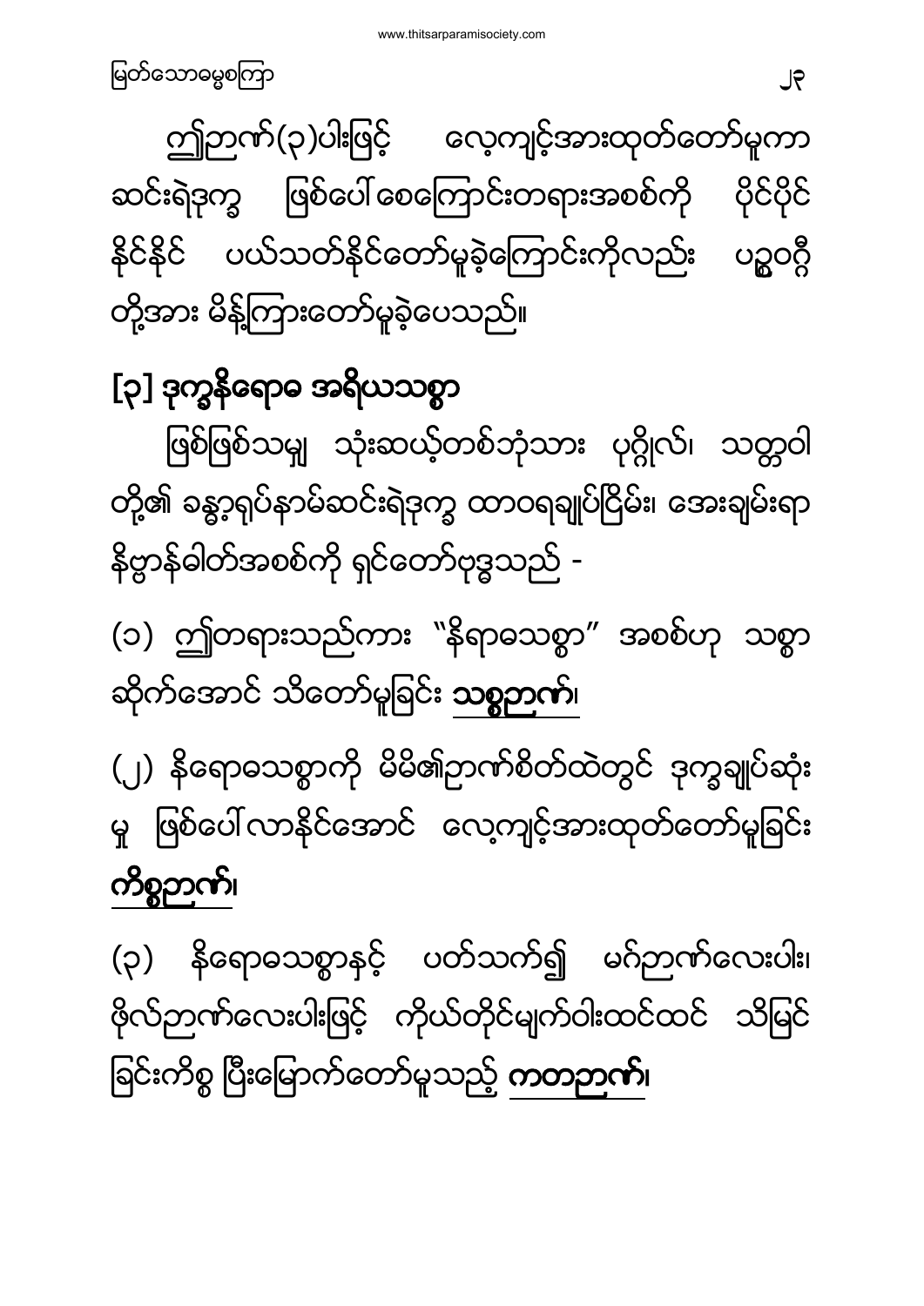ဤဉာဏ်(၃)ပါးဖြင့် လေ့ကျင့်အားထုတ်တော်မူကာ ဆင်းရဲဒုက္ခ ဖြစ်ပေါ်စေကြောင်းတရားအစစ်ကို ပိုင်ပိုင်နိုင်နိုင် ပယ်သတ်နိုင်တော်မူခဲ့ကြောင်းကိုလည်း ပဉ္စဝဂ္ဂီတို့အား မိန့်ကြားတော်မူခဲ့ပေသည်။

## [၃] ဒုက္ခနိရောဓ အရိယသစ္စာ

ဖြစ်ဖြစ်သမျှ သုံးဆယ့်တစ်ဘုံသား ပုဂ္ဂိုလ်၊ သတ္တဝါတို့၏ ခန္ဓာ့ရုပ်နာမ်ဆင်းရဲဒုက္ခ ထာဝရချုပ်ငြိမ်း၊ အေးချမ်းရာ နိဗ္ဗာန်ဓါတ်အစစ်ကို ရှင်တော်ဗုဒ္ဓသည် -

(၁) ဤတရားသည်ကား "နိရောဓသစ္စာ" အစစ်ဟု သစ္စာဆိုက်အောင် သိတော်မူခြင်း <u>**သစ္စဉာဏ်**</u>၊

(၂) နိရောဓသစ္စာကို မိမိ၏ဉာဏ်စိတ်ထဲတွင် ဒုက္ခချုပ်ဆုံးမှု ဖြစ်ပေါ်လာနိုင်အောင် လေ့ကျင့်အားထုတ်တော်မူခြင်း <u>**ကိစ္စဉာဏ်**</u>၊

(၃) နိရောဓသစ္စာနှင့် ပတ်သက်၍ မဂ်ဉာဏ်လေးပါး၊ ဖိုလ်ဉာဏ်လေးပါးဖြင့် ကိုယ်တိုင်မျက်ဝါးထင်ထင် သိမြင်ခြင်းကိစ္စ ပြီးမြောက်တော်မူသည့် <u>**ကတဉာဏ်**</u>၊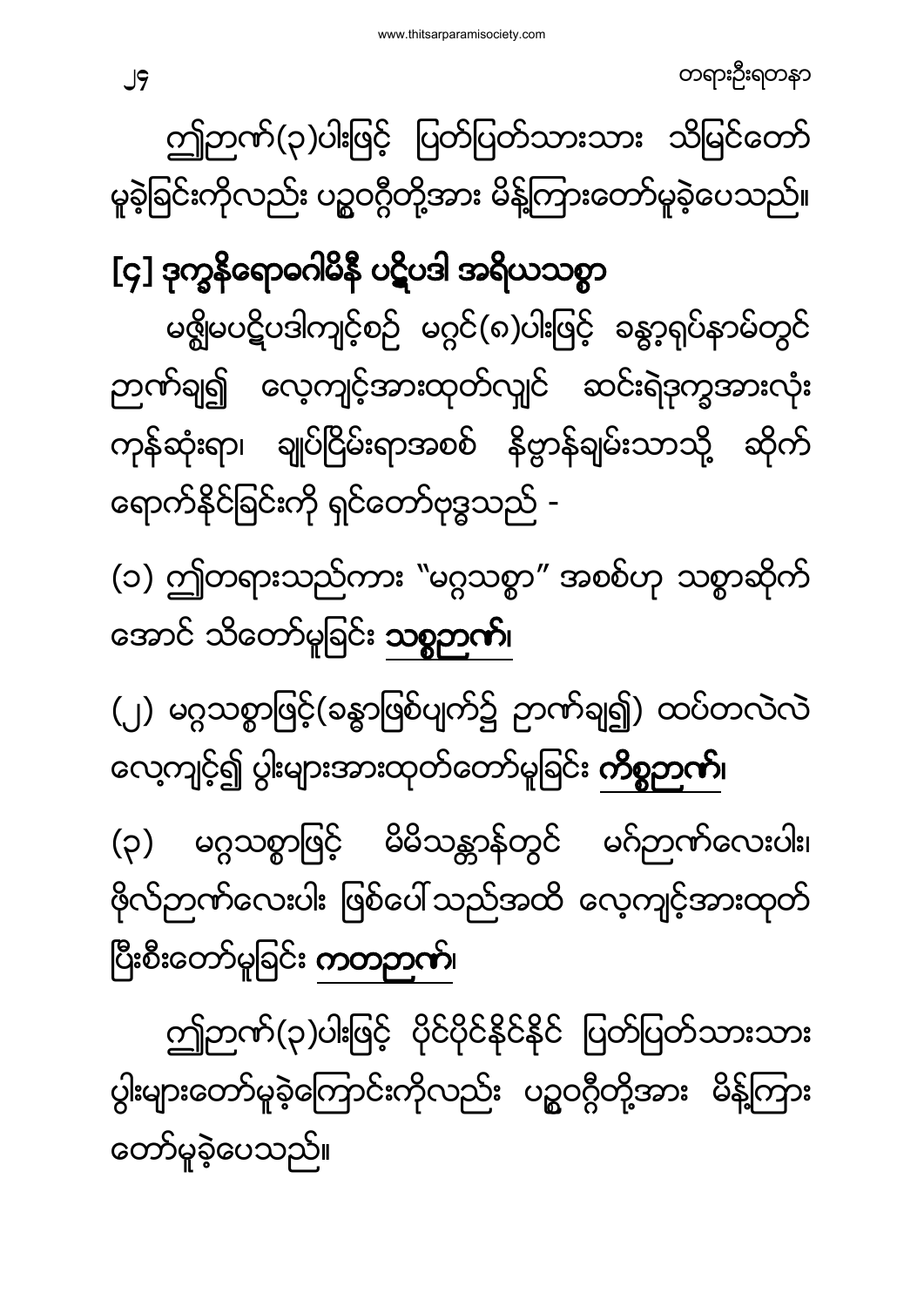ဤဉာဏ်(၃)ပါးဖြင့် ပြတ်ပြတ်သားသား သိမြင်တော်မူခဲ့ခြင်းကိုလည်း ပဥ္စဝဂ္ဂီတို့အား မိန့်ကြားတော်မူခဲ့ပေသည်။

## [၄] ဒုက္ခနိရောဓဂါမိနီ ပဋိပဒါ အရိယသစ္စာ

မဇ္ဈိမပဋိပဒါကျင့်စဉ် မဂ္ဂင်(၈)ပါးဖြင့် ခန္ဓာ့ရုပ်နာမ်တွင် ဉာဏ်ချ၍ လေ့ကျင့်အားထုတ်လျှင် ဆင်းရဲဒုက္ခအားလုံး ကုန်ဆုံးရာ၊ ချုပ်ငြိမ်းရာအစစ် နိဗ္ဗာန်ချမ်းသာသို့ ဆိုက်ရောက်နိုင်ခြင်းကို ရှင်တော်ဗုဒ္ဓသည် -

(၁) ဤတရားသည်ကား "မဂ္ဂသစ္စာ" အစစ်ဟု သစ္စာဆိုက်အောင် သိတော်မူခြင်း **သစ္စဉာဏ်**၊

(၂) မဂ္ဂသစ္စာဖြင့်(ခန္ဓာဖြစ်ပျက်၌ ဉာဏ်ချ၍) ထပ်တလဲလဲ လေ့ကျင့်၍ ပွါးများအားထုတ်တော်မူခြင်း **ကိစ္စဉာဏ်**၊

(၃) မဂ္ဂသစ္စာဖြင့် မိမိသန္တာန်တွင် မဂ်ဉာဏ်လေးပါး၊ ဖိုလ်ဉာဏ်လေးပါး ဖြစ်ပေါ်သည်အထိ လေ့ကျင့်အားထုတ်ပြီးစီးတော်မူခြင်း **ကတဉာဏ်**၊

ဤဉာဏ်(၃)ပါးဖြင့် ပိုင်ပိုင်နိုင်နိုင် ပြတ်ပြတ်သားသား ပွါးများတော်မူခဲ့ကြောင်းကိုလည်း ပဥ္စဝဂ္ဂီတို့အား မိန့်ကြားတော်မူခဲ့ပေသည်။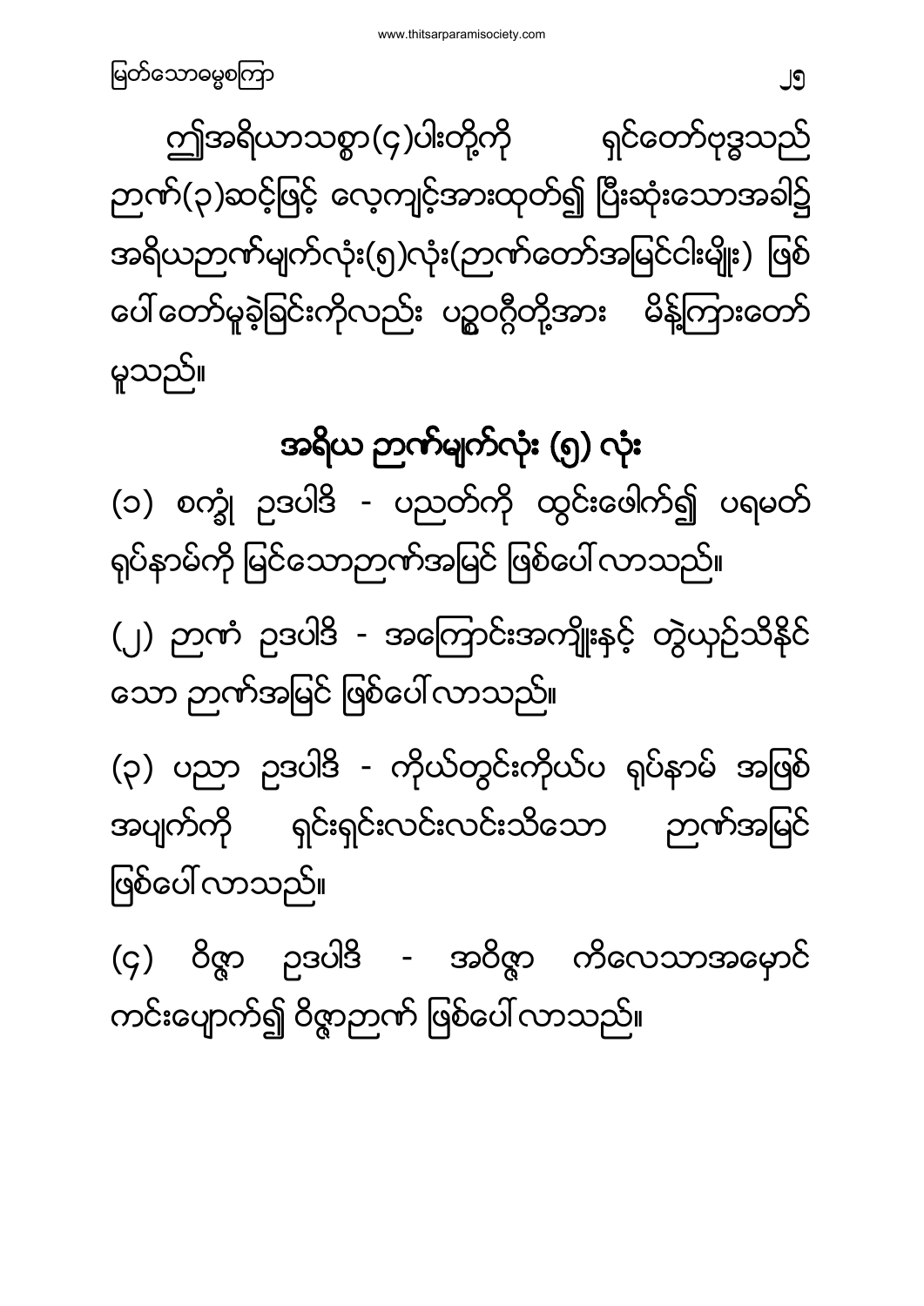ဤအရိယာသစ္စာ(၄)ပါးတို့ကို ရှင်တော်ဗုဒ္ဓသည် ဉာဏ်(၃)ဆင့်ဖြင့် လေ့ကျင့်အားထုတ်၍ ပြီးဆုံးသောအခါ၌ အရိယဉာဏ်မျက်လုံး(၅)လုံး(ဉာဏ်တော်အမြင်ငါးမျိုး) ဖြစ်ပေါ်တော်မူခဲ့ခြင်းကိုလည်း ပဥ္စဝဂ္ဂီတို့အား မိန့်ကြားတော်မူသည်။

## အရိယ ဉာဏ်မျက်လုံး (၅) လုံး

(၁) စက္ခုံ ဥဒပါဒိ - ပညတ်ကို ထွင်းဖေါက်၍ ပရမတ် ရုပ်နာမ်ကို မြင်သောဉာဏ်အမြင် ဖြစ်ပေါ်လာသည်။

(၂) ဉာဏံ ဥဒပါဒိ - အကြောင်းအကျိုးနှင့် တွဲယှဉ်သိနိုင်သော ဉာဏ်အမြင် ဖြစ်ပေါ်လာသည်။

(၃) ပညာ ဥဒပါဒိ - ကိုယ်တွင်းကိုယ်ပ ရုပ်နာမ် အဖြစ်အပျက်ကို ရှင်းရှင်းလင်းလင်းသိသော ဉာဏ်အမြင် ဖြစ်ပေါ်လာသည်။

(၄) ဝိဇ္ဇာ ဥဒပါဒိ - အဝိဇ္ဇာ ကိလေသာအမှောင် ကင်းပျောက်၍ ဝိဇ္ဇာဉာဏ် ဖြစ်ပေါ်လာသည်။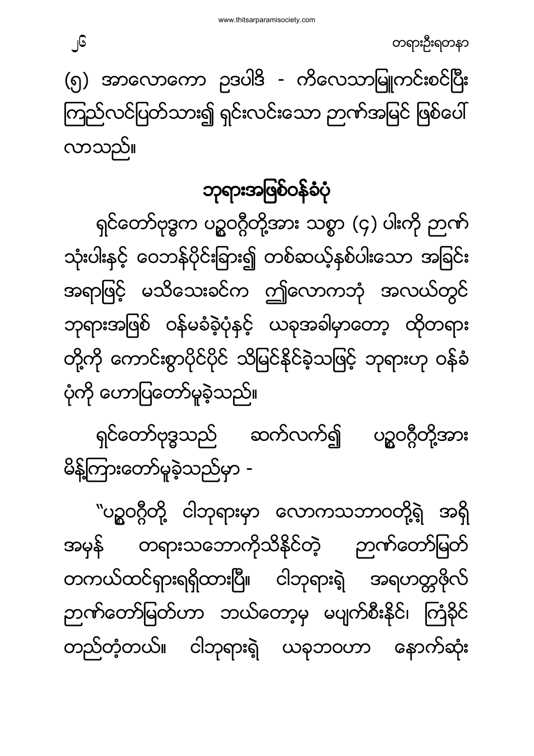(၅) အာလောကော ဥဒပါဒိ - ကိလေသာမြူကင်းစင်ပြီး ကြည်လင်ပြတ်သား၍ ရှင်းလင်းသော ဉာဏ်အမြင် ဖြစ်ပေါ် လာသည်။

## ဘုရားအဖြစ်ဝန်ခံပုံ

ရှင်တော်ဗုဒ္ဓက ပဥ္စဝဂ္ဂီတို့အား သစ္စာ (၄) ပါးကို ဉာဏ် သုံးပါးနှင့် ဝေဘန်ပိုင်းခြား၍ တစ်ဆယ့်နှစ်ပါးသော အခြင်း အရာဖြင့် မသိသေးခင်က ဤလောကဘုံ အလယ်တွင် ဘုရားအဖြစ် ဝန်မခံခဲ့ပုံနှင့် ယခုအခါမှာတော့ ထိုတရား တို့ကို ကောင်းစွာပိုင်ပိုင် သိမြင်နိုင်ခဲ့သဖြင့် ဘုရားဟု ဝန်ခံ ပုံကို ဟောပြတော်မူခဲ့သည်။

ရှင်တော်ဗုဒ္ဓသည် ဆက်လက်၍ ပဥ္စဝဂ္ဂီတို့အား မိန့်ကြားတော်မူခဲ့သည်မှာ -

"ပဥ္စဝဂ္ဂီတို့ ငါဘုရားမှာ လောကသဘာဝတို့ရဲ့ အရှိ အမှန် တရားသဘောကိုသိနိုင်တဲ့ ဉာဏ်တော်မြတ် တကယ်ထင်ရှားရရှိထားပြီ။ ငါဘုရားရဲ့ အရဟတ္တဖိုလ် ဉာဏ်တော်မြတ်ဟာ ဘယ်တော့မှ မပျက်စီးနိုင်၊ ကြံခိုင် တည်တံ့တယ်။ ငါဘုရားရဲ့ ယခုဘဝဟာ နောက်ဆုံး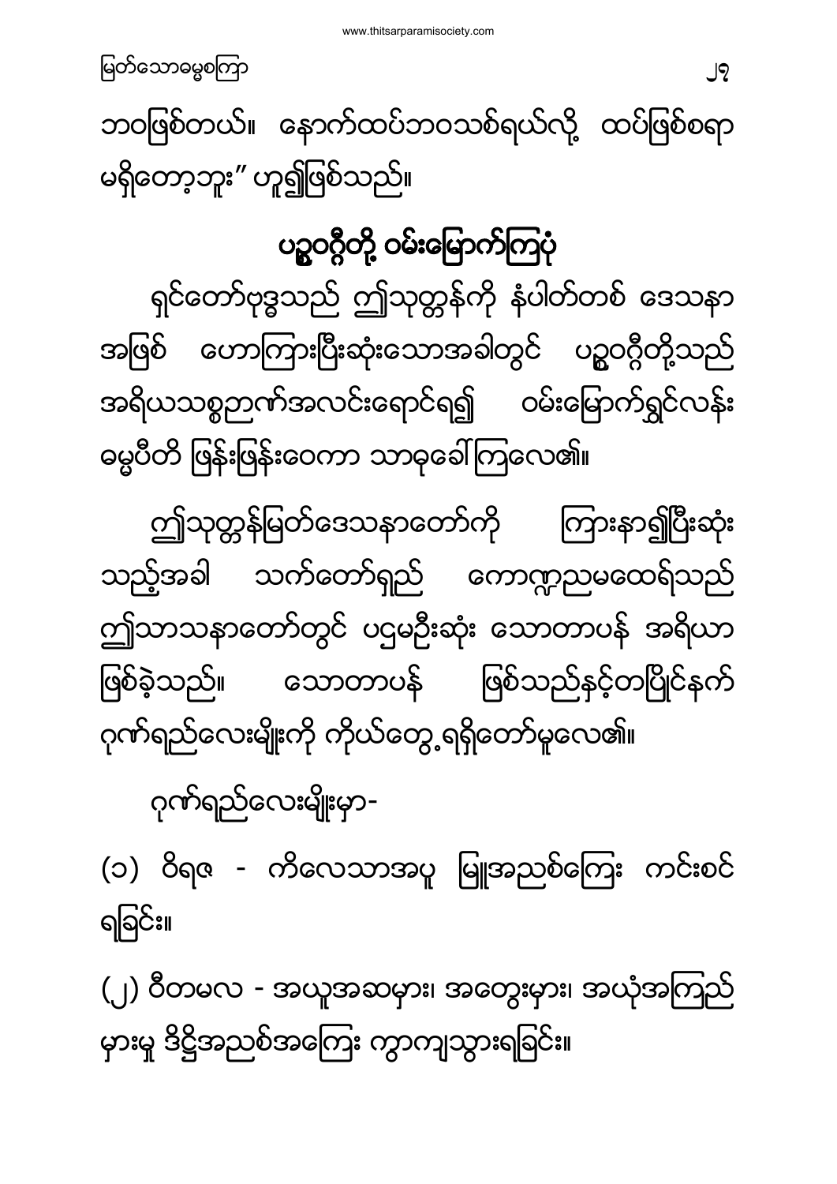ဘဝဖြစ်တယ်။ နောက်ထပ်ဘဝသစ်ရယ်လို့ ထပ်ဖြစ်စရာ မရှိတော့ဘူး” ဟူ၍ဖြစ်သည်။

## ပဉ္စဝဂ္ဂီတို့ ဝမ်းမြောက်ကြပုံ

ရှင်တော်ဗုဒ္ဓသည် ဤသုတ္တန်ကို နံပါတ်တစ် ဒေသနာ အဖြစ် ဟောကြားပြီးဆုံးသောအခါတွင် ပဉ္စဝဂ္ဂီတို့သည် အရိယသစ္စဉာဏ်အလင်းရောင်ရ၍ ဝမ်းမြောက်ရွှင်လန်း ဓမ္မပီတိ ဖြန်းဖြန်းဝေကာ သာဓုခေါ်ကြလေ၏။

ဤသုတ္တန်မြတ်ဒေသနာတော်ကို ကြားနာ၍ပြီးဆုံး သည့်အခါ သက်တော်ရှည် ကောဏ္ဍညမထေရ်သည် ဤသာသနာတော်တွင် ပဌမဦးဆုံး သောတာပန် အရိယာ ဖြစ်ခဲ့သည်။ သောတာပန် ဖြစ်သည်နှင့်တပြိုင်နက် ဂုဏ်ရည်လေးမျိုးကို ကိုယ်တွေ့ရရှိတော်မူလေ၏။

ဂုဏ်ရည်လေးမျိုးမှာ-

(၁) ဝိရဇ - ကိလေသာအပူ မြူအညစ်ကြေး ကင်းစင် ရခြင်း။

(၂) ဝီတမလ - အယူအဆမှား၊ အတွေးမှား၊ အယုံအကြည် မှားမှု ဒိဋ္ဌိအညစ်အကြေး ကွာကျသွားရခြင်း။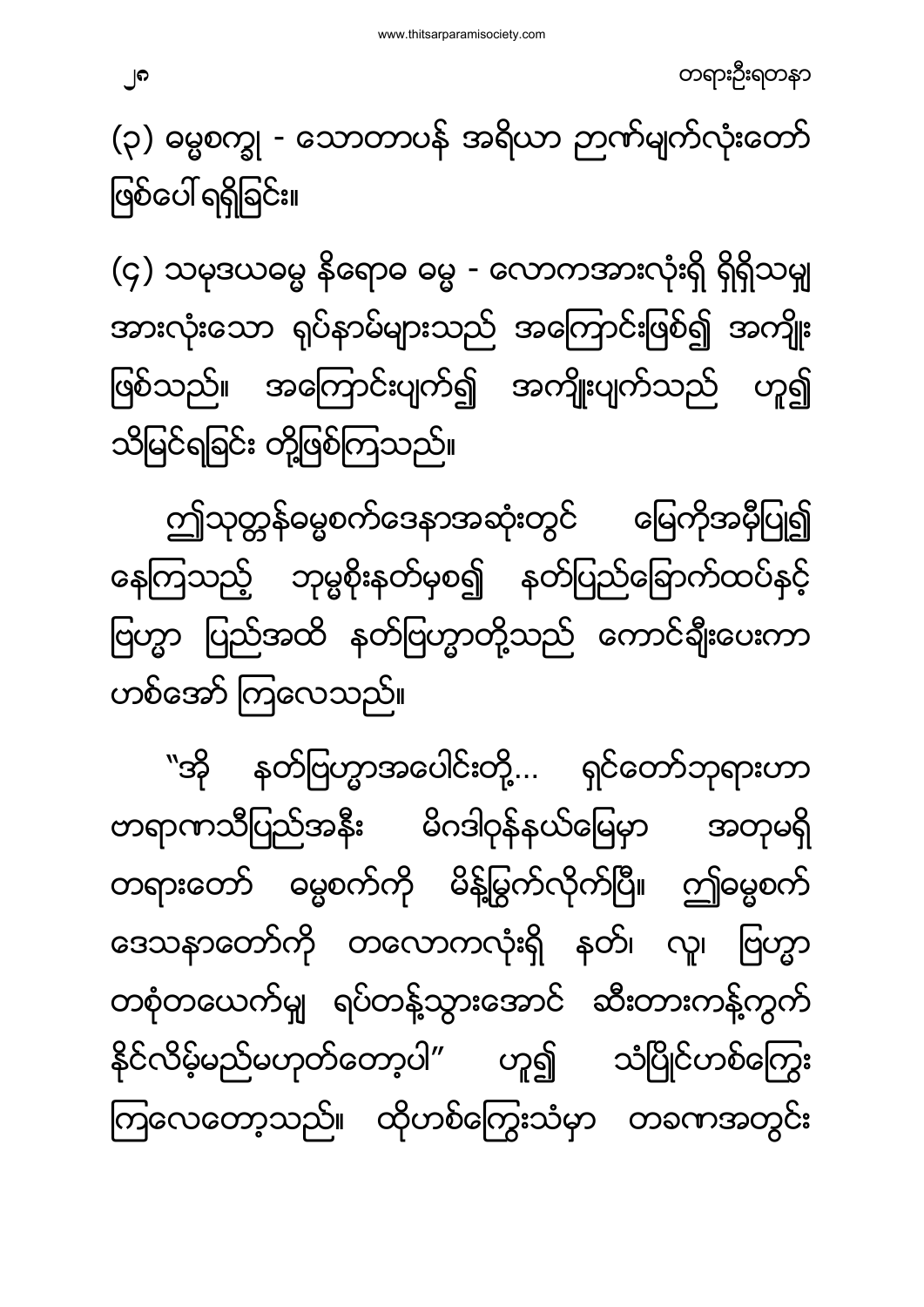(၃) မဂ္ဂစက္ခု - သောတာပန် အရိယာ ဉာဏ်မျက်လုံးတော် ဖြစ်ပေါ်ရရှိခြင်း။

(၄) သမုဒယဓမ္မ နိရောဓ ဓမ္မ - လောကအားလုံးရှိ ရှိရှိသမျှ အားလုံးသော ရုပ်နာမ်များသည် အကြောင်းဖြစ်၍ အကျိုး ဖြစ်သည်။ အကြောင်းပျက်၍ အကျိုးပျက်သည် ဟူ၍ သိမြင်ရခြင်း တို့ဖြစ်ကြသည်။

ဤသုတ္တန်ဓမ္မစက်ဒေနာအဆုံးတွင် မြေကိုအမှီပြု၍ နေကြသည့် ဘုမ္မစိုးနတ်မှစ၍ နတ်ပြည်ခြောက်ထပ်နှင့် ပြဟ္မာ ပြည်အထိ နတ်ပြဟ္မာတို့သည် ကောင်းချီးပေးကာ ဟစ်အော် ကြလေသည်။

"အို နတ်ပြဟ္မာအပေါင်းတို့… ရှင်တော်ဘုရားဟာ ဗာရာဏသီပြည်အနီး မိဂဒါဝုန်နယ်မြေမှာ အတုမရှိ တရားတော် ဓမ္မစက်ကို မိန့်မြွက်လိုက်ပြီ။ ဤဓမ္မစက် ဒေသနာတော်ကို တလောကလုံးရှိ နတ်၊ လူ၊ ပြဟ္မာ တစုံတယောက်မျှ ရပ်တန့်သွားအောင် ဆီးတားကန့်ကွက် နိုင်လိမ့်မည်မဟုတ်တော့ပါ" ဟူ၍ သံပြိုင်ဟစ်ကြွေး ကြလေတော့သည်။ ထိုဟစ်ကြွေးသံမှာ တခဏအတွင်း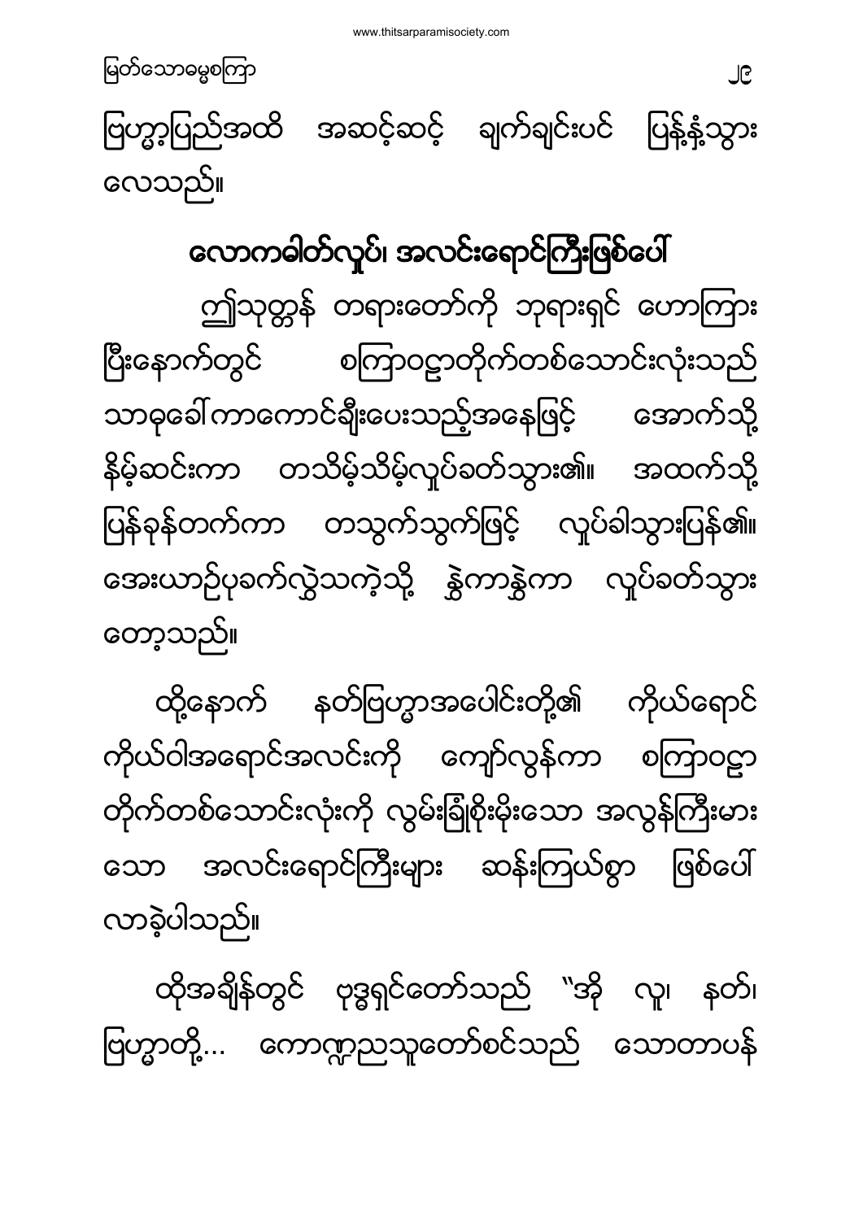ပြဟ္မာ့ပြည်အထိ အဆင့်ဆင့် ချက်ချင်းပင် ပြန့်နှံ့သွား လေသည်။

## လောကဓါတ်လှုပ်၊ အလင်းရောင်ကြီးဖြစ်ပေါ်

ဤသုတ္တန် တရားတော်ကို ဘုရားရှင် ဟောကြား ပြီးနောက်တွင် စကြာဝဠာတိုက်တစ်သောင်းလုံးသည် သာဓုခေါ်ကာကောင်းချီးပေးသည့်အနေဖြင့် အောက်သို့ နိမ့်ဆင်းကာ တသိမ့်သိမ့်လှုပ်ခတ်သွား၏။ အထက်သို့ ပြန်ခုန်တက်ကာ တသွက်သွက်ဖြင့် လှုပ်ခါသွားပြန်၏။ အေးယာဉ်ပုခက်လွှဲသကဲ့သို့ နွဲ့ကာနွဲ့ကာ လှုပ်ခတ်သွား တော့သည်။

ထို့နောက် နတ်ပြဟ္မာအပေါင်းတို့၏ ကိုယ်ရောင် ကိုယ်ဝါအရောင်အလင်းကို ကျော်လွန်ကာ စကြာဝဠာ တိုက်တစ်သောင်းလုံးကို လွှမ်းခြုံစိုးမိုးသော အလွန်ကြီးမား သော အလင်းရောင်ကြီးများ ဆန်းကြယ်စွာ ဖြစ်ပေါ် လာခဲ့ပါသည်။

ထိုအချိန်တွင် ဗုဒ္ဓရှင်တော်သည် "အို လူ၊ နတ်၊ ပြဟ္မာတို့... ကောဏ္ဍညသူတော်စင်သည် သောတာပန်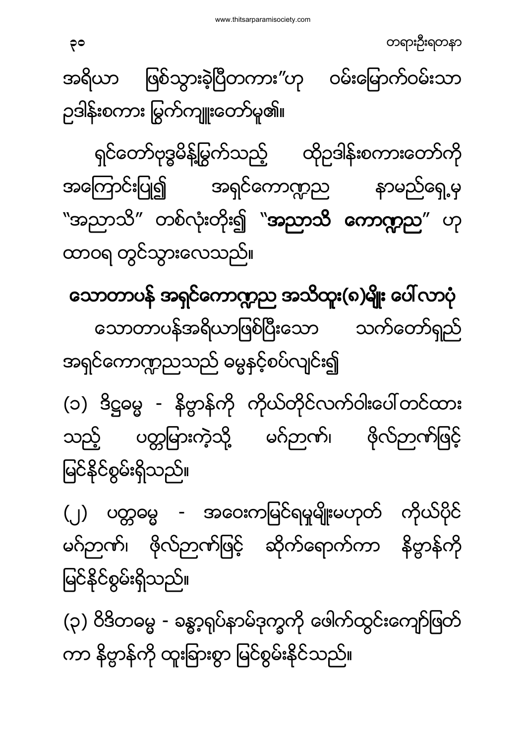အရိယာ ဖြစ်သွားခဲ့ပြီတကား"ဟု ဝမ်းမြောက်ဝမ်းသာ ဥဒါန်းစကား မြွက်ကျူးတော်မူ၏။

ရှင်တော်ဗုဒ္ဓမိန့်မြွက်သည့် ထိုဥဒါန်းစကားတော်ကို အကြောင်းပြု၍ အရှင်ကောဏ္ဍည နာမည်ရှေ့မှ "အညာသိ" တစ်လုံးတိုး၍ "**အညာသိ ကောဏ္ဍည**" ဟု ထာဝရ တွင်သွားလေသည်။

## သောတာပန် အရှင်ကောဏ္ဍည အသိထူး(၈)မျိုး ပေါ်လာပုံ

သောတာပန်အရိယာဖြစ်ပြီးသော သက်တော်ရှည် အရှင်ကောဏ္ဍညသည် ဓမ္မနှင့်စပ်လျဉ်း၍

(၁) ဒိဋ္ဌဓမ္မ - နိဗ္ဗာန်ကို ကိုယ်တိုင်လက်ဝါးပေါ်တင်ထားသည့် ပတ္တမြားကဲ့သို့ မဂ်ဉာဏ်၊ ဖိုလ်ဉာဏ်ဖြင့် မြင်နိုင်စွမ်းရှိသည်။

(၂) ပတ္တဓမ္မ - အဝေးကမြင်ရမှုမျိုးမဟုတ် ကိုယ်ပိုင် မဂ်ဉာဏ်၊ ဖိုလ်ဉာဏ်ဖြင့် ဆိုက်ရောက်ကာ နိဗ္ဗာန်ကို မြင်နိုင်စွမ်းရှိသည်။

(၃) ဝိဒိတဓမ္မ - ခန္ဓာ့ရုပ်နာမ်ဒုက္ခကို ဖေါက်ထွင်းကျော်ဖြတ်ကာ နိဗ္ဗာန်ကို ထူးခြားစွာ မြင်စွမ်းနိုင်သည်။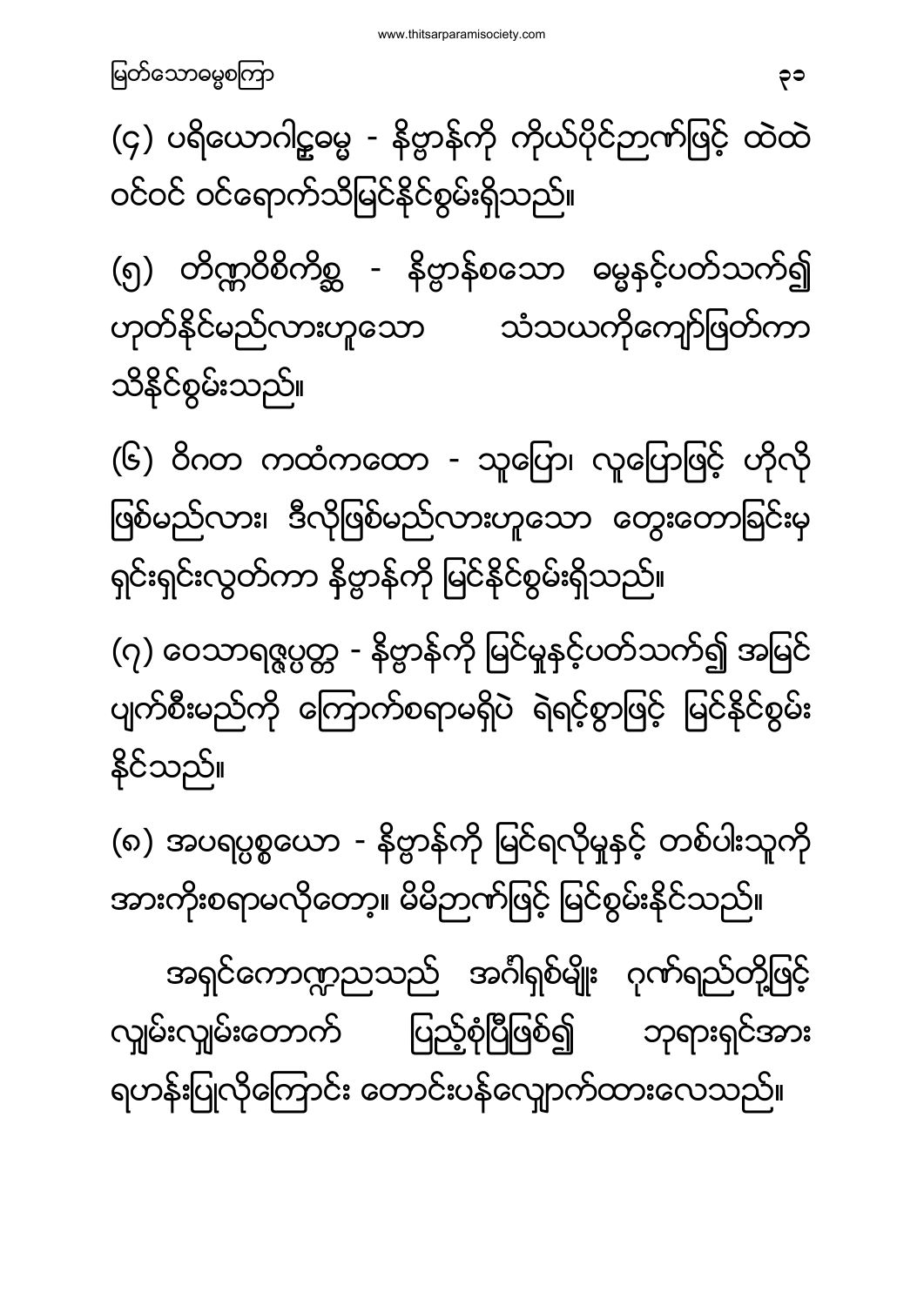(၄) ပရိယောဂါဠ္ဍဓမ္မ - နိဗ္ဗာန်ကို ကိုယ်ပိုင်ဉာဏ်ဖြင့် ထဲထဲဝင်ဝင် ဝင်ရောက်သိမြင်နိုင်စွမ်းရှိသည်။

(၅) တိဏ္ဏဝိစိကိစ္ဆ - နိဗ္ဗာန်စသော ဓမ္မနှင့်ပတ်သက်၍ ဟုတ်နိုင်မည်လားဟူသော သံသယကိုကျော်ဖြတ်ကာ သိနိုင်စွမ်းသည်။

(၆) ဝိဂတ ကထံကထော - သူပြော၊ လူပြောဖြင့် ဟိုလို ဖြစ်မည်လား၊ ဒီလိုဖြစ်မည်လားဟူသော တွေးတောခြင်းမှ ရှင်းရှင်းလွတ်ကာ နိဗ္ဗာန်ကို မြင်နိုင်စွမ်းရှိသည်။

(၇) ဝေသာရဇ္ဇပ္ပတ္တ - နိဗ္ဗာန်ကို မြင်မှုနှင့်ပတ်သက်၍ အမြင် ပျက်စီးမည်ကို ကြောက်စရာမရှိပဲ ရဲရင့်စွာဖြင့် မြင်နိုင်စွမ်း နိုင်သည်။

(၈) အပရပ္ပစ္စယော - နိဗ္ဗာန်ကို မြင်ရလိုမှုနှင့် တစ်ပါးသူကို အားကိုးစရာမလိုတော့။ မိမိဉာဏ်ဖြင့် မြင်စွမ်းနိုင်သည်။

အရှင်ကောဏ္ဍညသည် အင်္ဂါရှစ်မျိုး ဂုဏ်ရည်တို့ဖြင့် လျှမ်းလျှမ်းတောက် ပြည့်စုံပြီဖြစ်၍ ဘုရားရှင်အား ရဟန်းပြုလိုကြောင်း တောင်းပန်လျှောက်ထားလေသည်။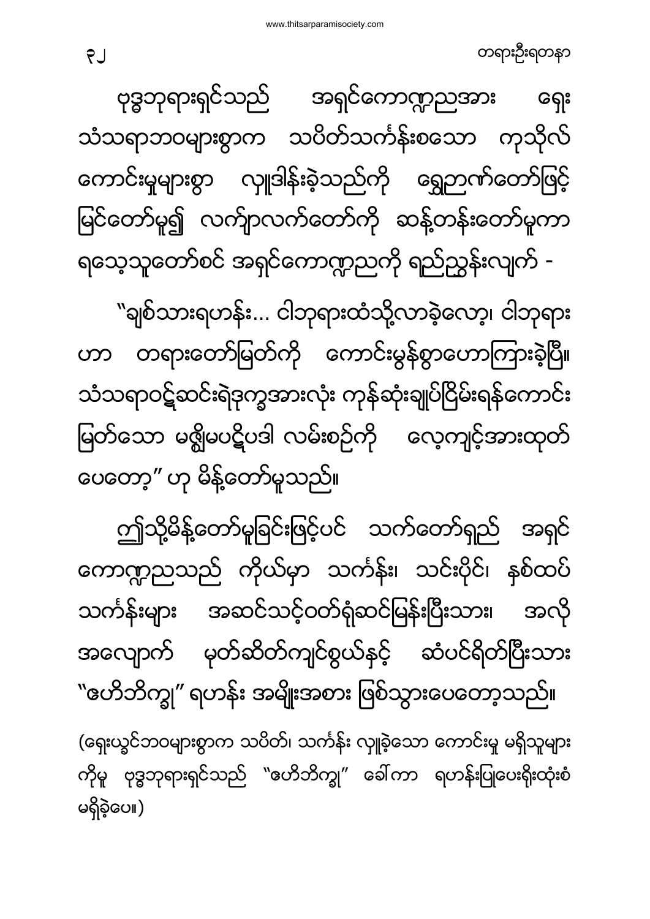ဗုဒ္ဓဘုရားရှင်သည် အရှင်ကောဏ္ဍညအား ရှေး သံသရာဘဝများစွာက သပိတ်သင်္ကန်းစသော ကုသိုလ် ကောင်းမှုများစွာ လှူဒါန်းခဲ့သည်ကို ရွှေဉာဏ်တော်ဖြင့် မြင်တော်မူ၍ လက်ျာလက်တော်ကို ဆန့်တန်းတော်မူကာ ရသေ့သူတော်စင် အရှင်ကောဏ္ဍညကို ရည်ညွှန်းလျက် -

"ချစ်သားရဟန်း... ငါဘုရားထံသို့လာခဲ့လော့၊ ငါဘုရား ဟာ တရားတော်မြတ်ကို ကောင်းမွန်စွာဟောကြားခဲ့ပြီ။ သံသရာဝဋ်ဆင်းရဲဒုက္ခအားလုံး ကုန်ဆုံးချုပ်ငြိမ်းရန်ကောင်း မြတ်သော မဇ္ဈိမပဋိပဒါ လမ်းစဉ်ကို လေ့ကျင့်အားထုတ် ပေတော့" ဟု မိန့်တော်မူသည်။

ဤသို့မိန့်တော်မူခြင်းဖြင့်ပင် သက်တော်ရှည် အရှင် ကောဏ္ဍညသည် ကိုယ်မှာ သင်္ကန်း၊ သင်းပိုင်၊ နှစ်ထပ် သင်္ကန်းများ အဆင်သင့်ဝတ်ရုံဆင်မြန်းပြီးသား၊ အလို အလျောက် မုတ်ဆိတ်ကျင်စွယ်နှင့် ဆံပင်ရိတ်ပြီးသား "ဧဟိဘိက္ခု" ရဟန်း အမျိုးအစား ဖြစ်သွားပေတော့သည်။

(ရှေးယခင်ဘဝများစွာက သပိတ်၊ သင်္ကန်း လှူခဲ့သော ကောင်းမှု မရှိသူများကိုမူ ဗုဒ္ဓဘုရားရှင်သည် "ဧဟိဘိက္ခု" ခေါ်ကာ ရဟန်းပြုပေးရိုးထုံးစံ မရှိခဲ့ပေ။)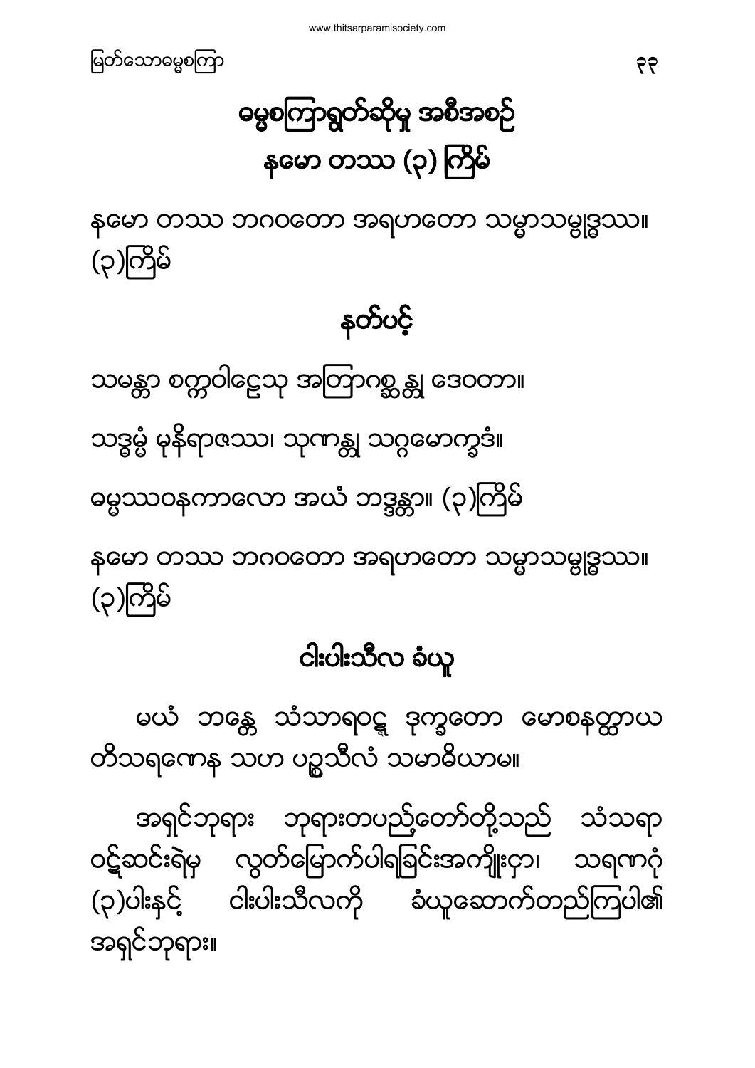## ဓမ္မစကြာရွတ်ဆိုမှု အစီအစဉ်

## နမော တဿ (၃) ကြိမ်

နမော တဿ ဘဂဝတော အရဟတော သမ္မာသမ္ဗုဒ္ဓဿ။ (၃)ကြိမ်

## နတ်ပင့်

သမန္တာ စက္ကဝါဠေသု အတြာဂစ္ဆန္တု ဒေဝတာ။

သဒ္ဓမ္မံ မုနိရာဇဿ၊ သုဏန္တု သဂ္ဂမောက္ခဒံ။

ဓမ္မဿဝနကာလော အယံ ဘဒ္ဒန္တာ။ (၃)ကြိမ်

နမော တဿ ဘဂဝတော အရဟတော သမ္မာသမ္ဗုဒ္ဓဿ။ (၃)ကြိမ်

## ငါးပါးသီလ ခံယူ

မယံ ဘန္တေ သံသာရဝဋ္ဋ ဒုက္ခတော မောစနတ္ထာယ တိသရဏေန သဟ ပဉ္စသီလံ သမာဓိယာမ။

အရှင်ဘုရား ဘုရားတပည့်တော်တို့သည် သံသရာဝဋ်ဆင်းရဲမှ လွတ်မြောက်ပါရခြင်းအကျိုးငှာ၊ သရဏဂုံ (၃)ပါးနှင့် ငါးပါးသီလကို ခံယူဆောက်တည်ကြပါ၏ အရှင်ဘုရား။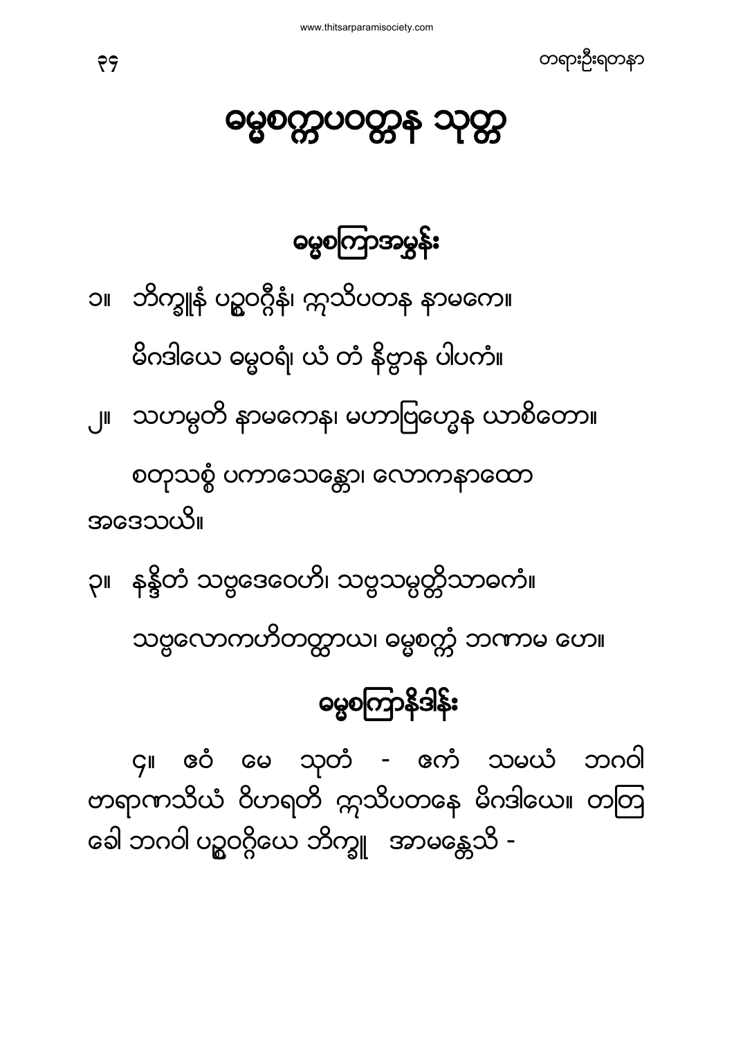# ဓမ္မစက္ကပ္ပဝတ္တန သုတ္တ

## ဓမ္မစကြာအမွန်း

၁။ ဘိက္ခုနံ ပဉ္စဝဂ္ဂီနံ၊ ဣသိပတန နာမကေ။

မိဂဒါယေ ဓမ္မဝရံ၊ ယံ တံ နိဗ္ဗာန ပါပကံ။

၂။ သဟမ္ပတိ နာမကေန၊ မဟာဗြဟ္မေန ယာစိတော။

စတုသစ္စံ ပကာသေန္တော၊ လောကနာထော အဒေသယိ။

၃။ နန္ဒိတံ သဗ္ဗဒေဝေဟိ၊ သဗ္ဗသမ္ပတ္တိသာဓကံ။

သဗ္ဗလောကဟိတတ္ထာယ၊ ဓမ္မစက္ကံ ဘဏာမ ဟေ။

## ဓမ္မစကြာနိဒါန်း

၄။ ဧဝံ မေ သုတံ - ဧကံ သမယံ ဘဂဝါ ဗာရာဏသိယံ ဝိဟရတိ ဣသိပတနေ မိဂဒါယေ။ တတြ ခေါ ဘဂဝါ ပဉ္စဝဂ္ဂိယေ ဘိက္ခူ အာမန္တေသိ -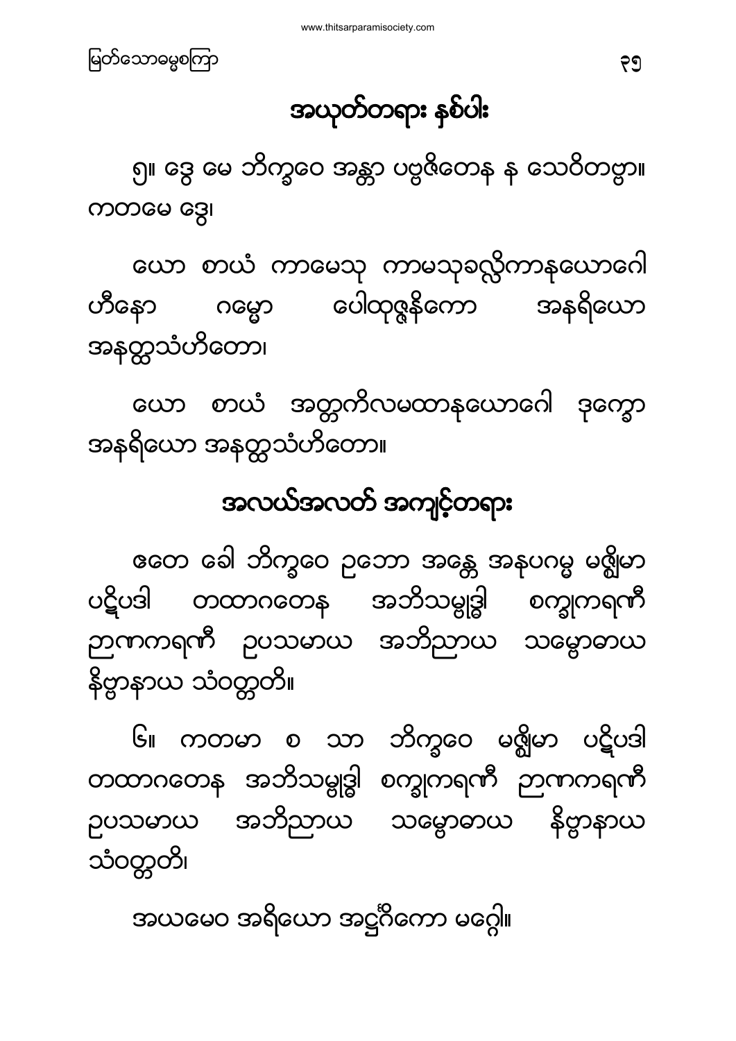## အယုတ်တရား နှစ်ပါး

၅။ ဒွေ မေ ဘိက္ခဝေ အန္တာ ပဗ္ဗဇိတေန န သေဝိတဗ္ဗာ။ ကတမေ ဒွေ၊

ယော စာယံ ကာမေသု ကာမသုခလ္လိကာနုယောဂေါ ဟီနော ဂမ္မော ပေါထုဇ္ဇနိကော အနရိယော အနတ္ထသံဟိတော၊

ယော စာယံ အတ္တကိလမထာနုယောဂေါ ဒုက္ခော အနရိယော အနတ္ထသံဟိတော။

## အလယ်အလတ် အကျင့်တရား

ဧတေ ခေါ ဘိက္ခဝေ ဥဘော အန္တေ အနုပဂမ္မ မဇ္ဈိမာ ပဋိပဒါ တထာဂတေန အဘိသမ္ဗုဒ္ဓါ စက္ခုကရဏီ ဉာဏကရဏီ ဥပသမာယ အဘိညာယ သမ္ဗောဓာယ နိဗ္ဗာနာယ သံဝတ္တတိ။

၆။ ကတမာ စ သာ ဘိက္ခဝေ မဇ္ဈိမာ ပဋိပဒါ တထာဂတေန အဘိသမ္ဗုဒ္ဓါ စက္ခုကရဏီ ဉာဏကရဏီ ဥပသမာယ အဘိညာယ သမ္ဗောဓာယ နိဗ္ဗာနာယ သံဝတ္တတိ၊

အယမေဝ အရိယော အဋ္ဌင်္ဂိကော မဂ္ဂေါ။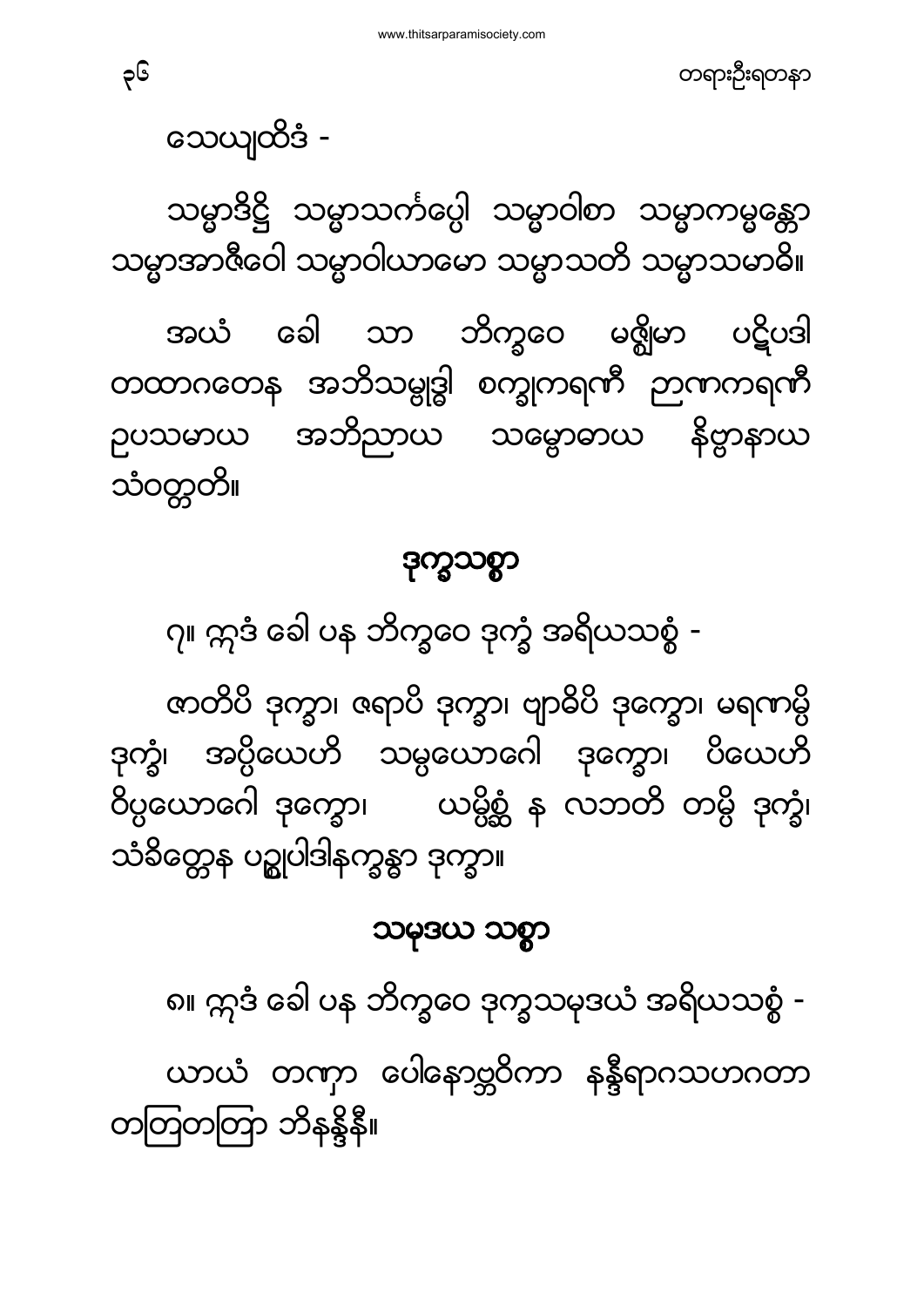သေယျထိဒံ -

သမ္မာဒိဋ္ဌိ သမ္မာသင်္ကပ္ပေါ သမ္မာဝါစာ သမ္မာကမ္မန္တော သမ္မာအာဇီဝေါ သမ္မာဝါယာမော သမ္မာသတိ သမ္မာသမာဓိ။

အယံ ခေါ သာ ဘိက္ခဝေ မဇ္ဈိမာ ပဋိပဒါ တထာဂတေန အဘိသမ္ဗုဒ္ဓါ စက္ခုကရဏီ ဉာဏကရဏီ ဥပသမာယ အဘိညာယ သမ္ဗောဓာယ နိဗ္ဗာနာယ သံဝတ္တတိ။

## ဒုက္ခသစ္စာ

၇။ ဣဒံ ခေါ ပန ဘိက္ခဝေ ဒုက္ခံ အရိယသစ္စံ -

ဇာတိပိ ဒုက္ခာ၊ ဇရာပိ ဒုက္ခာ၊ ဗျာဓိပိ ဒုက္ခော၊ မရဏမ္ပိ ဒုက္ခံ၊ အပ္ပိယေဟိ သမ္ပယောဂေါ ဒုက္ခော၊ ပိယေဟိ ဝိပ္ပယောဂေါ ဒုက္ခော၊ ယမ္ပိစ္ဆံ န လဘတိ တမ္ပိ ဒုက္ခံ၊ သံခိတ္တေန ပဉ္စုပါဒါနက္ခန္ဓာ ဒုက္ခာ။

## သမုဒယ သစ္စာ

၈။ ဣဒံ ခေါ ပန ဘိက္ခဝေ ဒုက္ခသမုဒယံ အရိယသစ္စံ -

ယာယံ တဏှာ ပေါနောဗ္ဘဝိကာ နန္ဒီရာဂသဟဂတာ တတြတတြာ ဘိနန္ဒိနီ။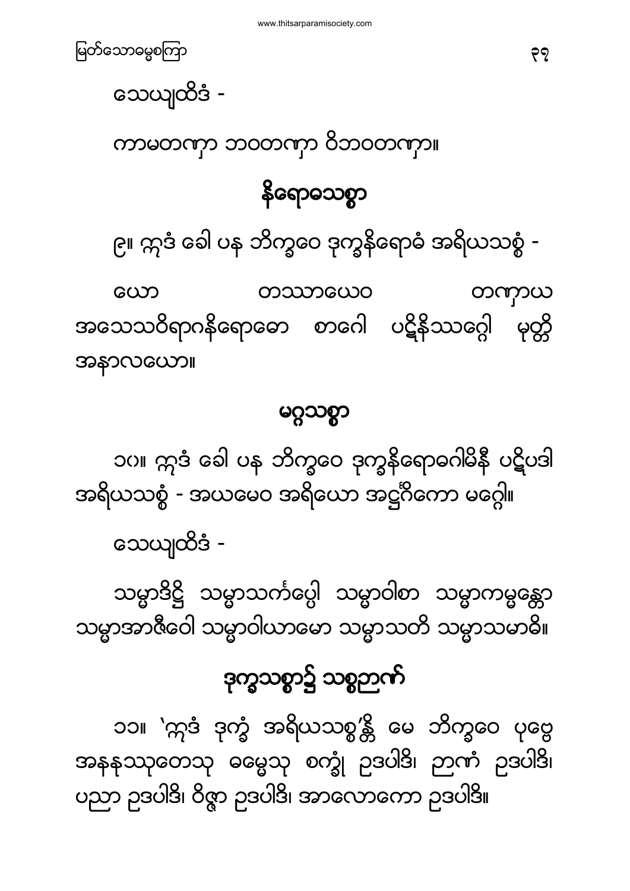သေယျထိဒံ -

ကာမတဏှာ ဘဝတဏှာ ဝိဘဝတဏှာ။

## နိရောဓသစ္စာ

၉။ ဣဒံ ခေါ ပန ဘိက္ခဝေ ဒုက္ခနိရောဓံ အရိယသစ္စံ -

ယော တဿာယေဝ တဏှာယ အသေသဝိရာဂနိရောဓော စာဂေါ ပဋိနိဿဂ္ဂေါ မုတ္တိ အနာလယော။

## မဂ္ဂသစ္စာ

၁၀။ ဣဒံ ခေါ ပန ဘိက္ခဝေ ဒုက္ခနိရောဓဂါမိနီ ပဋိပဒါ အရိယသစ္စံ - အယမေဝ အရိယော အဋ္ဌင်္ဂိကော မဂ္ဂေါ။

သေယျထိဒံ -

သမ္မာဒိဋ္ဌိ သမ္မာသင်္ကပ္ပေါ သမ္မာဝါစာ သမ္မာကမ္မန္တော သမ္မာအာဇီဝေါ သမ္မာဝါယာမော သမ္မာသတိ သမ္မာသမာဓိ။

## ဒုက္ခသစ္စာ၌ သစ္စဉာဏ်

၁၁။ 'ဣဒံ ဒုက္ခံ အရိယသစ္စ'န္တိ မေ ဘိက္ခဝေ ပုဗ္ဗေ အနနုဿုတေသု ဓမ္မေသု စက္ခုံ ဥဒပါဒိ၊ ဉာဏံ ဥဒပါဒိ၊ ပညာ ဥဒပါဒိ၊ ဝိဇ္ဇာ ဥဒပါဒိ၊ အာလောကော ဥဒပါဒိ။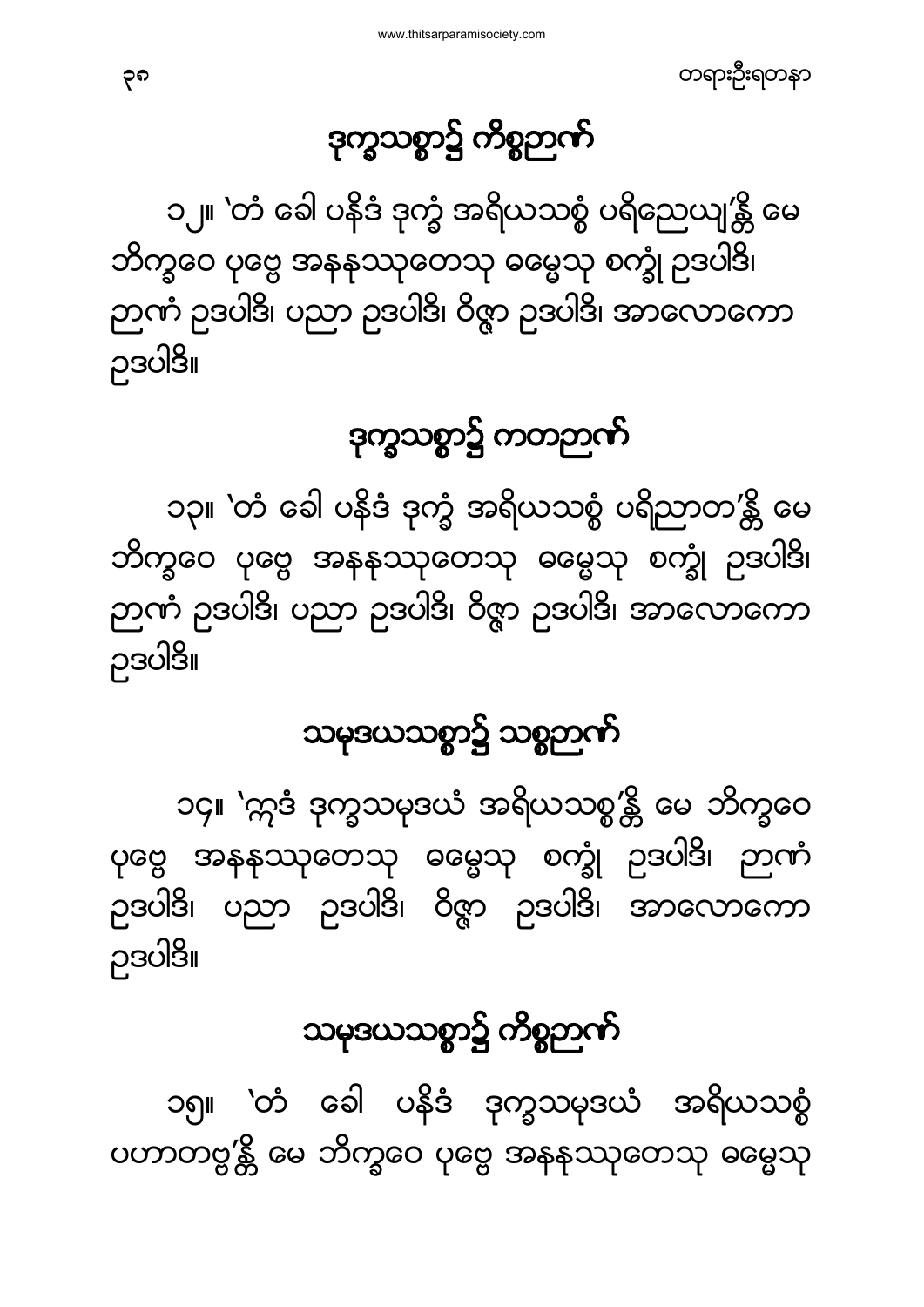## ဒုက္ခသစ္စာ၌ ကိစ္စဉာဏ်

၁၂။ 'တံ ခေါ ပနိဒံ ဒုက္ခံ အရိယသစ္စံ ပရိညေယျ'န္တိ မေ ဘိက္ခဝေ ပုဗ္ဗေ အနနုဿုတေသု ဓမ္မေသု စက္ခုံ ဥဒပါဒိ၊ ဉာဏံ ဥဒပါဒိ၊ ပညာ ဥဒပါဒိ၊ ဝိဇ္ဇာ ဥဒပါဒိ၊ အာလောကော ဥဒပါဒိ။

## ဒုက္ခသစ္စာ၌ ကတဉာဏ်

၁၃။ 'တံ ခေါ ပနိဒံ ဒုက္ခံ အရိယသစ္စံ ပရိညာတ'န္တိ မေ ဘိက္ခဝေ ပုဗ္ဗေ အနနုဿုတေသု ဓမ္မေသု စက္ခုံ ဥဒပါဒိ၊ ဉာဏံ ဥဒပါဒိ၊ ပညာ ဥဒပါဒိ၊ ဝိဇ္ဇာ ဥဒပါဒိ၊ အာလောကော ဥဒပါဒိ။

## သမုဒယသစ္စာ၌ သစ္စဉာဏ်

၁၄။ 'ဣဒံ ဒုက္ခသမုဒယံ အရိယသစ္စ'န္တိ မေ ဘိက္ခဝေ ပုဗ္ဗေ အနနုဿုတေသု ဓမ္မေသု စက္ခုံ ဥဒပါဒိ၊ ဉာဏံ ဥဒပါဒိ၊ ပညာ ဥဒပါဒိ၊ ဝိဇ္ဇာ ဥဒပါဒိ၊ အာလောကော ဥဒပါဒိ။

## သမုဒယသစ္စာ၌ ကိစ္စဉာဏ်

၁၅။ 'တံ ခေါ ပနိဒံ ဒုက္ခသမုဒယံ အရိယသစ္စံ ပဟာတဗ္ဗ'န္တိ မေ ဘိက္ခဝေ ပုဗ္ဗေ အနနုဿုတေသု ဓမ္မေသု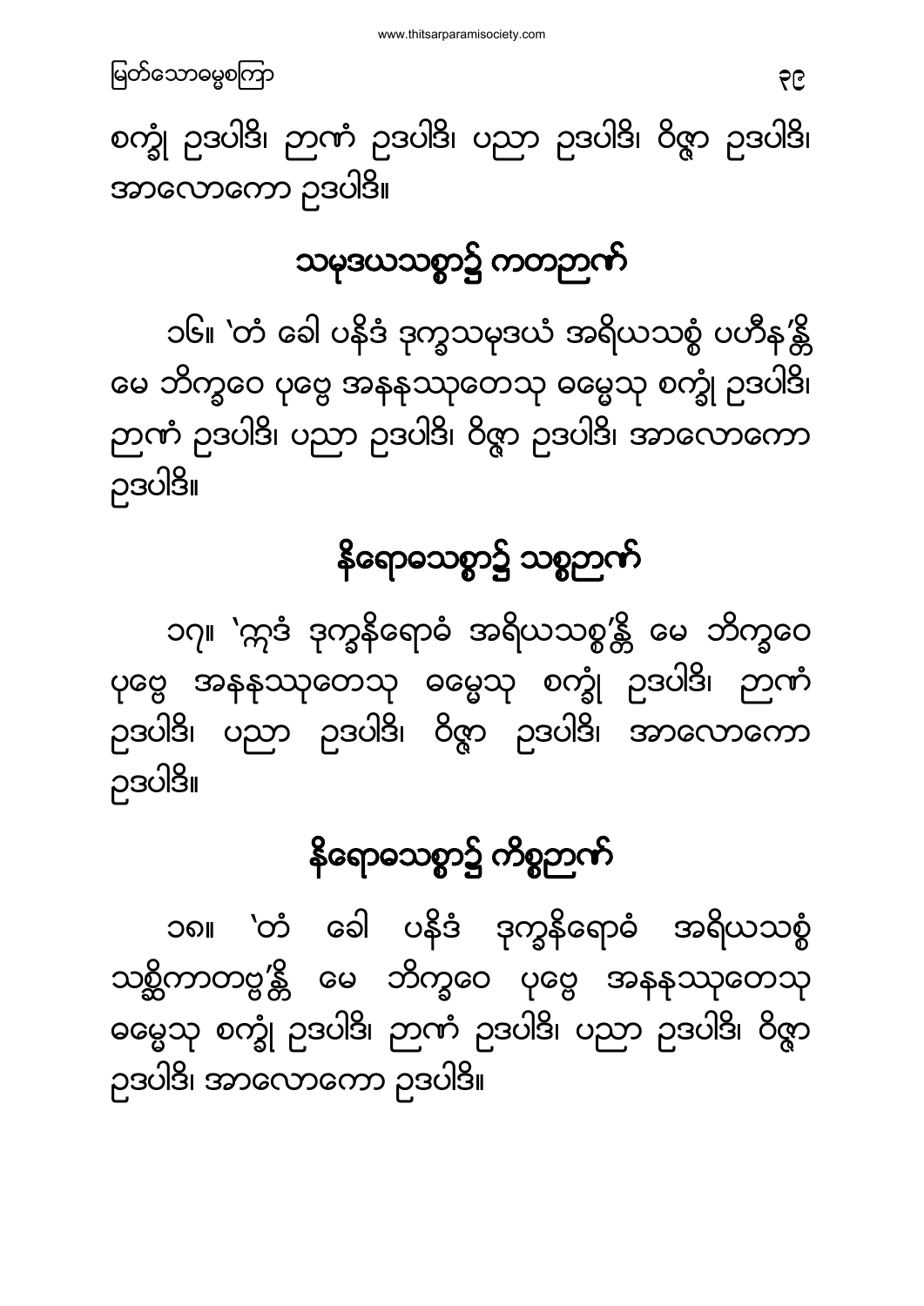စက္ခုံ ဥဒပါဒိ၊ ဉာဏံ ဥဒပါဒိ၊ ပညာ ဥဒပါဒိ၊ ဝိဇ္ဇာ ဥဒပါဒိ၊ အာလောကော ဥဒပါဒိ။

## သမုဒယသစ္စာ၌ ကတဉာဏ်

၁၆။ 'တံ ခေါ ပနိဒံ ဒုက္ခသမုဒယံ အရိယသစ္စံ ပဟီန'န္တိ မေ ဘိက္ခဝေ ပုဗ္ဗေ အနနုဿုတေသု ဓမ္မေသု စက္ခုံ ဥဒပါဒိ၊ ဉာဏံ ဥဒပါဒိ၊ ပညာ ဥဒပါဒိ၊ ဝိဇ္ဇာ ဥဒပါဒိ၊ အာလောကော ဥဒပါဒိ။

## နိရောဓသစ္စာ၌ သစ္စဉာဏ်

၁၇။ 'ဣဒံ ဒုက္ခနိရောဓံ အရိယသစ္စ'န္တိ မေ ဘိက္ခဝေ ပုဗ္ဗေ အနနုဿုတေသု ဓမ္မေသု စက္ခုံ ဥဒပါဒိ၊ ဉာဏံ ဥဒပါဒိ၊ ပညာ ဥဒပါဒိ၊ ဝိဇ္ဇာ ဥဒပါဒိ၊ အာလောကော ဥဒပါဒိ။

## နိရောဓသစ္စာ၌ ကိစ္စဉာဏ်

၁၈။ 'တံ ခေါ ပနိဒံ ဒုက္ခနိရောဓံ အရိယသစ္စံ သစ္ဆိကာတဗ္ဗ'န္တိ မေ ဘိက္ခဝေ ပုဗ္ဗေ အနနုဿုတေသု ဓမ္မေသု စက္ခုံ ဥဒပါဒိ၊ ဉာဏံ ဥဒပါဒိ၊ ပညာ ဥဒပါဒိ၊ ဝိဇ္ဇာ ဥဒပါဒိ၊ အာလောကော ဥဒပါဒိ။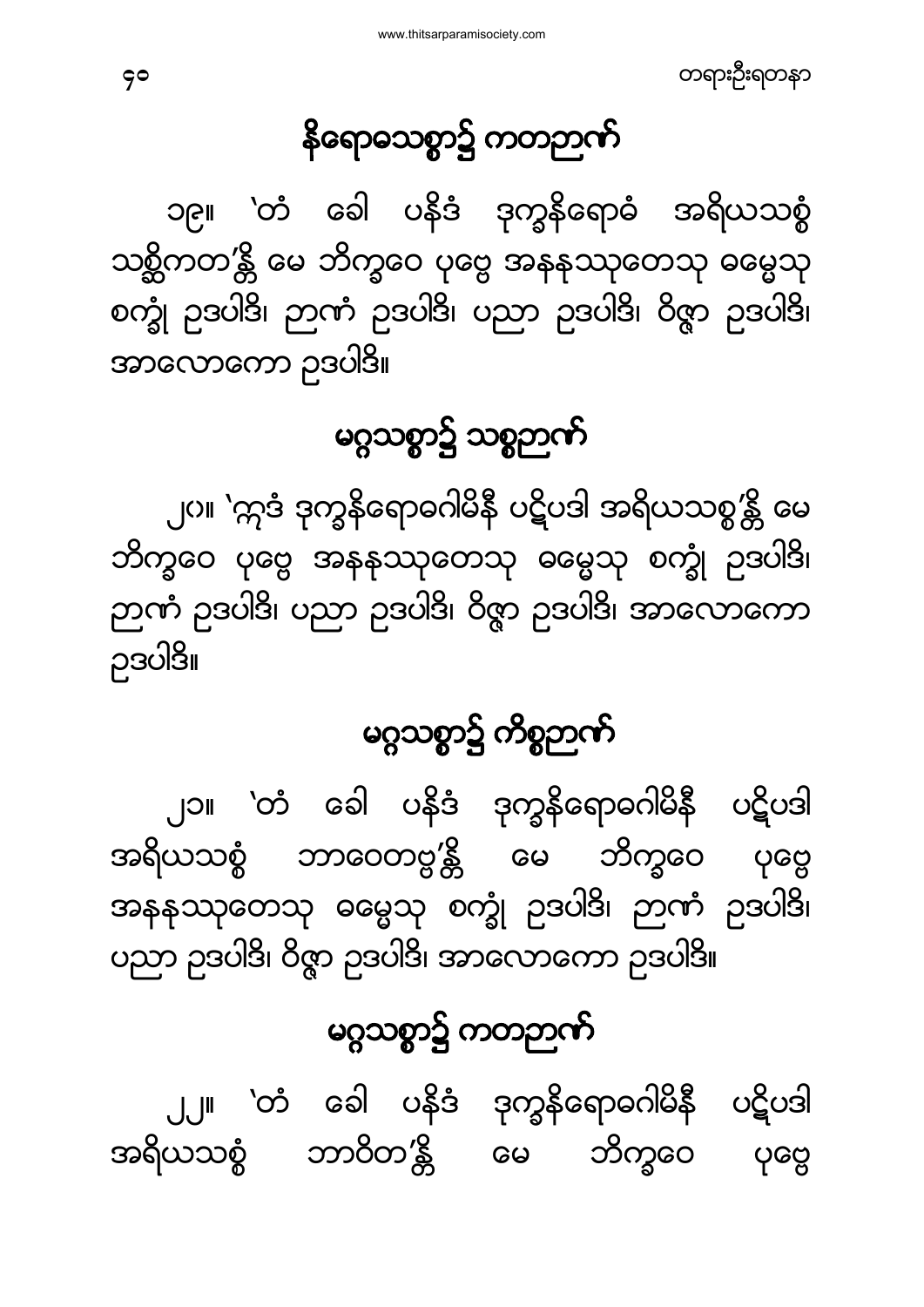## နိရောဓသစ္စာ၌ ကတဉာဏ်

၁၉။ 'တံ ခေါ ပနိဒံ ဒုက္ခနိရောဓံ အရိယသစ္စံ သစ္ဆိကတ'န္တိ မေ ဘိက္ခဝေ ပုဗ္ဗေ အနနုဿုတေသု ဓမ္မေသု စက္ခုံ ဥဒပါဒိ၊ ဉာဏံ ဥဒပါဒိ၊ ပညာ ဥဒပါဒိ၊ ဝိဇ္ဇာ ဥဒပါဒိ၊ အာလောကော ဥဒပါဒိ။

## မဂ္ဂသစ္စာ၌ သစ္စဉာဏ်

၂၀။ 'ဣဒံ ဒုက္ခနိရောဓဂါမိနီ ပဋိပဒါ အရိယသစ္စ'န္တိ မေ ဘိက္ခဝေ ပုဗ္ဗေ အနနုဿုတေသု ဓမ္မေသု စက္ခုံ ဥဒပါဒိ၊ ဉာဏံ ဥဒပါဒိ၊ ပညာ ဥဒပါဒိ၊ ဝိဇ္ဇာ ဥဒပါဒိ၊ အာလောကော ဥဒပါဒိ။

## မဂ္ဂသစ္စာ၌ ကိစ္စဉာဏ်

၂၁။ 'တံ ခေါ ပနိဒံ ဒုက္ခနိရောဓဂါမိနီ ပဋိပဒါ အရိယသစ္စံ ဘာဝေတဗ္ဗ'န္တိ မေ ဘိက္ခဝေ ပုဗ္ဗေ အနနုဿုတေသု ဓမ္မေသု စက္ခုံ ဥဒပါဒိ၊ ဉာဏံ ဥဒပါဒိ၊ ပညာ ဥဒပါဒိ၊ ဝိဇ္ဇာ ဥဒပါဒိ၊ အာလောကော ဥဒပါဒိ။

## မဂ္ဂသစ္စာ၌ ကတဉာဏ်

၂၂။ 'တံ ခေါ ပနိဒံ ဒုက္ခနိရောဓဂါမိနီ ပဋိပဒါ အရိယသစ္စံ ဘာဝိတ'န္တိ မေ ဘိက္ခဝေ ပုဗ္ဗေ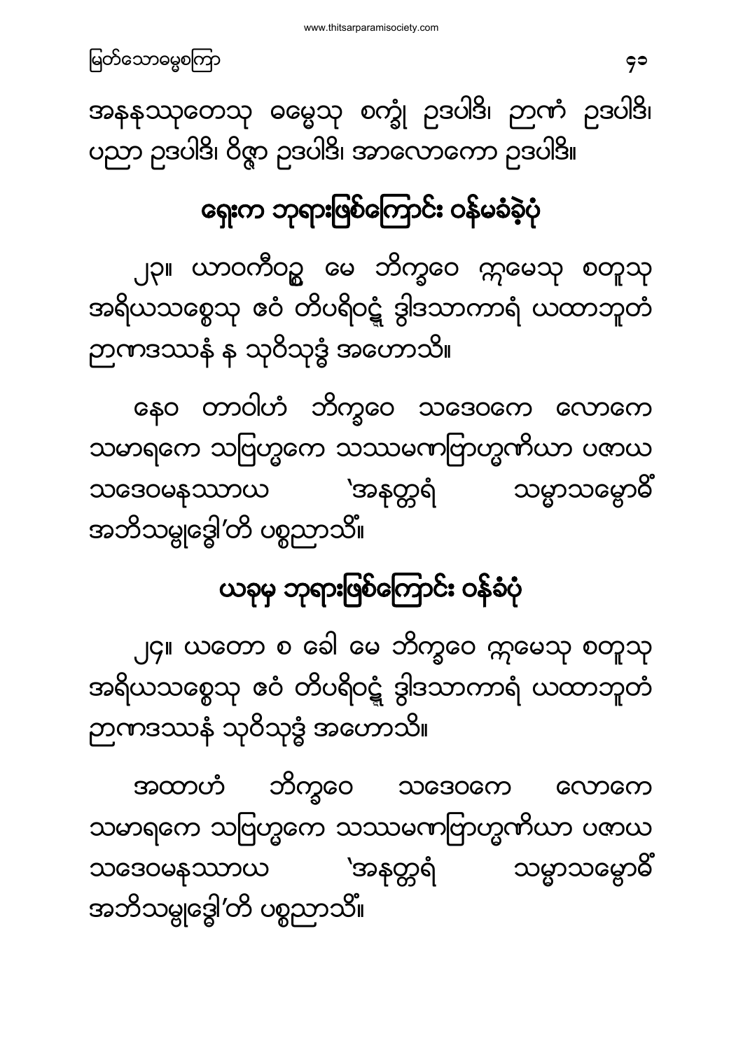အနနုဿုတေသု ဓမ္မေသု စက္ခုံ ဥဒပါဒိ၊ ဉာဏံ ဥဒပါဒိ၊ ပညာ ဥဒပါဒိ၊ ဝိဇ္ဇာ ဥဒပါဒိ၊ အာလောကော ဥဒပါဒိ။

## ရှေးက ဘုရားဖြစ်ကြောင်း ဝန်မခံခဲ့ပုံ

၂၃။ ယာဝကီဝဉ္စ မေ ဘိက္ခဝေ ဣမေသု စတူသု အရိယသစ္စေသု ဧဝံ တိပရိဝဋ္ဋံ ဒွါဒသာကာရံ ယထာဘူတံ ဉာဏဒဿနံ န သုဝိသုဒ္ဓံ အဟောသိ။

နေဝ တာဝါဟံ ဘိက္ခဝေ သဒေဝကေ လောကေ သမာရကေ သဗြဟ္မကေ သဿမဏဗြာဟ္မဏိယာ ပဇာယ သဒေဝမနုဿာယ 'အနုတ္တရံ သမ္မာသမ္ဗောဓိံ အဘိသမ္ဗုဒ္ဓေါ'တိ ပစ္စညာသိံ။

## ယခုမှ ဘုရားဖြစ်ကြောင်း ဝန်ခံပုံ

၂၄။ ယတော စ ခေါ မေ ဘိက္ခဝေ ဣမေသု စတူသု အရိယသစ္စေသု ဧဝံ တိပရိဝဋ္ဋံ ဒွါဒသာကာရံ ယထာဘူတံ ဉာဏဒဿနံ သုဝိသုဒ္ဓံ အဟောသိ။

အထာဟံ ဘိက္ခဝေ သဒေဝကေ လောကေ သမာရကေ သဗြဟ္မကေ သဿမဏဗြာဟ္မဏိယာ ပဇာယ သဒေဝမနုဿာယ 'အနုတ္တရံ သမ္မာသမ္ဗောဓိံ အဘိသမ္ဗုဒ္ဓေါ'တိ ပစ္စညာသိံ။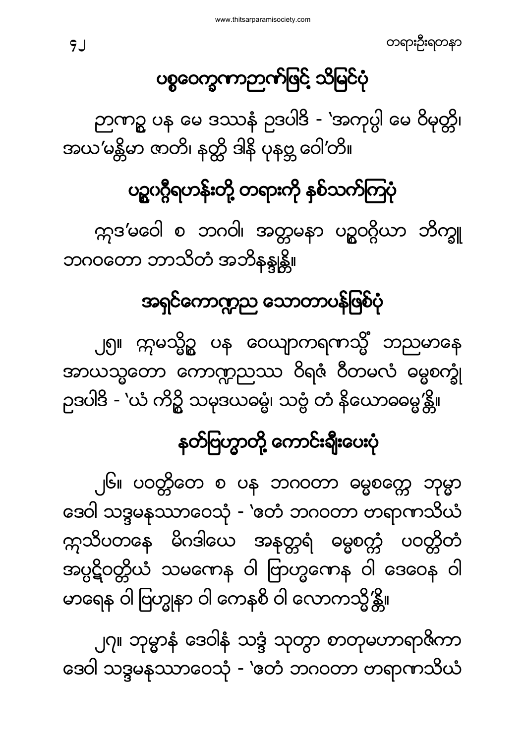## ပစ္စဝေက္ခဏာဉာဏ်ဖြင့် သိမြင်ပုံ

ဉာဏဉ္စ ပန မေ ဒဿနံ ဥဒပါဒိ - 'အကုပ္ပါ မေ ဝိမုတ္တိ၊ အယ'မန္တိမာ ဇာတိ၊ နတ္ထိ ဒါနိ ပုနဗ္ဘဝေါ'တိ။

## ပဉ္စဝဂ္ဂီရဟန်းတို့ တရားကို နှစ်သက်ကြပုံ

ဣဒ'မဝေါစ ဘဂဝါ၊ အတ္တမနာ ပဉ္စဝဂ္ဂိယာ ဘိက္ခူ ဘဂဝတော ဘာသိတံ အဘိနန္ဒုန္တိ။

## အရှင်ကောဏ္ဍည သောတာပန်ဖြစ်ပုံ

၂၅။ ဣမသ္မိဉ္စ ပန ဝေယျာကရဏသ္မိံ ဘညမာနေ အာယသ္မတော ကောဏ္ဍညဿ ဝိရဇံ ဝီတမလံ ဓမ္မစက္ခုံ ဥဒပါဒိ - 'ယံ ကိဉ္စိ သမုဒယဓမ္မံ၊ သဗ္ဗံ တံ နိရောဓဓမ္မ'န္တိ။

## နတ်ပြဟ္မာတို့ ကောင်းချီးပေးပုံ

၂၆။ ပဝတ္တိတေ စ ပန ဘဂဝတာ ဓမ္မစက္ကေ ဘုမ္မာ ဒေဝါ သဒ္ဒမနုဿာဝေသုံ - 'ဧတံ ဘဂဝတာ ဗာရာဏသိယံ ဣသိပတနေ မိဂဒါယေ အနုတ္တရံ ဓမ္မစက္ကံ ပဝတ္တိတံ အပ္ပဋိဝတ္တိယံ သမဏေန ဝါ ဗြာဟ္မဏေန ဝါ ဒေဝေန ဝါ မာရေန ဝါ ဗြဟ္မုနာ ဝါ ကေနစိ ဝါ လောကသ္မိ'န္တိ။

၂၇။ ဘုမ္မာနံ ဒေဝါနံ သဒ္ဒံ သုတွာ စာတုမဟာရာဇိကာ ဒေဝါ သဒ္ဒမနုဿာဝေသုံ - 'ဧတံ ဘဂဝတာ ဗာရာဏသိယံ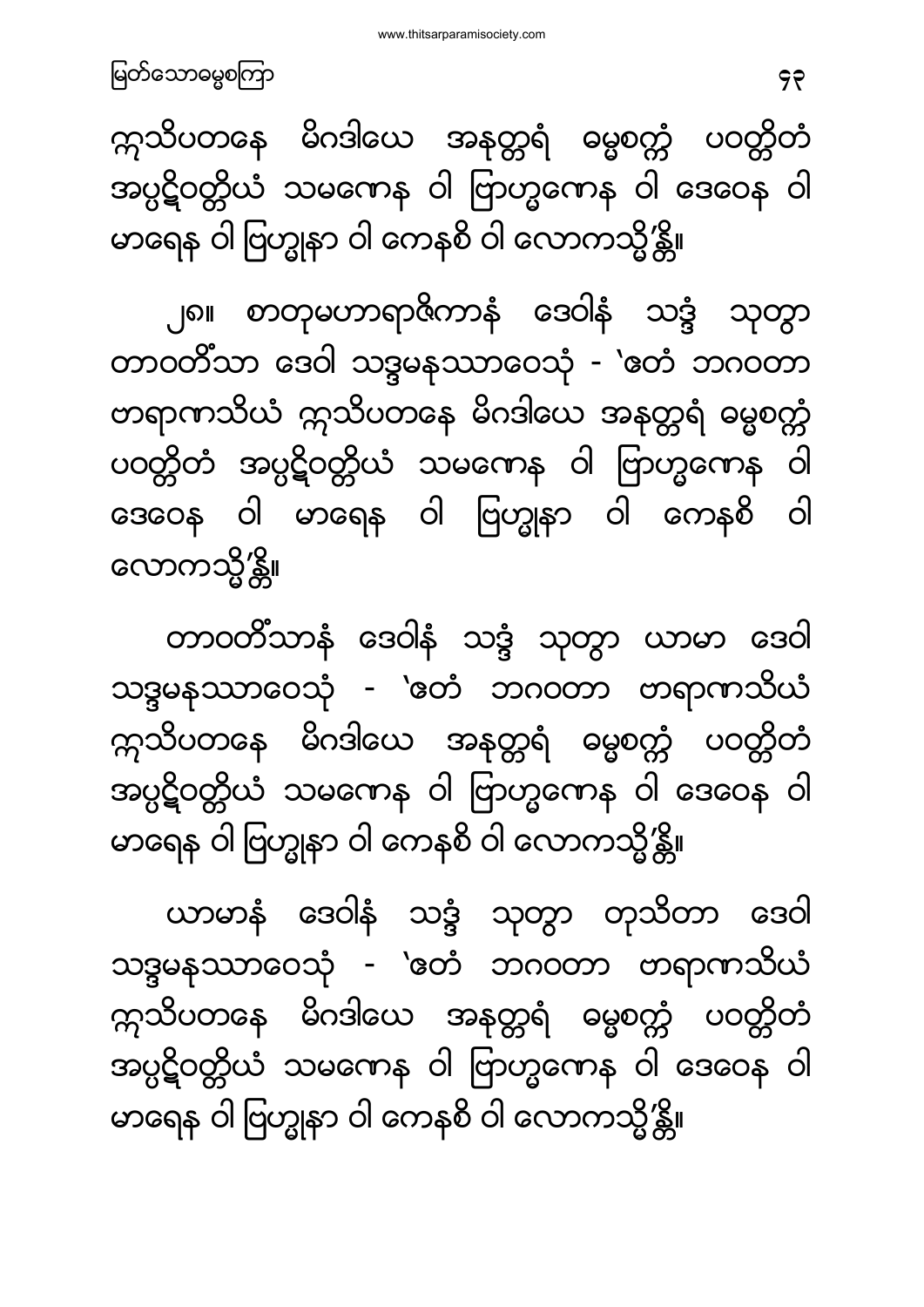က္ကသိပတနေ မိဂဒါယေ အနုတ္တရံ ဓမ္မစက္ကံ ပဝတ္တိတံ အပ္ပဋိဝတ္တိယံ သမဏေန ဝါ ဗြာဟ္မဏေန ဝါ ဒေဝေန ဝါ မာရေန ဝါ ဗြဟ္မုနာ ဝါ ကေနစိ ဝါ လောကသ္မိ’န္တိ။

၂၈။ စာတုမဟာရာဇိကာနံ ဒေဝါနံ သဒ္ဒံ သုတွာ တာဝတိံသာ ဒေဝါ သဒ္ဒမနုဿာဝေသုံ - ‘ဧတံ ဘဂဝတာ ဗာရာဏသိယံ က္ကသိပတနေ မိဂဒါယေ အနုတ္တရံ ဓမ္မစက္ကံ ပဝတ္တိတံ အပ္ပဋိဝတ္တိယံ သမဏေန ဝါ ဗြာဟ္မဏေန ဝါ ဒေဝေန ဝါ မာရေန ဝါ ဗြဟ္မုနာ ဝါ ကေနစိ ဝါ လောကသ္မိ’န္တိ။

တာဝတိံသာနံ ဒေဝါနံ သဒ္ဒံ သုတွာ ယာမာ ဒေဝါ သဒ္ဒမနုဿာဝေသုံ - ‘ဧတံ ဘဂဝတာ ဗာရာဏသိယံ က္ကသိပတနေ မိဂဒါယေ အနုတ္တရံ ဓမ္မစက္ကံ ပဝတ္တိတံ အပ္ပဋိဝတ္တိယံ သမဏေန ဝါ ဗြာဟ္မဏေန ဝါ ဒေဝေန ဝါ မာရေန ဝါ ဗြဟ္မုနာ ဝါ ကေနစိ ဝါ လောကသ္မိ’န္တိ။

ယာမာနံ ဒေဝါနံ သဒ္ဒံ သုတွာ တုသိတာ ဒေဝါ သဒ္ဒမနုဿာဝေသုံ - ‘ဧတံ ဘဂဝတာ ဗာရာဏသိယံ က္ကသိပတနေ မိဂဒါယေ အနုတ္တရံ ဓမ္မစက္ကံ ပဝတ္တိတံ အပ္ပဋိဝတ္တိယံ သမဏေန ဝါ ဗြာဟ္မဏေန ဝါ ဒေဝေန ဝါ မာရေန ဝါ ဗြဟ္မုနာ ဝါ ကေနစိ ဝါ လောကသ္မိ’န္တိ။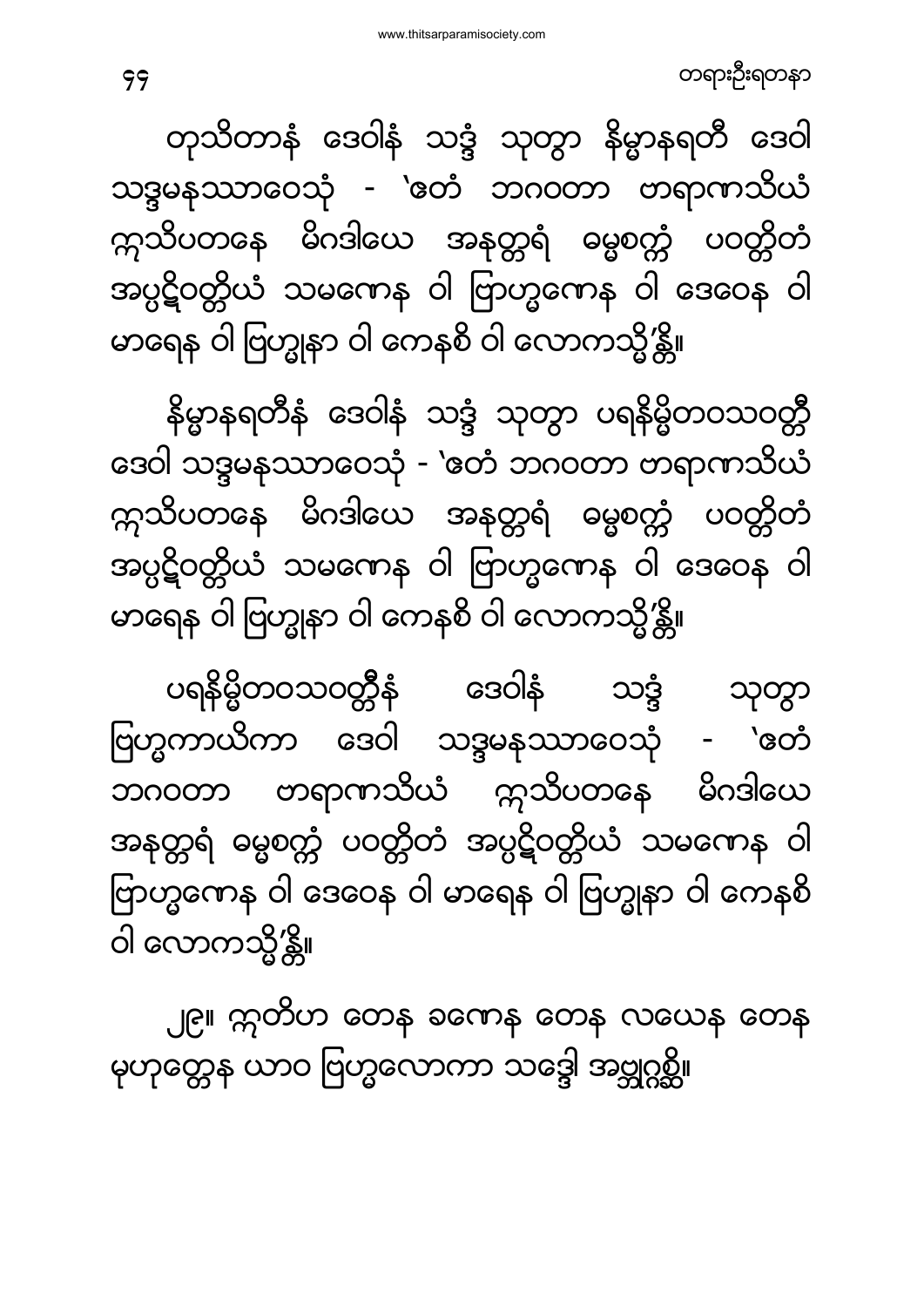တုသိတာနံ ဒေဝါနံ သဒ္ဒံ သုတွာ နိမ္မာနရတီ ဒေဝါ သဒ္ဒမနုဿာဝေသုံ - 'ဧတံ ဘဂဝတာ ဗာရာဏသိယံ ဣသိပတနေ မိဂဒါယေ အနုတ္တရံ ဓမ္မစက္ကံ ပဝတ္တိတံ အပ္ပဋိဝတ္တိယံ သမဏေန ဝါ ဗြာဟ္မဏေန ဝါ ဒေဝေန ဝါ မာရေန ဝါ ဗြဟ္မုနာ ဝါ ကေနစိ ဝါ လောကသ္မိ'န္တိ။

နိမ္မာနရတီနံ ဒေဝါနံ သဒ္ဒံ သုတွာ ပရနိမ္မိတဝသဝတ္တီ ဒေဝါ သဒ္ဒမနုဿာဝေသုံ - 'ဧတံ ဘဂဝတာ ဗာရာဏသိယံ ဣသိပတနေ မိဂဒါယေ အနုတ္တရံ ဓမ္မစက္ကံ ပဝတ္တိတံ အပ္ပဋိဝတ္တိယံ သမဏေန ဝါ ဗြာဟ္မဏေန ဝါ ဒေဝေန ဝါ မာရေန ဝါ ဗြဟ္မုနာ ဝါ ကေနစိ ဝါ လောကသ္မိ'န္တိ။

ပရနိမ္မိတဝသဝတ္တီနံ ဒေဝါနံ သဒ္ဒံ သုတွာ ဗြဟ္မကာယိကာ ဒေဝါ သဒ္ဒမနုဿာဝေသုံ - 'ဧတံ ဘဂဝတာ ဗာရာဏသိယံ ဣသိပတနေ မိဂဒါယေ အနုတ္တရံ ဓမ္မစက္ကံ ပဝတ္တိတံ အပ္ပဋိဝတ္တိယံ သမဏေန ဝါ ဗြာဟ္မဏေန ဝါ ဒေဝေန ဝါ မာရေန ဝါ ဗြဟ္မုနာ ဝါ ကေနစိ ဝါ လောကသ္မိ'န္တိ။

၂၉။ ဣတိဟ တေန ခဏေန တေန လယေန တေန မုဟုတ္တေန ယာဝ ဗြဟ္မလောကာ သဒ္ဒေါ အဗ္ဘုဂ္ဂစ္ဆိ။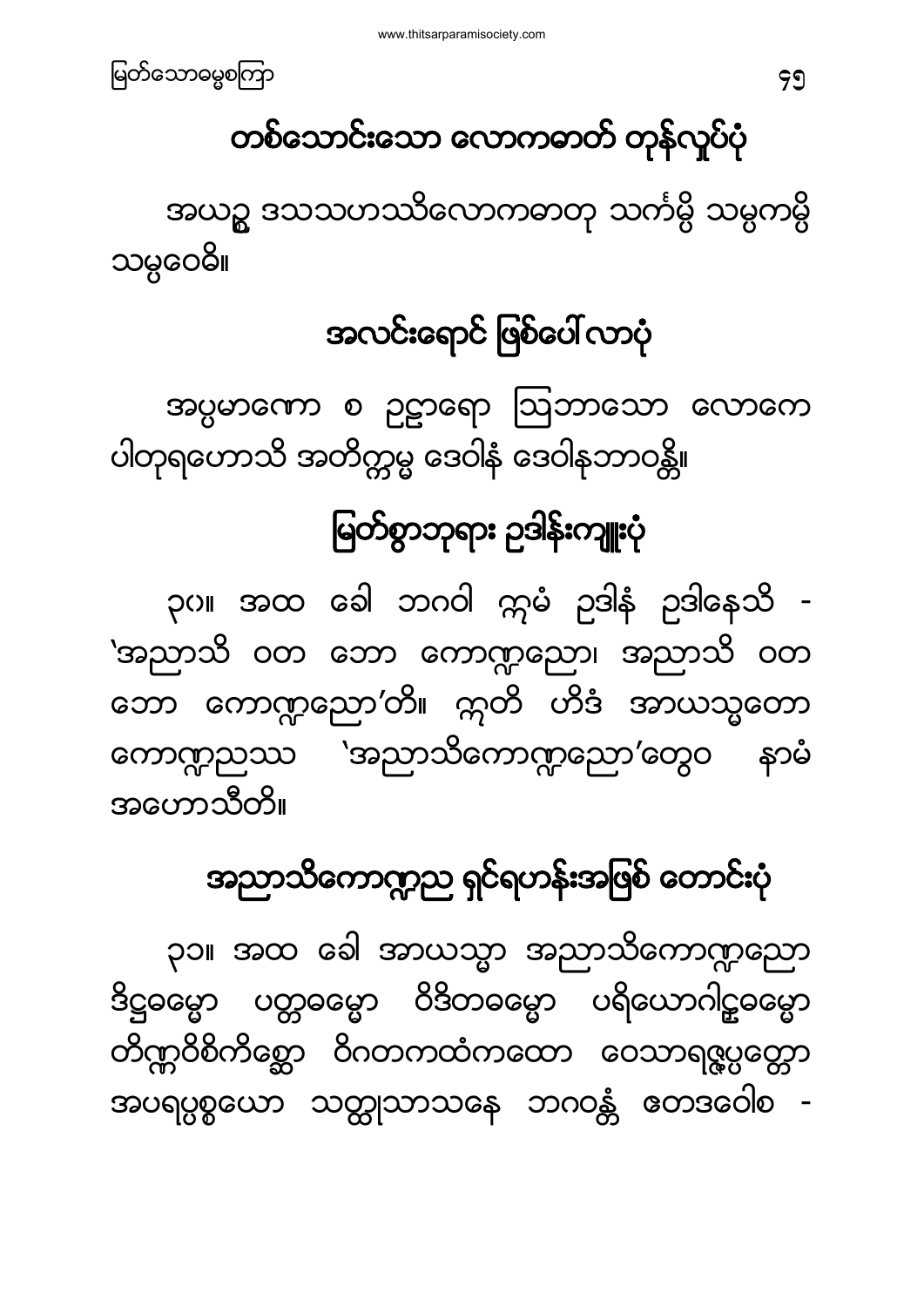## တစ်သောင်းသော လောကဓာတ် တုန်လှုပ်ပုံ

အယဉ္စ ဒသသဟဿိလောကဓာတု သင်္ကမ္ပိ သမ္ပကမ္ပိ သမ္ပဝေဓိ။

## အလင်းရောင် ဖြစ်ပေါ်လာပုံ

အပ္ပမာဏော စ ဥဠာရော ဩဘာသော လောကေ ပါတုရဟောသိ အတိက္ကမ္မ ဒေဝါနံ ဒေဝါနုဘာဝန္တိ။

## မြတ်စွာဘုရား ဥဒါန်းကျူးပုံ

၃၀။ အထ ခေါ ဘဂဝါ ဣမံ ဥဒါနံ ဥဒါနေသိ - 'အညာသိ ဝတ ဘော ကောဏ္ဍညော၊ အညာသိ ဝတ ဘော ကောဏ္ဍညော'တိ။ ဣတိ ဟိဒံ အာယသ္မတော ကောဏ္ဍညဿ 'အညာသိကောဏ္ဍညော'တွေဝ နာမံ အဟောသီတိ။

## အညာသိကောဏ္ဍည ရှင်ရဟန်းအဖြစ် တောင်းပုံ

၃၁။ အထ ခေါ အာယသ္မာ အညာသိကောဏ္ဍညော ဒိဋ္ဌဓမ္မော ပတ္တဓမ္မော ဝိဒိတဓမ္မော ပရိယောဂါဠ္ဟဓမ္မော တိဏ္ဏဝိစိကိစ္ဆော ဝိဂတကထံကထော ဝေသာရဇ္ဇပ္ပတ္တော အပရပ္ပစ္စယော သတ္ထုသာသနေ ဘဂဝန္တံ ဧတဒဝေါစ -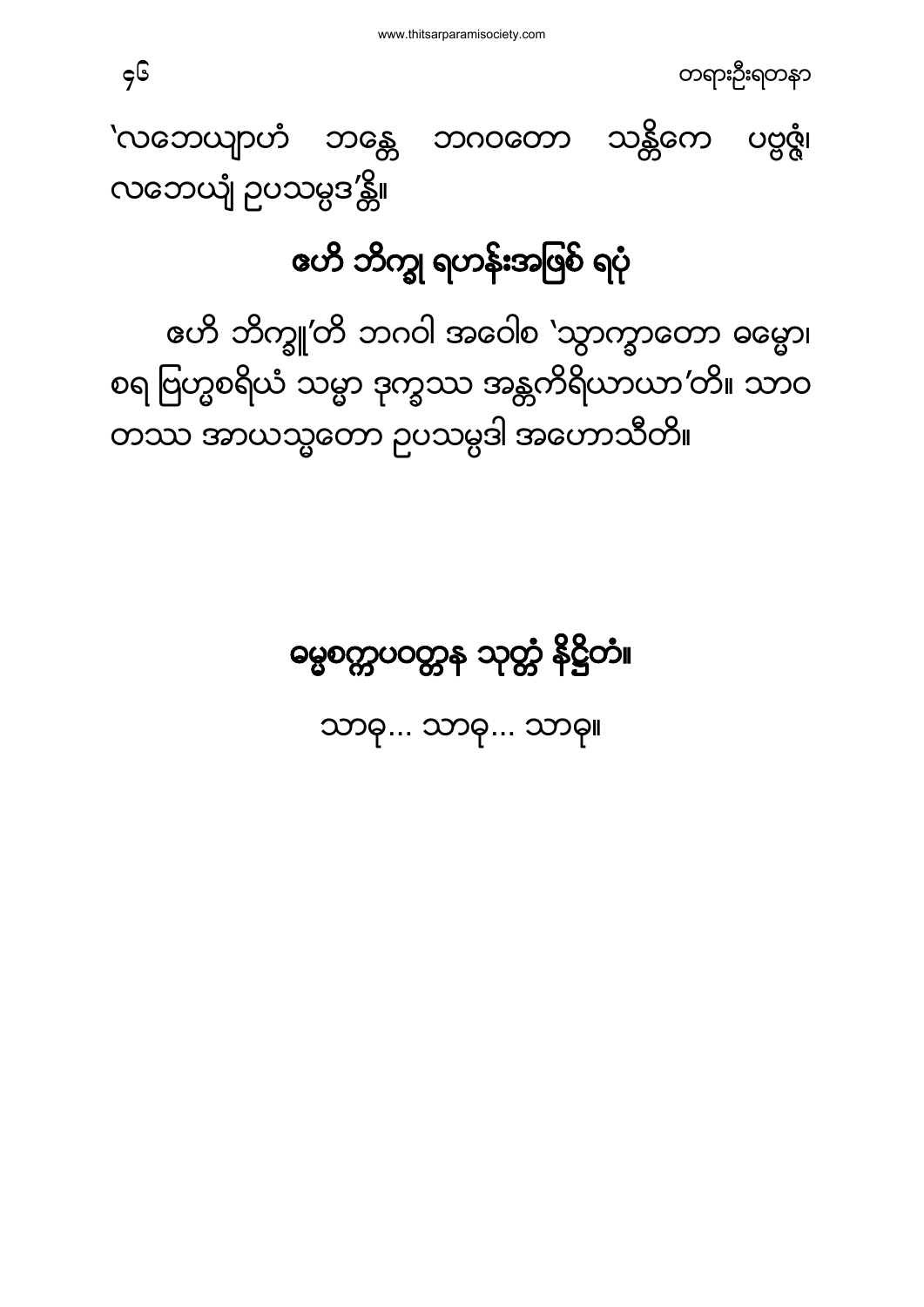'လဘေယျာဟံ ဘန္တေ ဘဂဝတော သန္တိကေ ပဗ္ဗဇ္ဇံ၊ လဘေယျံ ဥပသမ္ပဒ'န္တိ။

## ဗေဟိ ဘိက္ခု ရဟန်းအဖြစ် ရပုံ

ဧဟိ ဘိက္ခူ'တိ ဘဂဝါ အဝေါစ 'သွာက္ခာတော ဓမ္မော၊ စရ ဗြဟ္မစရိယံ သမ္မာ ဒုက္ခဿ အန္တကိရိယာယာ'တိ။ သာဝ တဿ အာယသ္မတော ဥပသမ္ပဒါ အဟောသီတိ။

## ဓမ္မစက္ကပဝတ္တန သုတ္တံ နိဋ္ဌိတံ။

သာဓု... သာဓု... သာဓု။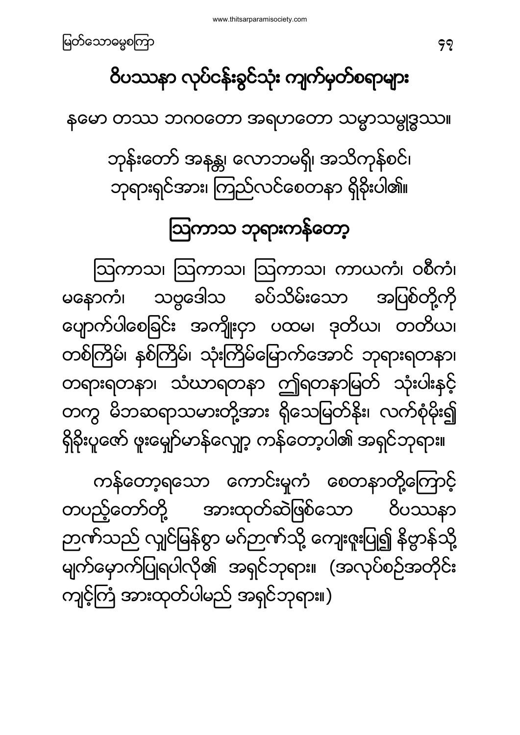# ဝိပဿနာ လုပ်ငန်းခွင်သုံး ကျက်မှတ်စရာများ

နမော တဿ ဘဂဝတော အရဟတော သမ္မာသမ္ဗုဒ္ဓဿ။

ဘုန်းတော် အနန္တ၊ လောဘမရှိ၊ အသိကုန်စင်၊
ဘုရားရှင်အား၊ ကြည်လင်စေတနာ ရှိခိုးပါ၏။

## ဩကာသ ဘုရားကန်တော့

ဩကာသ၊ ဩကာသ၊ ဩကာသ၊ ကာယကံ၊ ဝစီကံ၊ မနောကံ၊ သဗ္ဗဒေါသ ခပ်သိမ်းသော အပြစ်တို့ကို ပျောက်ပါစေခြင်း အကျိုးငှာ ပထမ၊ ဒုတိယ၊ တတိယ၊ တစ်ကြိမ်၊ နှစ်ကြိမ်၊ သုံးကြိမ်မြောက်အောင် ဘုရားရတနာ၊ တရားရတနာ၊ သံဃာရတနာ ဤရတနာမြတ် သုံးပါးနှင့် တကွ မိဘဆရာသမားတို့အား ရိုသေမြတ်နိုး၊ လက်စုံမိုး၍ ရှိခိုးပူဇော် ဖူးမျှော်မာန်လျှော့ ကန်တော့ပါ၏ အရှင်ဘုရား။

ကန်တော့ရသော ကောင်းမှုကံ စေတနာတို့ကြောင့် တပည့်တော်တို့ အားထုတ်ဆဲဖြစ်သော ဝိပဿနာ ဉာဏ်သည် လျှင်မြန်စွာ မဂ်ဉာဏ်သို့ ကျေးဇူးပြု၍ နိဗ္ဗာန်သို့ မျက်မှောက်ပြုရပါလို၏ အရှင်ဘုရား။ (အလုပ်စဉ်အတိုင်း ကျင့်ကြံ အားထုတ်ပါမည် အရှင်ဘုရား။)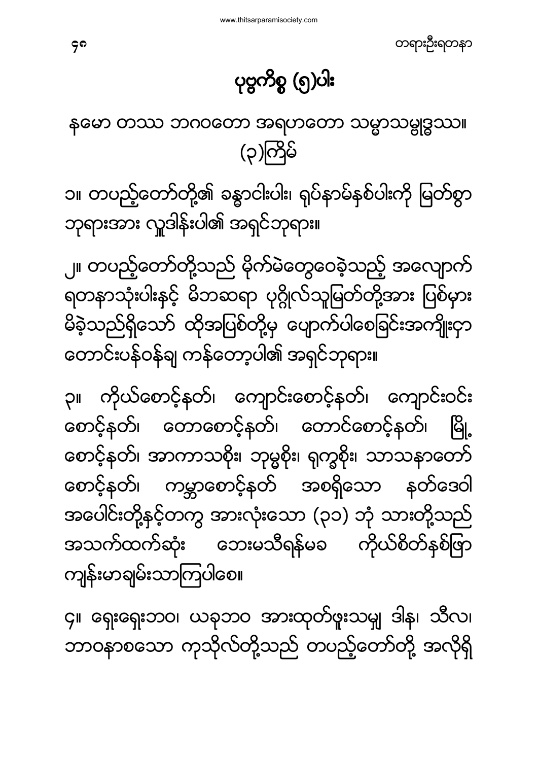# ပုဗ္ဗကိစ္စ (၅)ပါး

နမော တဿ ဘဂဝတော အရဟတော သမ္မာသမ္ဗုဒ္ဓဿ။
(၃)ကြိမ်

၁။ တပည့်တော်တို့၏ ခန္ဓာငါးပါး၊ ရုပ်နာမ်နှစ်ပါးကို မြတ်စွာဘုရားအား လှူဒါန်းပါ၏ အရှင်ဘုရား။

၂။ တပည့်တော်တို့သည် မိုက်မဲတွေဝေခဲ့သည့် အလျောက် ရတနာသုံးပါးနှင့် မိဘဆရာ ပုဂ္ဂိုလ်သူမြတ်တို့အား ပြစ်မှားမိခဲ့သည်ရှိသော် ထိုအပြစ်တို့မှ ပျောက်ပါစေခြင်းအကျိုးငှာ တောင်းပန်ဝန်ချ ကန်တော့ပါ၏ အရှင်ဘုရား။

၃။ ကိုယ်စောင့်နတ်၊ ကျောင်းစောင့်နတ်၊ ကျောင်းဝင်းစောင့်နတ်၊ တောစောင့်နတ်၊ တောင်စောင့်နတ်၊ မြို့စောင့်နတ်၊ အာကာသစိုး၊ ဘုမ္မစိုး၊ ရုက္ခစိုး၊ သာသနာတော်စောင့်နတ်၊ ကမ္ဘာစောင့်နတ် အစရှိသော နတ်ဒေဝါ အပေါင်းတို့နှင့်တကွ အားလုံးသော (၃၁) ဘုံ သားတို့သည် အသက်ထက်ဆုံး ဘေးမသီရန်မခ ကိုယ်စိတ်နှစ်ဖြာ ကျန်းမာချမ်းသာကြပါစေ။

၄။ ရှေးရှေးဘဝ၊ ယခုဘဝ အားထုတ်ဖူးသမျှ ဒါန၊ သီလ၊ ဘာဝနာစသော ကုသိုလ်တို့သည် တပည့်တော်တို့ အလိုရှိ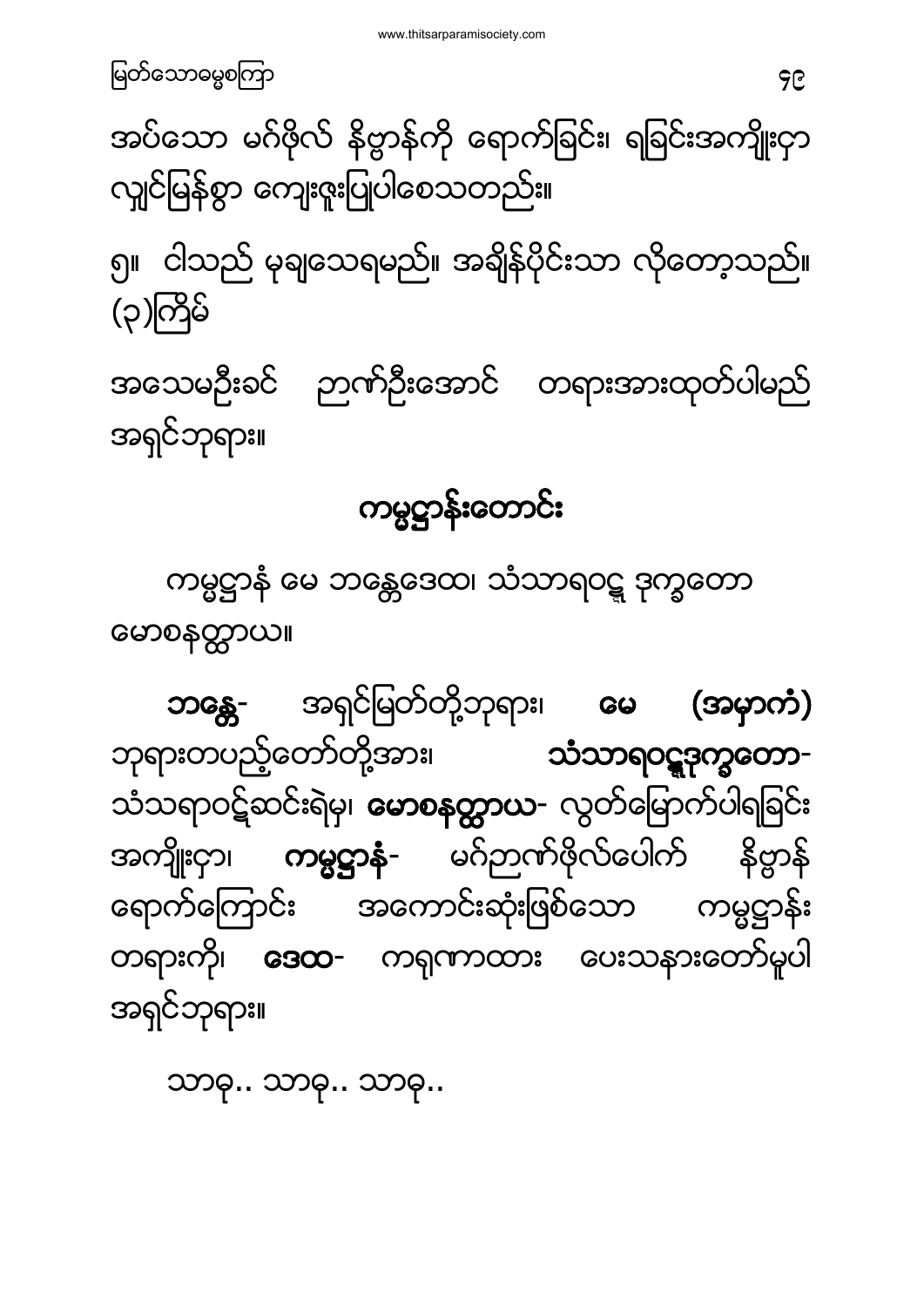အပ်သော မဂ်ဖိုလ် နိဗ္ဗာန်ကို ရောက်ခြင်း၊ ရခြင်းအကျိုးငှာ လျှင်မြန်စွာ ကျေးဇူးပြုပါစေသတည်း။

၅။ ငါသည် မုချသေရမည်။ အချိန်ပိုင်းသာ လိုတော့သည်။ (၃)ကြိမ်

အသေမဦးခင် ဉာဏ်ဦးအောင် တရားအားထုတ်ပါမည် အရှင်ဘုရား။

## ကမ္မဋ္ဌာန်းတောင်း

ကမ္မဋ္ဌာနံ မေ ဘန္တေ ဒေထ၊ သံသာရဝဋ္ဋ ဒုက္ခတော မောစနတ္ထာယ။

**ဘန္တေ**- အရှင်မြတ်တို့ဘုရား၊ **မေ (အမှာကံ)** ဘုရားတပည့်တော်တို့အား၊ **သံသာရဝဋ္ဋဒုက္ခတော**- သံသရာဝဋ်ဆင်းရဲမှ၊ **မောစနတ္ထာယ**- လွတ်မြောက်ပါရခြင်း အကျိုးငှာ၊ **ကမ္မဋ္ဌာနံ**- မဂ်ဉာဏ်ဖိုလ်ပေါက် နိဗ္ဗာန် ရောက်ကြောင်း အကောင်းဆုံးဖြစ်သော ကမ္မဋ္ဌာန်း တရားကို၊ **ဒေထ**- ကရုဏာထား ပေးသနားတော်မူပါ အရှင်ဘုရား။

သာဓု.. သာဓု.. သာဓု..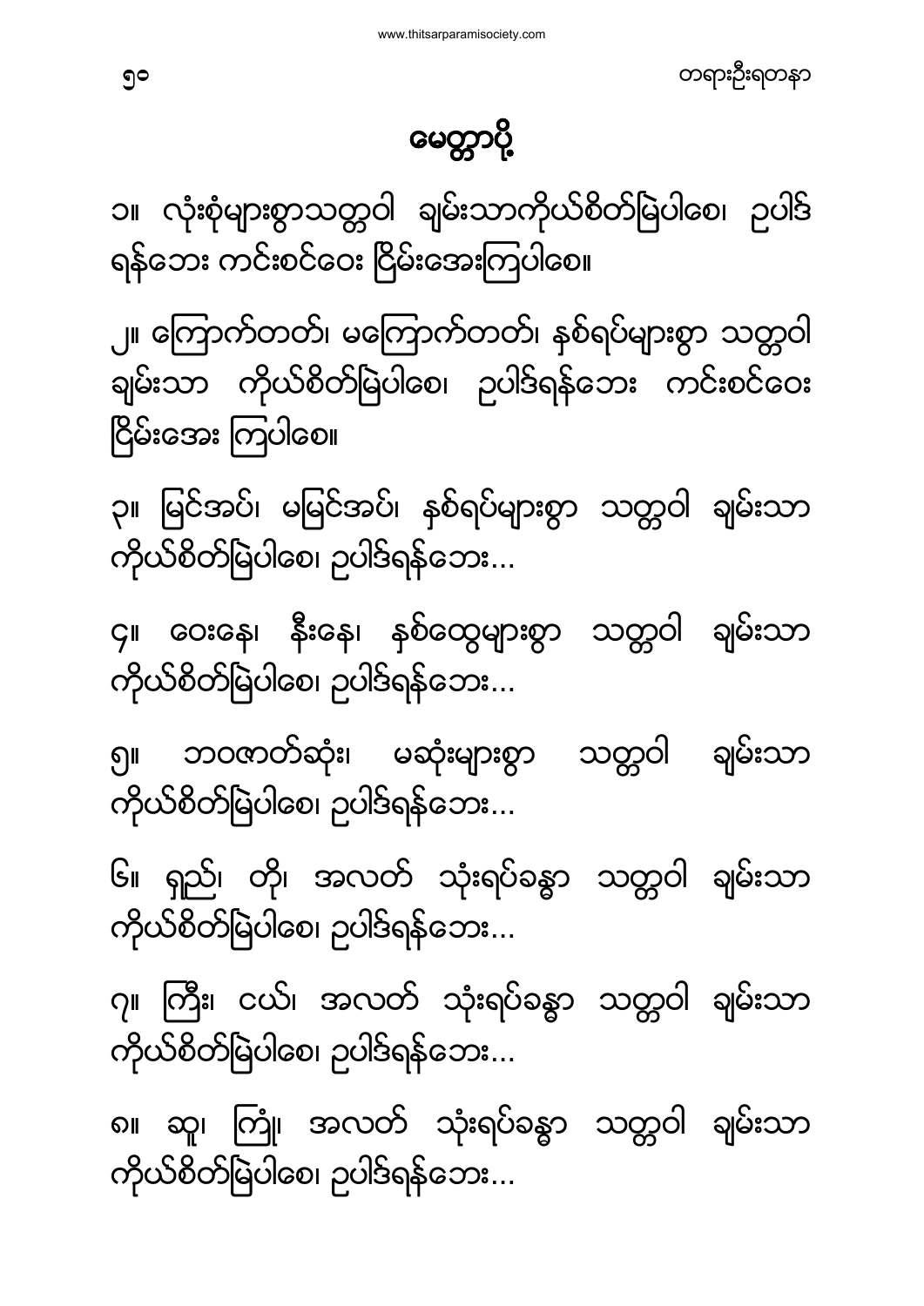# မေတ္တာပို့

၁။ လုံးစုံများစွာသတ္တဝါ ချမ်းသာကိုယ်စိတ်မြဲပါစေ၊ ဥပါဒ်ရန်ဘေး ကင်းစင်ဝေး ငြိမ်းအေးကြပါစေ။

၂။ ကြောက်တတ်၊ မကြောက်တတ်၊ နှစ်ရပ်များစွာ သတ္တဝါ ချမ်းသာ ကိုယ်စိတ်မြဲပါစေ၊ ဥပါဒ်ရန်ဘေး ကင်းစင်ဝေး ငြိမ်းအေး ကြပါစေ။

၃။ မြင်အပ်၊ မမြင်အပ်၊ နှစ်ရပ်များစွာ သတ္တဝါ ချမ်းသာ ကိုယ်စိတ်မြဲပါစေ၊ ဥပါဒ်ရန်ဘေး...

၄။ ဝေးနေ၊ နီးနေ၊ နှစ်ထွေများစွာ သတ္တဝါ ချမ်းသာ ကိုယ်စိတ်မြဲပါစေ၊ ဥပါဒ်ရန်ဘေး...

၅။ ဘဝဇာတ်ဆုံး၊ မဆုံးများစွာ သတ္တဝါ ချမ်းသာ ကိုယ်စိတ်မြဲပါစေ၊ ဥပါဒ်ရန်ဘေး...

၆။ ရှည်၊ တို၊ အလတ် သုံးရပ်ခန္ဓာ သတ္တဝါ ချမ်းသာ ကိုယ်စိတ်မြဲပါစေ၊ ဥပါဒ်ရန်ဘေး...

၇။ ကြီး၊ ငယ်၊ အလတ် သုံးရပ်ခန္ဓာ သတ္တဝါ ချမ်းသာ ကိုယ်စိတ်မြဲပါစေ၊ ဥပါဒ်ရန်ဘေး...

၈။ ဆူ၊ ကြုံ၊ အလတ် သုံးရပ်ခန္ဓာ သတ္တဝါ ချမ်းသာ ကိုယ်စိတ်မြဲပါစေ၊ ဥပါဒ်ရန်ဘေး...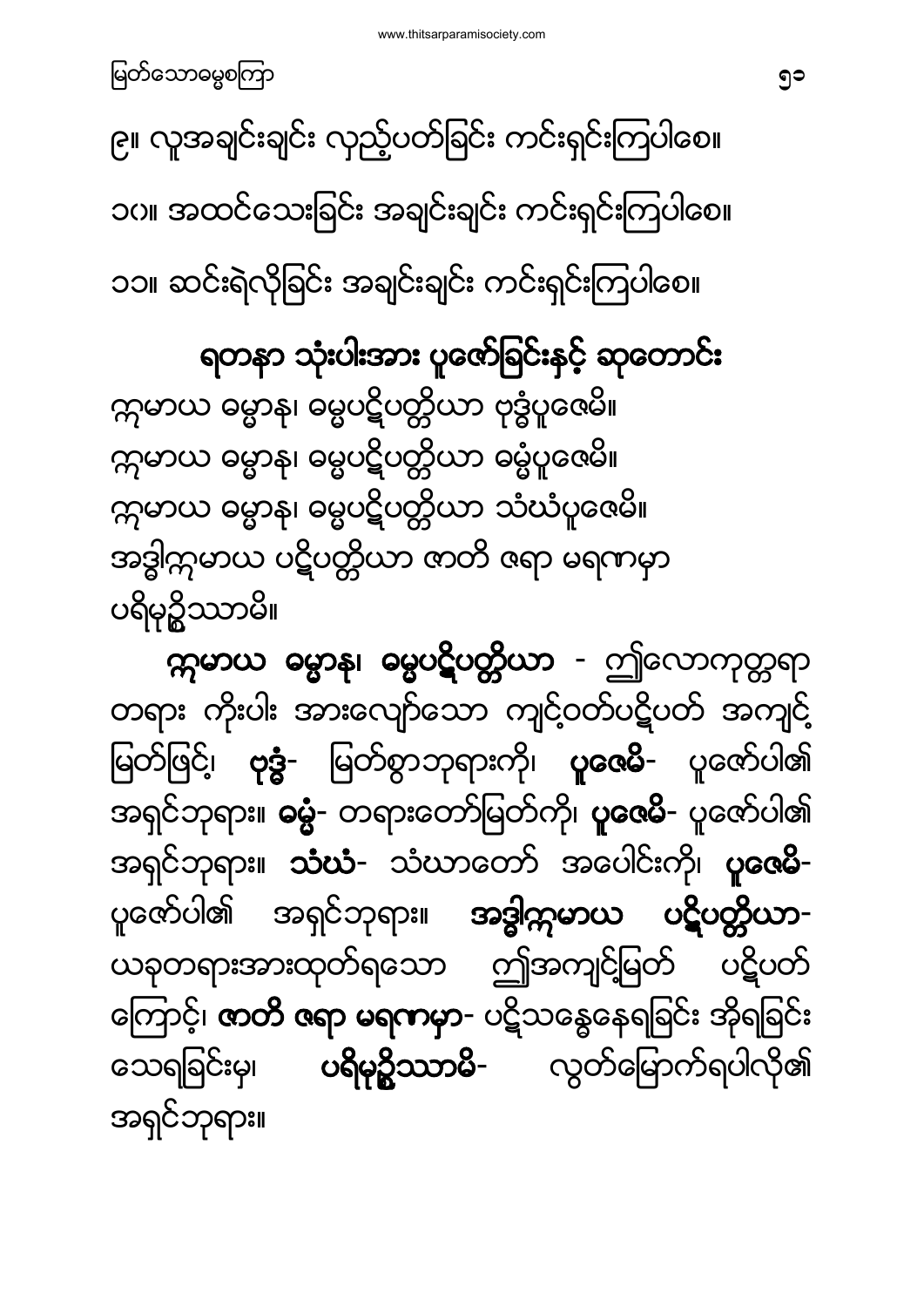၉။ လူအချင်းချင်း လှည့်ပတ်ခြင်း ကင်းရှင်းကြပါစေ။

၁၀။ အထင်သေးခြင်း အချင်းချင်း ကင်းရှင်းကြပါစေ။

၁၁။ ဆင်းရဲလိုခြင်း အချင်းချင်း ကင်းရှင်းကြပါစေ။

## ရတနာ သုံးပါးအား ပူဇော်ခြင်းနှင့် ဆုတောင်း

ဣမာယ ဓမ္မာနု၊ ဓမ္မပဋိပတ္တိယာ ဗုဒ္ဓံပူဇေမိ။
ဣမာယ ဓမ္မာနု၊ ဓမ္မပဋိပတ္တိယာ ဓမ္မံပူဇေမိ။
ဣမာယ ဓမ္မာနု၊ ဓမ္မပဋိပတ္တိယာ သံဃံပူဇေမိ။
အဒ္ဓါဣမာယ ပဋိပတ္တိယာ ဇာတိ ဇရာ မရဏမှာ ပရိမုစ္စိဿာမိ။

**ဣမာယ ဓမ္မာနု၊ ဓမ္မပဋိပတ္တိယာ** - ဤလောကုတ္တရာ တရား ကိုးပါး အားလျော်သော ကျင့်ဝတ်ပဋိပတ် အကျင့် မြတ်ဖြင့်၊ **ဗုဒ္ဓံ**- မြတ်စွာဘုရားကို၊ **ပူဇေမိ**- ပူဇော်ပါ၏ အရှင်ဘုရား။ **ဓမ္မံ**- တရားတော်မြတ်ကို၊ **ပူဇေမိ**- ပူဇော်ပါ၏ အရှင်ဘုရား။ **သံဃံ**- သံဃာတော် အပေါင်းကို၊ **ပူဇေမိ**- ပူဇော်ပါ၏ အရှင်ဘုရား။ **အဒ္ဓါဣမာယ ပဋိပတ္တိယာ**- ယခုတရားအားထုတ်ရသော ဤအကျင့်မြတ် ပဋိပတ် ကြောင့်၊ **ဇာတိ ဇရာ မရဏမှာ**- ပဋိသန္ဓေနေရခြင်း အိုရခြင်း သေရခြင်းမှ၊ **ပရိမုစ္စိဿာမိ**- လွတ်မြောက်ရပါလို၏ အရှင်ဘုရား။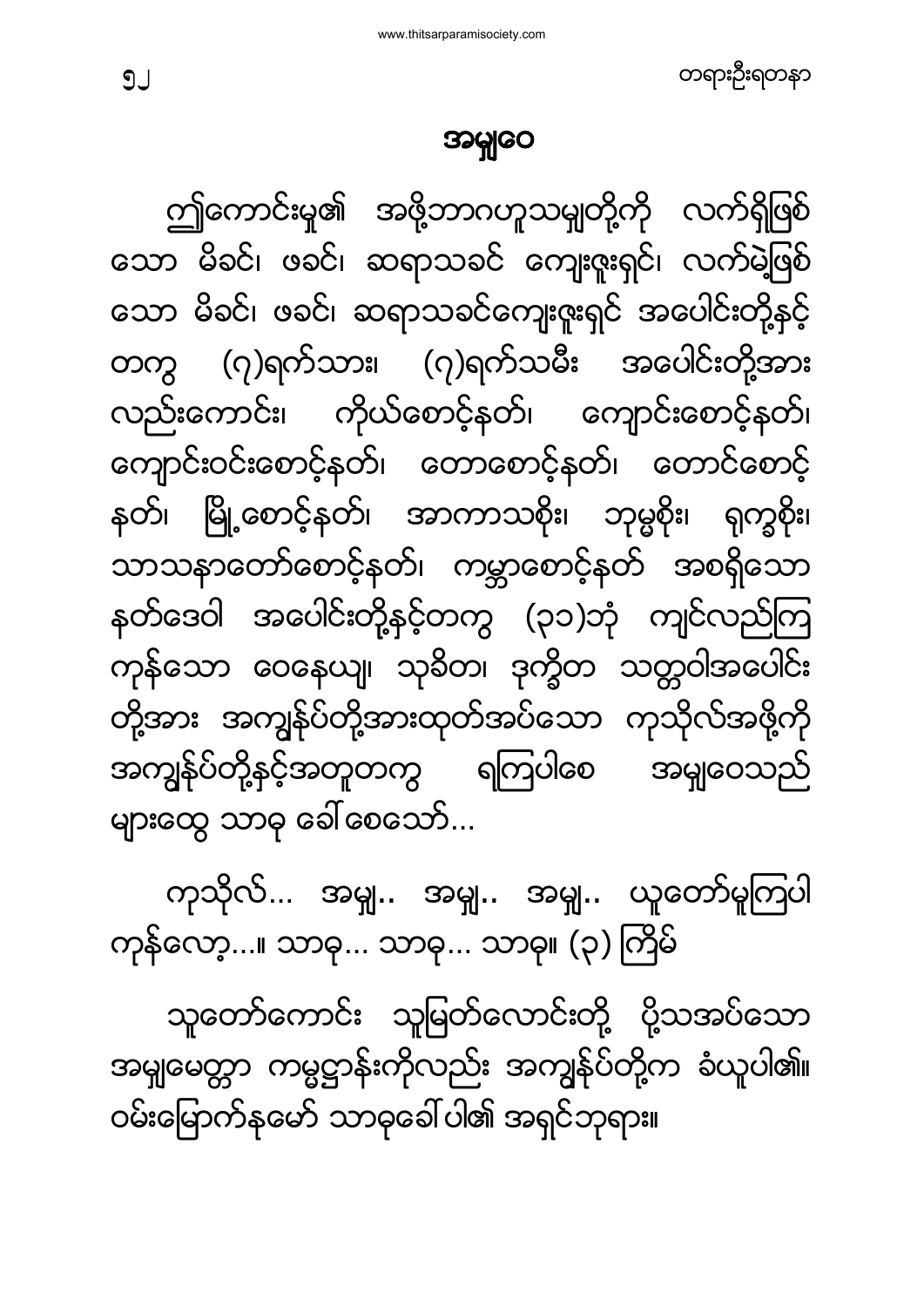# အမျှဝေ

ဤကောင်းမှု၏ အဖို့ဘာဂဟူသမျှတို့ကို လက်ရှိဖြစ်သော မိခင်၊ ဖခင်၊ ဆရာသခင် ကျေးဇူးရှင်၊ လက်မဲ့ဖြစ်သော မိခင်၊ ဖခင်၊ ဆရာသခင်ကျေးဇူးရှင် အပေါင်းတို့နှင့် တကွ (၇)ရက်သား၊ (၇)ရက်သမီး အပေါင်းတို့အား လည်းကောင်း၊ ကိုယ်စောင့်နတ်၊ ကျောင်းစောင့်နတ်၊ ကျောင်းဝင်းစောင့်နတ်၊ တောစောင့်နတ်၊ တောင်စောင့်နတ်၊ မြို့စောင့်နတ်၊ အာကာသစိုး၊ ဘုမ္မစိုး၊ ရုက္ခစိုး၊ သာသနာတော်စောင့်နတ်၊ ကမ္ဘာစောင့်နတ် အစရှိသော နတ်ဒေဝါ အပေါင်းတို့နှင့်တကွ (၃၁)ဘုံ ကျင်လည်ကြကုန်သော ဝေနေယျ၊ သုခိတ၊ ဒုက္ခိတ သတ္တဝါအပေါင်းတို့အား အကျွန်ုပ်တို့အားထုတ်အပ်သော ကုသိုလ်အဖို့ကို အကျွန်ုပ်တို့နှင့်အတူတကွ ရကြပါစေ အမျှဝေသည်များထွေ သာဓု ခေါ်စေသော်...

ကုသိုလ်... အမျှ.. အမျှ.. အမျှ.. ယူတော်မူကြပါကုန်လော့...။ သာဓု... သာဓု... သာဓု။ (၃) ကြိမ်

သူတော်ကောင်း သူမြတ်လောင်းတို့ ပို့သအပ်သော အမျှမေတ္တာ ကမ္မဋ္ဌာန်းကိုလည်း အကျွန်ုပ်တို့က ခံယူပါ၏။ ဝမ်းမြောက်နမော် သာဓုခေါ်ပါ၏ အရှင်ဘုရား။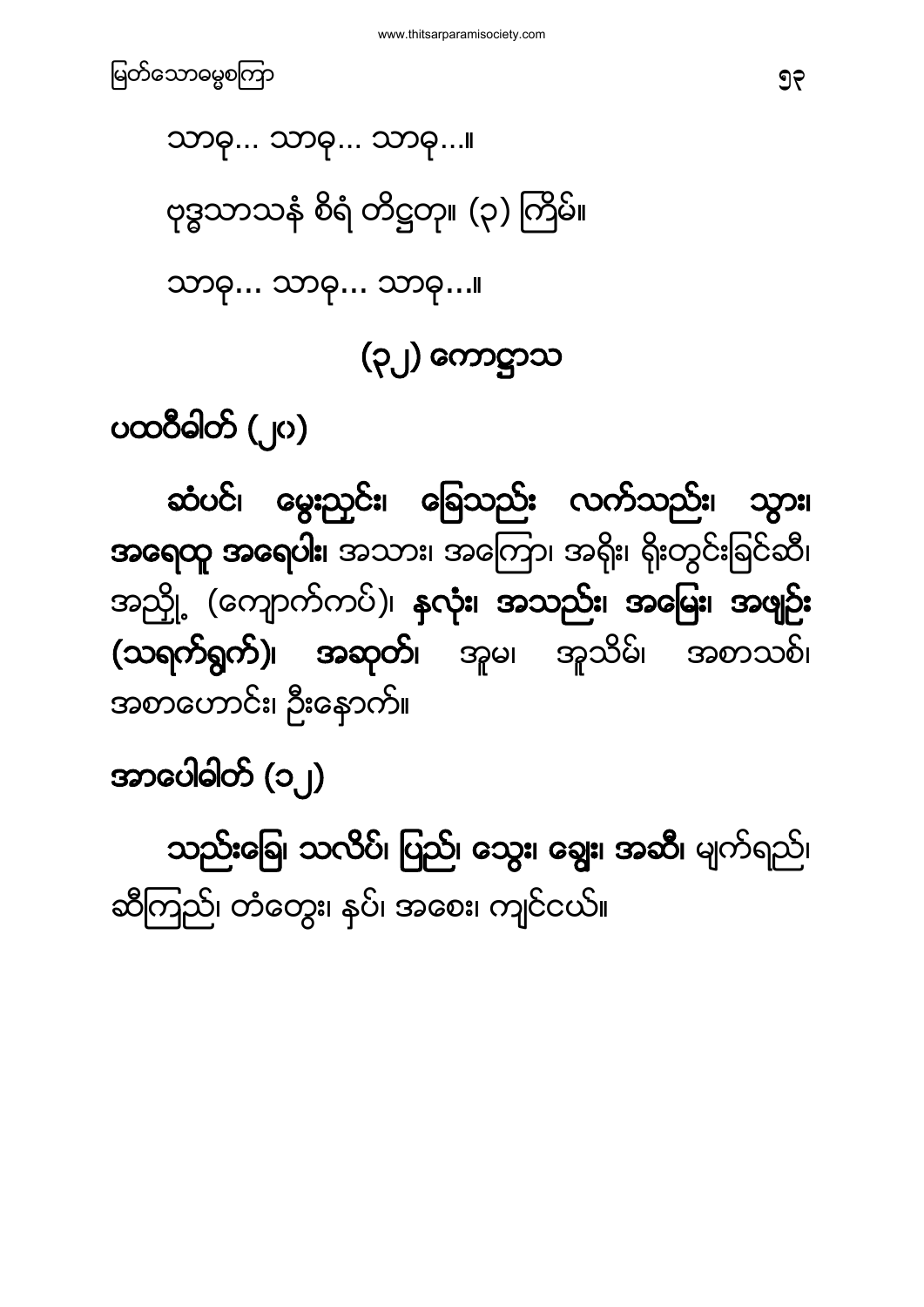သာဓု... သာဓု... သာဓု...။

ဗုဒ္ဓသာသနံ စိရံ တိဋ္ဌတု။ (၃) ကြိမ်။

သာဓု... သာဓု... သာဓု...။

## (၃၂) ကောဋ္ဌာသ

### ပထဝီဓါတ် (၂၀)

**ဆံပင်၊ မွေးညှင်း၊ ခြေသည်း လက်သည်း၊ သွား၊ အရေထူ အရေပါး၊** အသား၊ အကြော၊ အရိုး၊ ရိုးတွင်းခြင်ဆီ၊ အညှို့ (ကျောက်ကပ်)၊ **နှလုံး၊ အသည်း၊ အမြှေး၊ အဖျဉ်း (သရက်ရွက်)၊ အဆုတ်၊** အူမ၊ အူသိမ်၊ အစာသစ်၊ အစာဟောင်း၊ ဦးနှောက်။

### အာပေါဓါတ် (၁၂)

**သည်းခြေ၊ သလိပ်၊ ပြည်၊ သွေး၊ ချွေး၊ အဆီ၊** မျက်ရည်၊ ဆီကြည်၊ တံတွေး၊ နှပ်၊ အစေး၊ ကျင်ငယ်။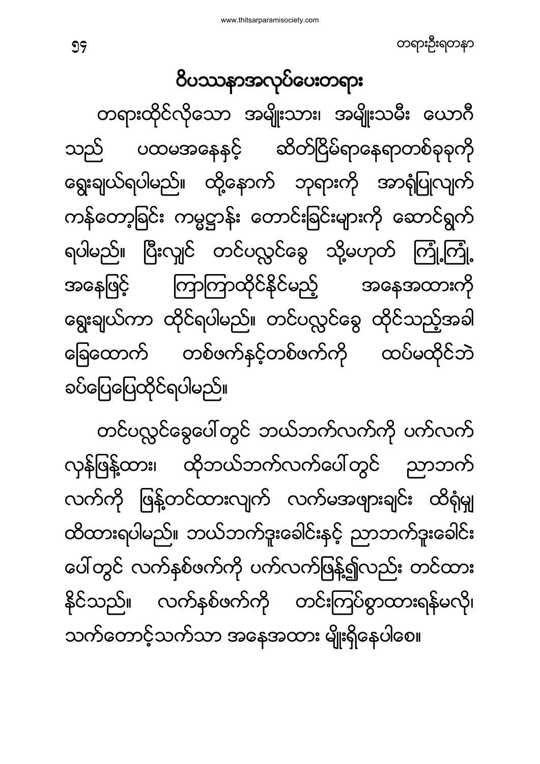## ဝိပဿနာအလုပ်ပေးတရား

တရားထိုင်လိုသော အမျိုးသား၊ အမျိုးသမီး ယောဂီသည် ပထမအနေနှင့် ဆိတ်ငြိမ်ရာနေရာတစ်ခုခုကို ရွေးချယ်ရပါမည်။ ထို့နောက် ဘုရားကို အာရုံပြုလျက် ကန်တော့ခြင်း ကမ္မဋ္ဌာန်း တောင်းခြင်းများကို ဆောင်ရွက်ရပါမည်။ ပြီးလျှင် တင်ပလ္လင်ခွေ သို့မဟုတ် ကြုံ့ကြုံ့ အနေဖြင့် ကြာကြာထိုင်နိုင်မည့် အနေအထားကို ရွေးချယ်ကာ ထိုင်ရပါမည်။ တင်ပလ္လင်ခွေ ထိုင်သည့်အခါ ခြေထောက် တစ်ဖက်နှင့်တစ်ဖက်ကို ထပ်မထိုင်ဘဲ ခပ်ပြေပြေထိုင်ရပါမည်။

တင်ပလ္လင်ခွေပေါ်တွင် ဘယ်ဘက်လက်ကို ပက်လက်လှန်ဖြန့်ထား၊ ထိုဘယ်ဘက်လက်ပေါ်တွင် ညာဘက်လက်ကို ဖြန့်တင်ထားလျက် လက်မအဖျားချင်း ထိရုံမျှ ထိထားရပါမည်။ ဘယ်ဘက်ဒူးခေါင်းနှင့် ညာဘက်ဒူးခေါင်းပေါ်တွင် လက်နှစ်ဖက်ကို ပက်လက်ဖြန့်၍လည်း တင်ထားနိုင်သည်။ လက်နှစ်ဖက်ကို တင်းကြပ်စွာထားရန်မလို၊ သက်တောင့်သက်သာ အနေအထား မျိုးရှိနေပါစေ။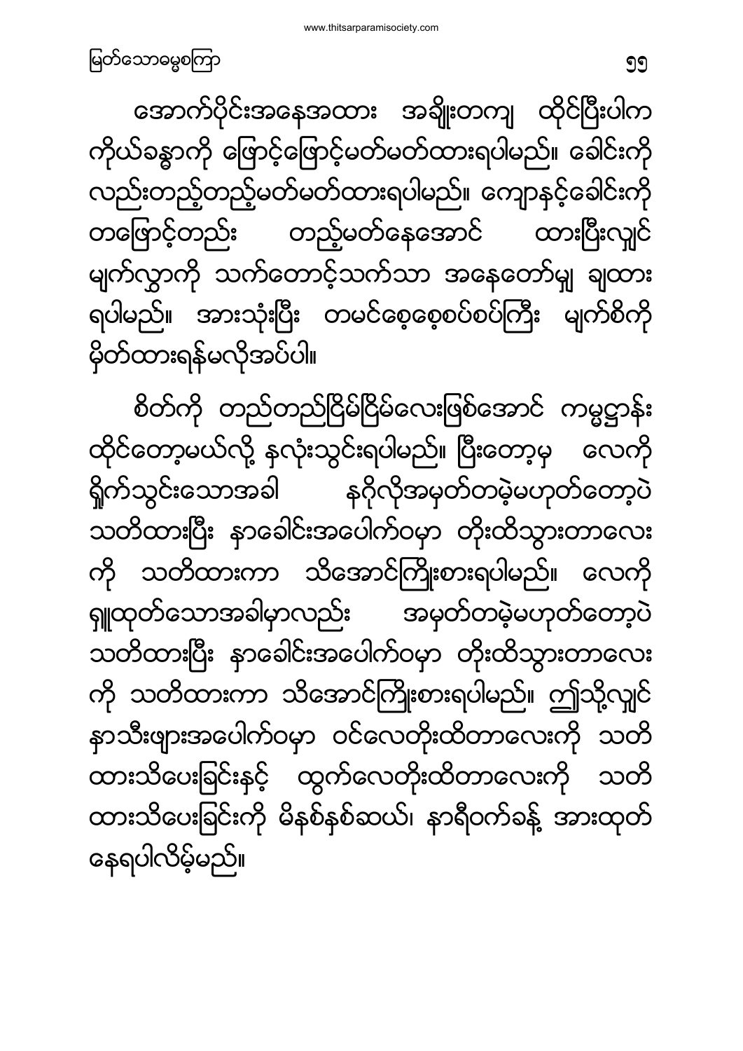အောက်ပိုင်းအနေအထား အချိုးတကျ ထိုင်ပြီးပါက ကိုယ်ခန္ဓာကို ဖြောင့်ဖြောင့်မတ်မတ်ထားရပါမည်။ ခေါင်းကို လည်းတည့်တည့်မတ်မတ်ထားရပါမည်။ ကျောနှင့်ခေါင်းကို တဖြောင့်တည်း တည့်မတ်နေအောင် ထားပြီးလျှင် မျက်လွှာကို သက်တောင့်သက်သာ အနေတော်မျှ ချထားရပါမည်။ အားသုံးပြီး တမင်စေ့စေ့စပ်စပ်ကြီး မျက်စိကို မှိတ်ထားရန်မလိုအပ်ပါ။

စိတ်ကို တည်တည်ငြိမ်ငြိမ်လေးဖြစ်အောင် ကမ္မဋ္ဌာန်း ထိုင်တော့မယ်လို့ နှလုံးသွင်းရပါမည်။ ပြီးတော့မှ လေကို ရှိုက်သွင်းသောအခါ နဂိုလိုအမှတ်တမဲ့မဟုတ်တော့ပဲ သတိထားပြီး နှာခေါင်းအပေါက်ဝမှာ တိုးထိသွားတာလေး ကို သတိထားကာ သိအောင်ကြိုးစားရပါမည်။ လေကို ရှူထုတ်သောအခါမှာလည်း အမှတ်တမဲ့မဟုတ်တော့ပဲ သတိထားပြီး နှာခေါင်းအပေါက်ဝမှာ တိုးထိသွားတာလေး ကို သတိထားကာ သိအောင်ကြိုးစားရပါမည်။ ဤသို့လျှင် နှာသီးဖျားအပေါက်ဝမှာ ဝင်လေတိုးထိတာလေးကို သတိထားသိပေးခြင်းနှင့် ထွက်လေတိုးထိတာလေးကို သတိထားသိပေးခြင်းကို မိနစ်နှစ်ဆယ်၊ နာရီဝက်ခန့် အားထုတ်နေရပါလိမ့်မည်။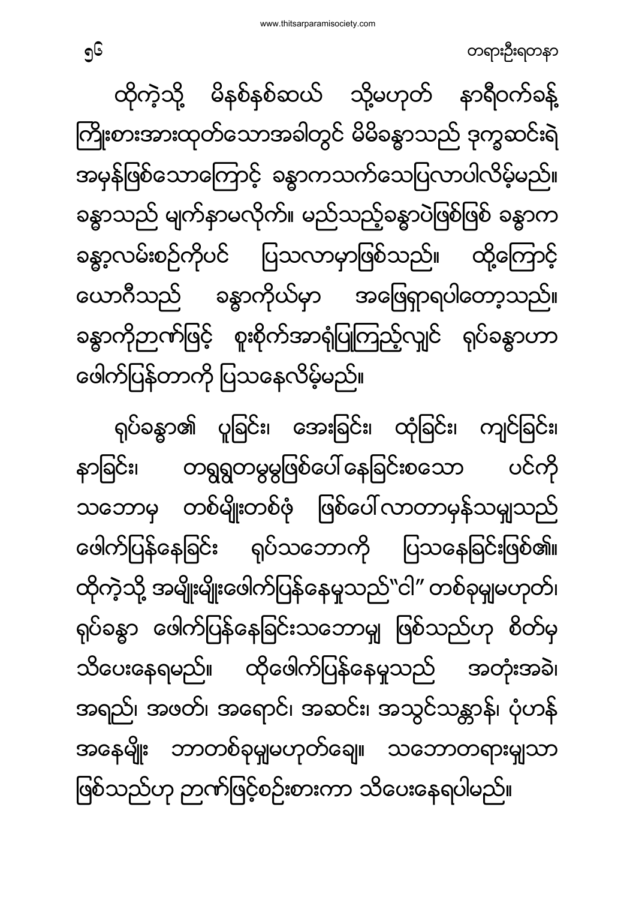ထိုကဲ့သို့ မိနစ်နှစ်ဆယ် သို့မဟုတ် နာရီဝက်ခန့် ကြိုးစားအားထုတ်သောအခါတွင် မိမိခန္ဓာသည် ဒုက္ခဆင်းရဲ အမှန်ဖြစ်သောကြောင့် ခန္ဓာကသက်သေပြလာပါလိမ့်မည်။ ခန္ဓာသည် မျက်နှာမလိုက်။ မည်သည့်ခန္ဓာပဲဖြစ်ဖြစ် ခန္ဓာက ခန္ဓာ့လမ်းစဉ်ကိုပင် ပြသလာမှာဖြစ်သည်။ ထို့ကြောင့် ယောဂီသည် ခန္ဓာကိုယ်မှာ အဖြေရှာရပါတော့သည်။ ခန္ဓာကိုဉာဏ်ဖြင့် စူးစိုက်အာရုံပြုကြည့်လျှင် ရုပ်ခန္ဓာဟာ ဖေါက်ပြန်တာကို ပြသနေလိမ့်မည်။

ရုပ်ခန္ဓာ၏ ပူခြင်း၊ အေးခြင်း၊ ထုံခြင်း၊ ကျင်ခြင်း၊ နာခြင်း၊ တရွရွတမွမွဖြစ်ပေါ်နေခြင်းစသော ပင်ကို သဘောမှ တစ်မျိုးတစ်ဖုံ ဖြစ်ပေါ်လာတာမှန်သမျှသည် ဖေါက်ပြန်နေခြင်း ရုပ်သဘောကို ပြသနေခြင်းဖြစ်၏။ ထိုကဲ့သို့ အမျိုးမျိုးဖေါက်ပြန်နေမှုသည်"ငါ" တစ်ခုမျှမဟုတ်၊ ရုပ်ခန္ဓာ ဖေါက်ပြန်နေခြင်းသဘောမျှ ဖြစ်သည်ဟု စိတ်မှ သိပေးနေရမည်။ ထိုဖေါက်ပြန်နေမှုသည် အတုံးအခဲ၊ အရည်၊ အဖတ်၊ အရောင်၊ အဆင်း၊ အသွင်သဏ္ဍာန်၊ ပုံဟန် အနေမျိုး ဘာတစ်ခုမျှမဟုတ်ချေ။ သဘောတရားမျှသာ ဖြစ်သည်ဟု ဉာဏ်ဖြင့်စဉ်းစားကာ သိပေးနေရပါမည်။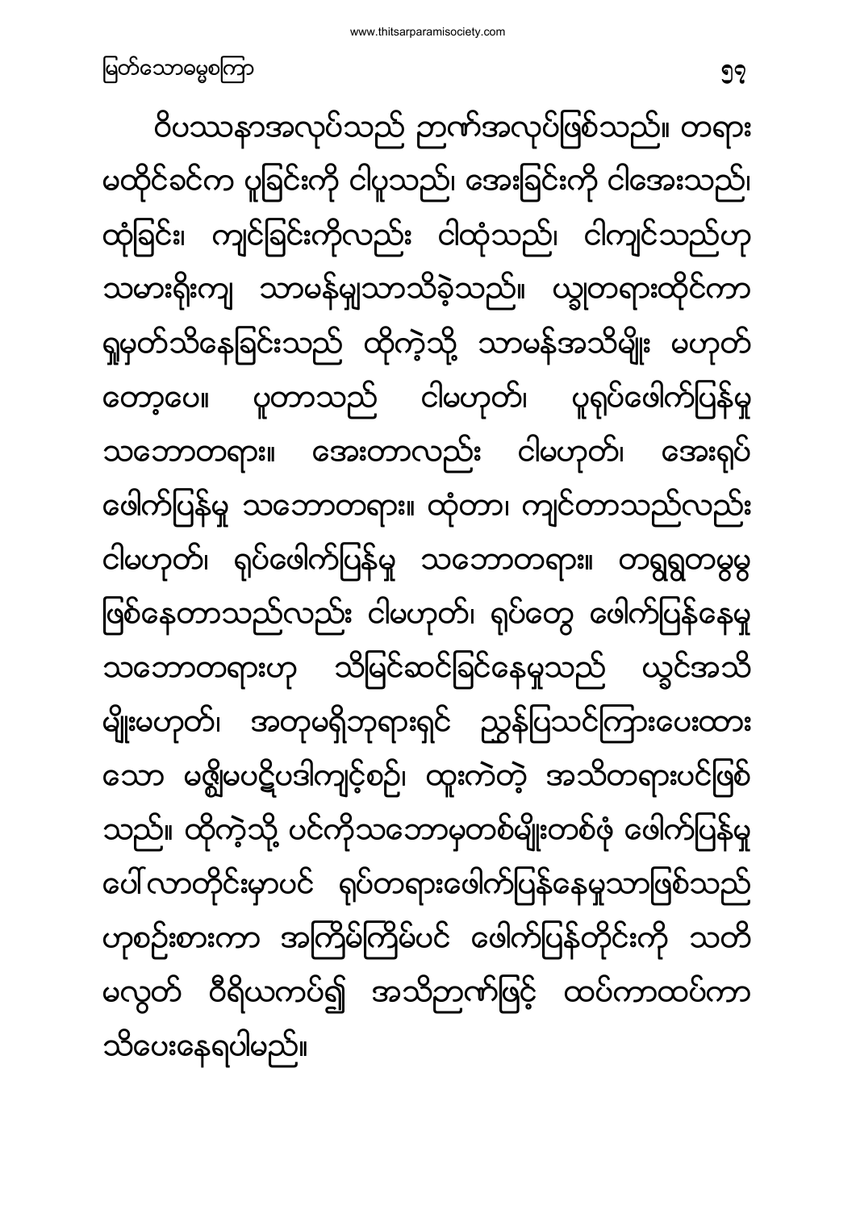ဝိပဿနာအလုပ်သည် ဉာဏ်အလုပ်ဖြစ်သည်။ တရား မထိုင်ခင်က ပူခြင်းကို ငါပူသည်၊ အေးခြင်းကို ငါအေးသည်၊ ထုံခြင်း၊ ကျင်ခြင်းကိုလည်း ငါထုံသည်၊ ငါကျင်သည်ဟု သမားရိုးကျ သာမန်မျှသာသိခဲ့သည်။ ယခုတရားထိုင်ကာ ရှုမှတ်သိနေခြင်းသည် ထိုကဲ့သို့ သာမန်အသိမျိုး မဟုတ် တော့ပေ။ ပူတာသည် ငါမဟုတ်၊ ပူရုပ်ဖေါက်ပြန်မှု သဘောတရား။ အေးတာလည်း ငါမဟုတ်၊ အေးရုပ် ဖေါက်ပြန်မှု သဘောတရား။ ထုံတာ၊ ကျင်တာသည်လည်း ငါမဟုတ်၊ ရုပ်ဖေါက်ပြန်မှု သဘောတရား။ တရွရွတမွမွ ဖြစ်နေတာသည်လည်း ငါမဟုတ်၊ ရုပ်တွေ ဖေါက်ပြန်နေမှု သဘောတရားဟု သိမြင်ဆင်ခြင်နေမှုသည် ယခင်အသိ မျိုးမဟုတ်၊ အတုမရှိဘုရားရှင် ညွှန်ပြသင်ကြားပေးထား သော မဇ္ဈိမပဋိပဒါကျင့်စဉ်၊ ထူးကဲတဲ့ အသိတရားပင်ဖြစ် သည်။ ထိုကဲ့သို့ ပင်ကိုသဘောမှတစ်မျိုးတစ်ဖုံ ဖေါက်ပြန်မှု ပေါ်လာတိုင်းမှာပင် ရုပ်တရားဖေါက်ပြန်နေမှုသာဖြစ်သည် ဟုစဉ်းစားကာ အကြိမ်ကြိမ်ပင် ဖေါက်ပြန်တိုင်းကို သတိ မလွတ် ဝီရိယကပ်၍ အသိဉာဏ်ဖြင့် ထပ်ကာထပ်ကာ သိပေးနေရပါမည်။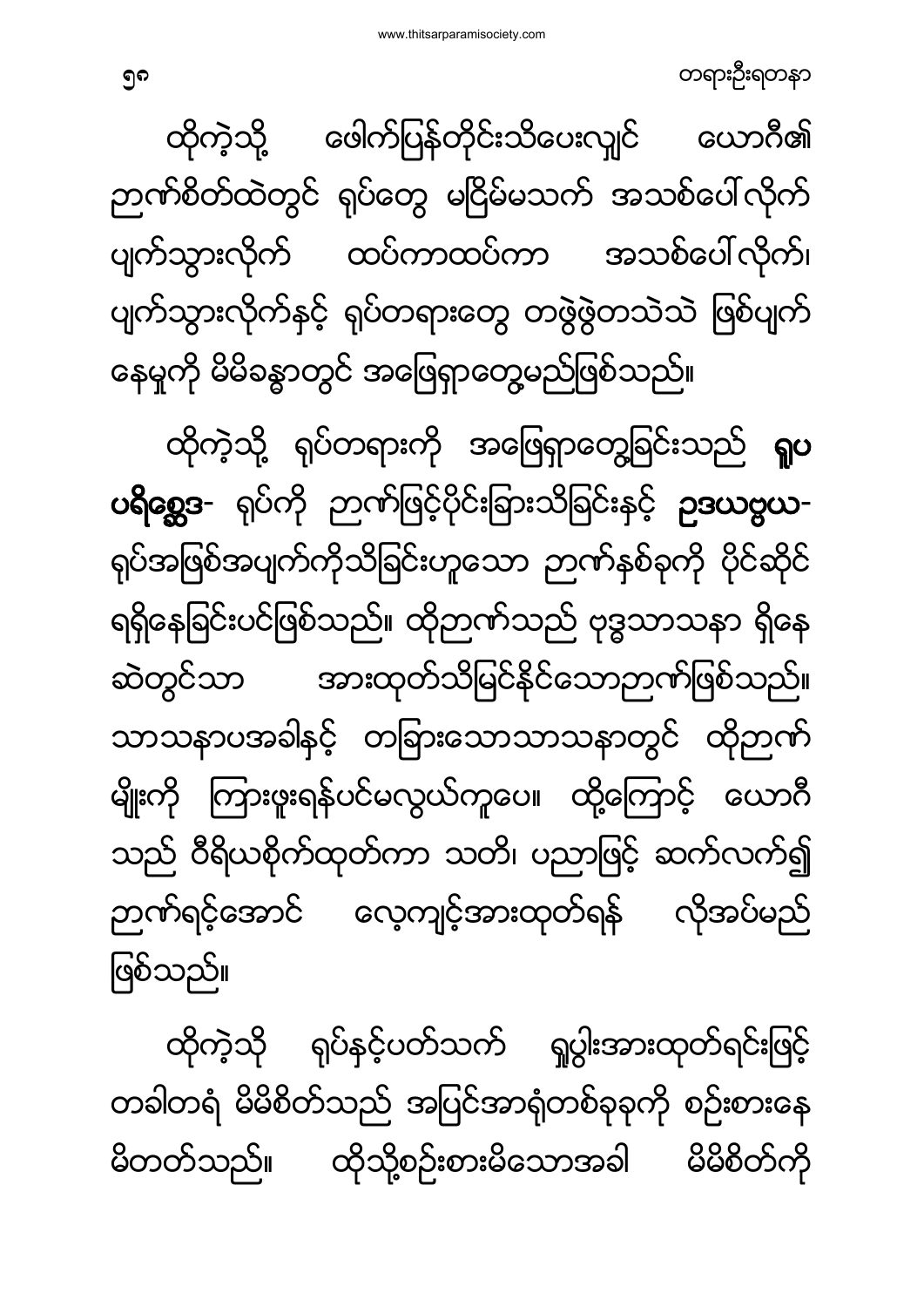ထိုကဲ့သို့ ဖေါက်ပြန်တိုင်းသိပေးလျှင် ယောဂီ၏ ဉာဏ်စိတ်ထဲတွင် ရုပ်တွေ မငြိမ်မသက် အသစ်ပေါ်လိုက် ပျက်သွားလိုက် ထပ်ကာထပ်ကာ အသစ်ပေါ်လိုက်၊ ပျက်သွားလိုက်နှင့် ရုပ်တရားတွေ တဖွဲဖွဲတသဲသဲ ဖြစ်ပျက်နေမှုကို မိမိခန္ဓာတွင် အဖြေရှာတွေ့မည်ဖြစ်သည်။

ထိုကဲ့သို့ ရုပ်တရားကို အဖြေရှာတွေ့ခြင်းသည် **ရူပ ပရိစ္ဆေဒ-** ရုပ်ကို ဉာဏ်ဖြင့်ပိုင်းခြားသိခြင်းနှင့် **ဥဒယဗ္ဗယ-** ရုပ်အဖြစ်အပျက်ကိုသိခြင်းဟူသော ဉာဏ်နှစ်ခုကို ပိုင်ဆိုင်ရရှိနေခြင်းပင်ဖြစ်သည်။ ထိုဉာဏ်သည် ဗုဒ္ဓသာသနာ ရှိနေဆဲတွင်သာ အားထုတ်သိမြင်နိုင်သောဉာဏ်ဖြစ်သည်။ သာသနာပအခါနှင့် တခြားသောသာသနာတွင် ထိုဉာဏ်မျိုးကို ကြားဖူးရန်ပင်မလွယ်ကူပေ။ ထို့ကြောင့် ယောဂီသည် ဝီရိယစိုက်ထုတ်ကာ သတိ၊ ပညာဖြင့် ဆက်လက်၍ ဉာဏ်ရင့်အောင် လေ့ကျင့်အားထုတ်ရန် လိုအပ်မည်ဖြစ်သည်။

ထိုကဲ့သို ရုပ်နှင့်ပတ်သက် ရှုပွါးအားထုတ်ရင်းဖြင့် တခါတရံ မိမိစိတ်သည် အပြင်အာရုံတစ်ခုခုကို စဉ်းစားနေမိတတ်သည်။ ထိုသို့စဉ်းစားမိသောအခါ မိမိစိတ်ကို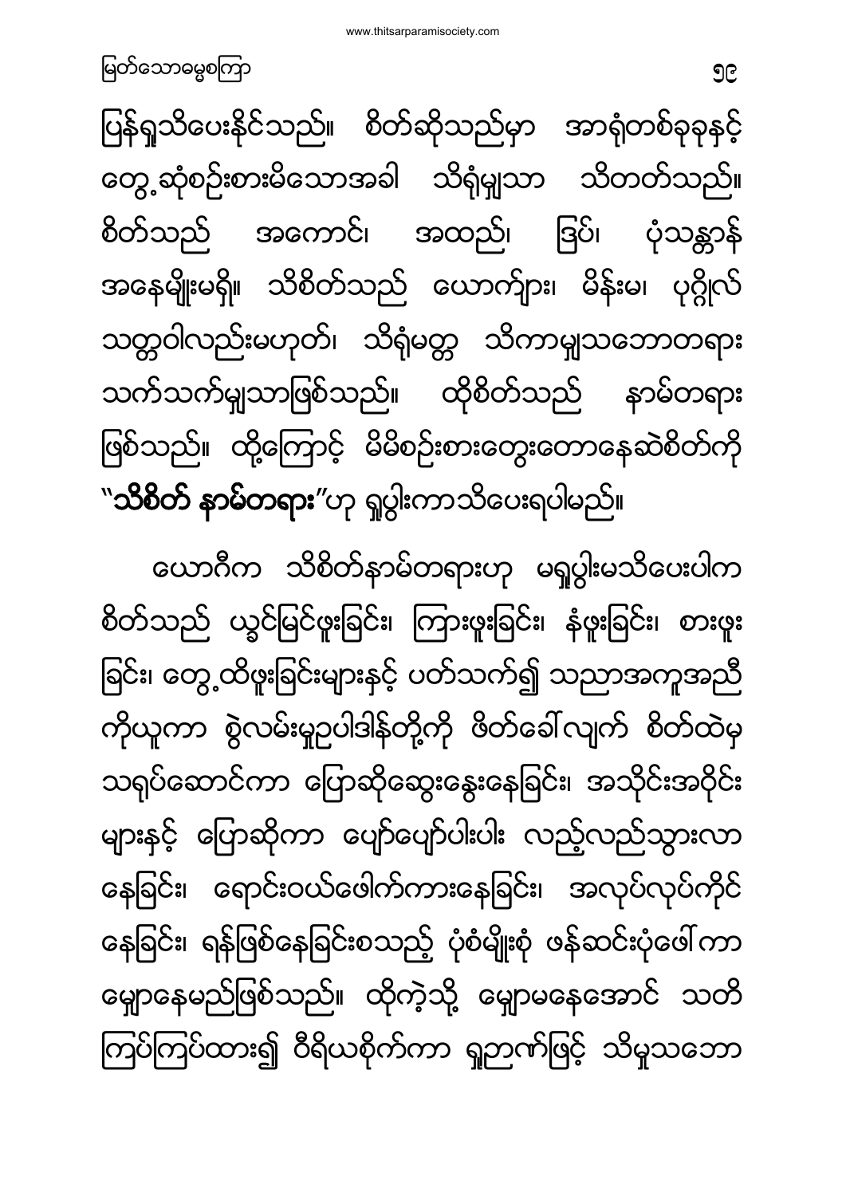ပြန်ရှုသိပေးနိုင်သည်။ စိတ်ဆိုသည်မှာ အာရုံတစ်ခုခုနှင့် တွေ့ဆုံစဉ်းစားမိသောအခါ သိရုံမျှသာ သိတတ်သည်။ စိတ်သည် အကောင်၊ အထည်၊ ဒြပ်၊ ပုံသဏ္ဌာန် အနေမျိုးမရှိ။ သိစိတ်သည် ယောက်ျား၊ မိန်းမ၊ ပုဂ္ဂိုလ် သတ္တဝါလည်းမဟုတ်၊ သိရုံမတ္တ သိကာမျှသဘောတရား သက်သက်မျှသာဖြစ်သည်။ ထိုစိတ်သည် နာမ်တရား ဖြစ်သည်။ ထို့ကြောင့် မိမိစဉ်းစားတွေးတောနေဆဲစိတ်ကို "**သိစိတ် နာမ်တရား**"ဟု ရှုပွါးကာသိပေးရပါမည်။

ယောဂီက သိစိတ်နာမ်တရားဟု မရှုပွါးမသိပေးပါက စိတ်သည် ယှဉ်မြင်ဖူးခြင်း၊ ကြားဖူးခြင်း၊ နံဖူးခြင်း၊ စားဖူးခြင်း၊ တွေ့ထိဖူးခြင်းများနှင့် ပတ်သက်၍ သညာအကူအညီကိုယူကာ စွဲလမ်းမှုဥပါဒါန်တို့ကို ဖိတ်ခေါ်လျက် စိတ်ထဲမှ သရုပ်ဆောင်ကာ ပြောဆိုဆွေးနွေးနေခြင်း၊ အသိုင်းအဝိုင်းများနှင့် ပြောဆိုကာ ပျော်ပျော်ပါးပါး လည့်လည်သွားလာနေခြင်း၊ ရောင်းဝယ်ဖေါက်ကားနေခြင်း၊ အလုပ်လုပ်ကိုင်နေခြင်း၊ ရန်ဖြစ်နေခြင်းစသည့် ပုံစံမျိုးစုံ ဖန်ဆင်းပုံဖေါ်ကာ မျှောနေမည်ဖြစ်သည်။ ထိုကဲ့သို့ မျှောမနေအောင် သတိကြပ်ကြပ်ထား၍ ဝီရိယစိုက်ကာ ရှုဉာဏ်ဖြင့် သိမှုသဘော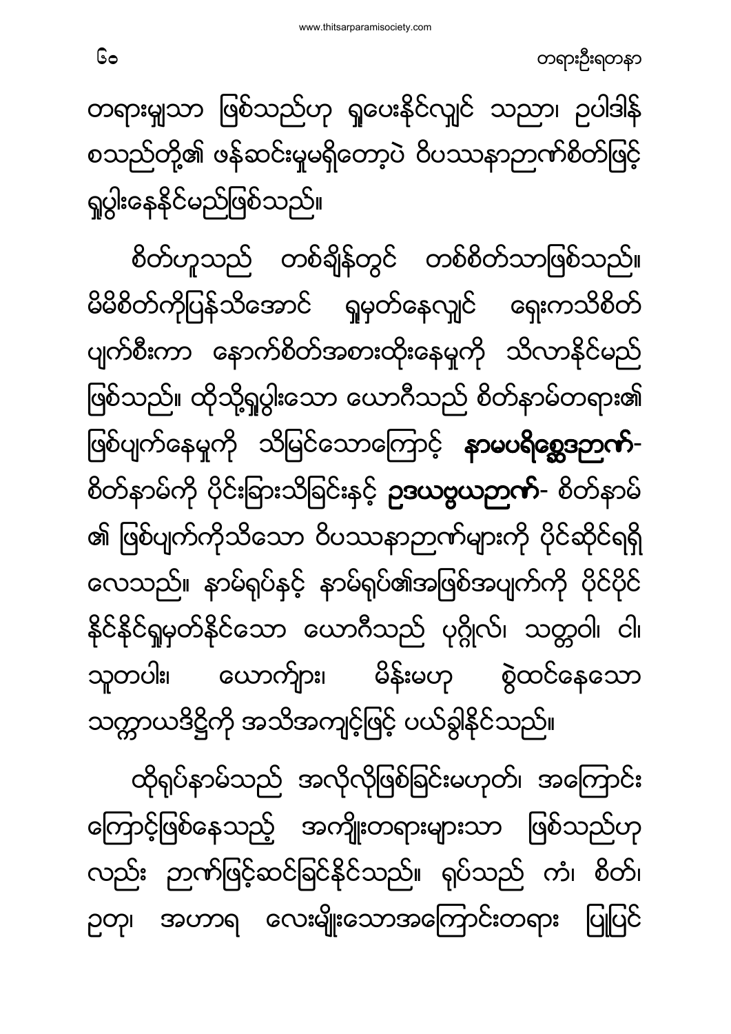တရားမျှသာ ဖြစ်သည်ဟု ရှုပေးနိုင်လျှင် သညာ၊ ဥပါဒါန် စသည်တို့၏ ဖန်ဆင်းမှုမရှိတော့ပဲ ဝိပဿနာဉာဏ်စိတ်ဖြင့် ရှုပွါးနေနိုင်မည်ဖြစ်သည်။

စိတ်ဟူသည် တစ်ချိန်တွင် တစ်စိတ်သာဖြစ်သည်။ မိမိစိတ်ကိုပြန်သိအောင် ရှုမှတ်နေလျှင် ရှေးကသိစိတ် ပျက်စီးကာ နောက်စိတ်အစားထိုးနေမှုကို သိလာနိုင်မည် ဖြစ်သည်။ ထိုသို့ရှုပွါးသော ယောဂီသည် စိတ်နာမ်တရား၏ ဖြစ်ပျက်နေမှုကို သိမြင်သောကြောင့် **နာမပရိစ္ဆေဒဉာဏ်**- စိတ်နာမ်ကို ပိုင်းခြားသိခြင်းနှင့် **ဥဒယဗ္ဗယဉာဏ်**- စိတ်နာမ် ၏ ဖြစ်ပျက်ကိုသိသော ဝိပဿနာဉာဏ်များကို ပိုင်ဆိုင်ရရှိ လေသည်။ နာမ်ရုပ်နှင့် နာမ်ရုပ်၏အဖြစ်အပျက်ကို ပိုင်ပိုင် နိုင်နိုင်ရှုမှတ်နိုင်သော ယောဂီသည် ပုဂ္ဂိုလ်၊ သတ္တဝါ၊ ငါ၊ သူတပါး၊ ယောကျ်ား၊ မိန်းမဟု စွဲထင်နေသော သက္ကာယဒိဋ္ဌိကို အသိအကျင့်ဖြင့် ပယ်ခွါနိုင်သည်။

ထိုရုပ်နာမ်သည် အလိုလိုဖြစ်ခြင်းမဟုတ်၊ အကြောင်း ကြောင့်ဖြစ်နေသည့် အကျိုးတရားများသာ ဖြစ်သည်ဟု လည်း ဉာဏ်ဖြင့်ဆင်ခြင်နိုင်သည်။ ရုပ်သည် ကံ၊ စိတ်၊ ဥတု၊ အဟာရ လေးမျိုးသောအကြောင်းတရား ပြုပြင်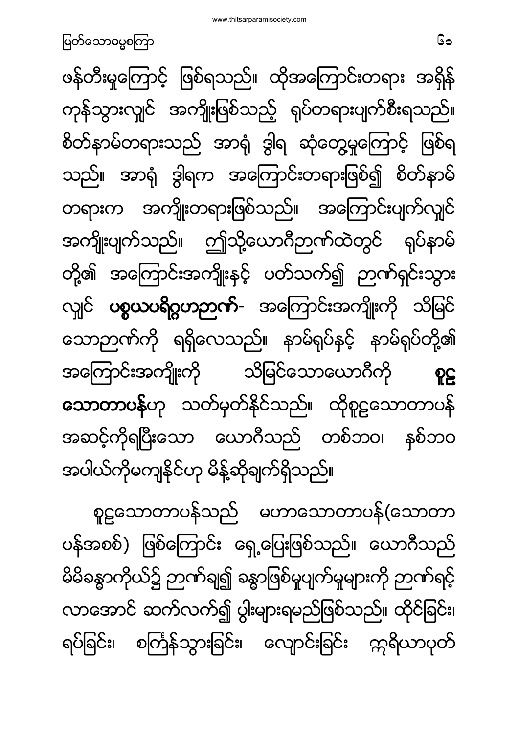ဖန်တီးမှုကြောင့် ဖြစ်ရသည်။ ထိုအကြောင်းတရား အရှိန် ကုန်သွားလျှင် အကျိုးဖြစ်သည့် ရုပ်တရားပျက်စီးရသည်။ စိတ်နာမ်တရားသည် အာရုံ ဒွါရ ဆုံတွေ့မှုကြောင့် ဖြစ်ရ သည်။ အာရုံ ဒွါရက အကြောင်းတရားဖြစ်၍ စိတ်နာမ် တရားက အကျိုးတရားဖြစ်သည်။ အကြောင်းပျက်လျှင် အကျိုးပျက်သည်။ ဤသို့ယောဂီဉာဏ်ထဲတွင် ရုပ်နာမ် တို့၏ အကြောင်းအကျိုးနှင့် ပတ်သက်၍ ဉာဏ်ရှင်းသွား လျှင် **ပစ္စယပရိဂ္ဂဟာဉာဏ်**- အကြောင်းအကျိုးကို သိမြင် သောဉာဏ်ကို ရရှိလေသည်။ နာမ်ရုပ်နှင့် နာမ်ရုပ်တို့၏ အကြောင်းအကျိုးကို သိမြင်သောယောဂီကို **စူဠ သောတာပန်**ဟု သတ်မှတ်နိုင်သည်။ ထိုစူဠသောတာပန် အဆင့်ကိုရပြီးသော ယောဂီသည် တစ်ဘဝ၊ နှစ်ဘဝ အပါယ်ကိုမကျနိုင်ဟု မိန့်ဆိုချက်ရှိသည်။

စူဠသောတာပန်သည် မဟာသောတာပန်(သောတာ ပန်အစစ်) ဖြစ်ကြောင်း ရှေ့ပြေးဖြစ်သည်။ ယောဂီသည် မိမိခန္ဓာကိုယ်၌ ဉာဏ်ချ၍ ခန္ဓာဖြစ်မှုပျက်မှုများကို ဉာဏ်ရင့် လာအောင် ဆက်လက်၍ ပွါးများရမည်ဖြစ်သည်။ ထိုင်ခြင်း၊ ရပ်ခြင်း၊ စင်္ကြံသွားခြင်း၊ လျောင်းခြင်း ဣရိယာပုတ်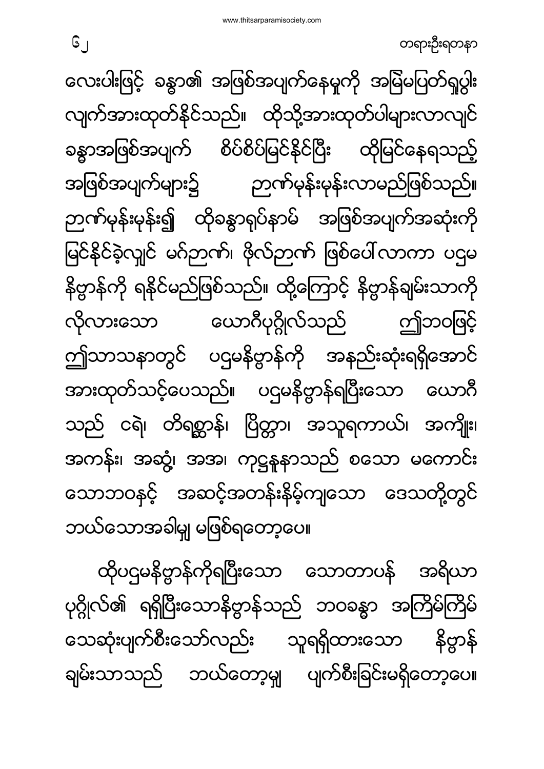လေးပါးဖြင့် ခန္ဓာ၏ အဖြစ်အပျက်နေမှုကို အမြဲမပြတ်ရှုပွါး လျက်အားထုတ်နိုင်သည်။ ထိုသို့အားထုတ်ပါများလာလျှင် ခန္ဓာအဖြစ်အပျက် စိပ်စိပ်မြင်နိုင်ပြီး ထိုမြင်နေရသည့် အဖြစ်အပျက်များ၌ ဉာဏ်မှန်းမှန်းလာမည်ဖြစ်သည်။ ဉာဏ်မှန်းမှန်း၍ ထိုခန္ဓာရုပ်နာမ် အဖြစ်အပျက်အဆုံးကို မြင်နိုင်ခဲ့လျှင် မဂ်ဉာဏ်၊ ဖိုလ်ဉာဏ် ဖြစ်ပေါ်လာကာ ပဌမ နိဗ္ဗာန်ကို ရနိုင်မည်ဖြစ်သည်။ ထို့ကြောင့် နိဗ္ဗာန်ချမ်းသာကို လိုလားသော ယောဂီပုဂ္ဂိုလ်သည် ဤဘဝဖြင့် ဤသာသနာတွင် ပဌမနိဗ္ဗာန်ကို အနည်းဆုံးရရှိအောင် အားထုတ်သင့်ပေသည်။ ပဌမနိဗ္ဗာန်ရပြီးသော ယောဂီ သည် ငရဲ၊ တိရစ္ဆာန်၊ ပြိတ္တာ၊ အသူရကာယ်၊ အကျိုး၊ အကန်း၊ အဆွံ့၊ အအ၊ ကုဋ္ဌနူနာသည် စသော မကောင်း သောဘဝနှင့် အဆင့်အတန်းနိမ့်ကျသော ဒေသတို့တွင် ဘယ်သောအခါမျှ မဖြစ်ရတော့ပေ။

ထိုပဌမနိဗ္ဗာန်ကိုရပြီးသော သောတာပန် အရိယာ ပုဂ္ဂိုလ်၏ ရရှိပြီးသောနိဗ္ဗာန်သည် ဘဝခန္ဓာ အကြိမ်ကြိမ် သေဆုံးပျက်စီးသော်လည်း သူရရှိထားသော နိဗ္ဗာန် ချမ်းသာသည် ဘယ်တော့မျှ ပျက်စီးခြင်းမရှိတော့ပေ။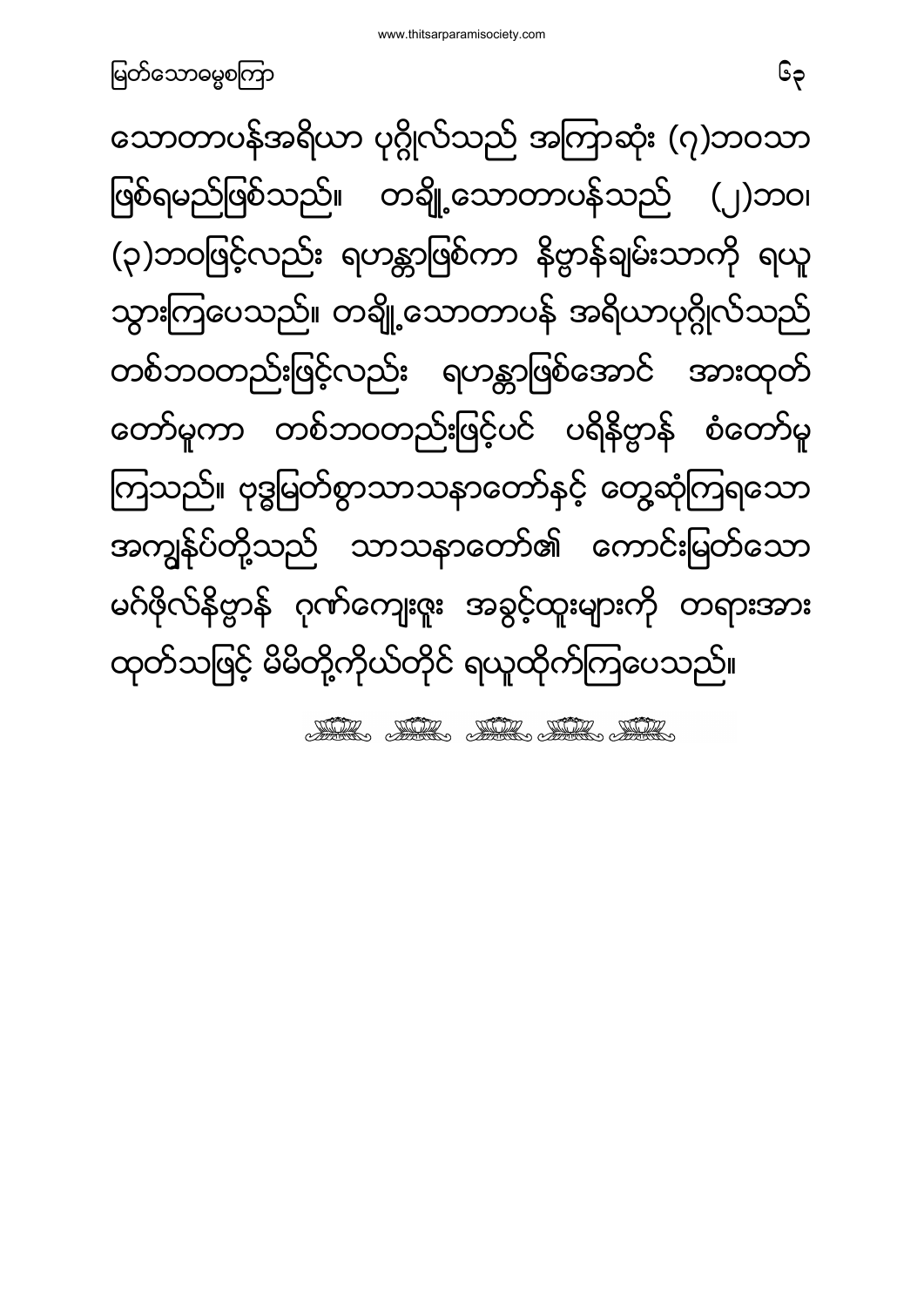သောတာပန်အရိယာ ပုဂ္ဂိုလ်သည် အကြာဆုံး (၇)ဘဝသာ ဖြစ်ရမည်ဖြစ်သည်။ တချို့သောတာပန်သည် (၂)ဘဝ၊ (၃)ဘဝဖြင့်လည်း ရဟန္တာဖြစ်ကာ နိဗ္ဗာန်ချမ်းသာကို ရယူသွားကြပေသည်။ တချို့သောတာပန် အရိယာပုဂ္ဂိုလ်သည် တစ်ဘဝတည်းဖြင့်လည်း ရဟန္တာဖြစ်အောင် အားထုတ်တော်မူကာ တစ်ဘဝတည်းဖြင့်ပင် ပရိနိဗ္ဗာန် စံတော်မူကြသည်။ ဗုဒ္ဓမြတ်စွာသာသနာတော်နှင့် တွေ့ဆုံကြရသော အကျွန်ုပ်တို့သည် သာသနာတော်၏ ကောင်းမြတ်သော မဂ်ဖိုလ်နိဗ္ဗာန် ဂုဏ်ကျေးဇူး အခွင့်ထူးများကို တရားအား ထုတ်သဖြင့် မိမိတို့ကိုယ်တိုင် ရယူထိုက်ကြပေသည်။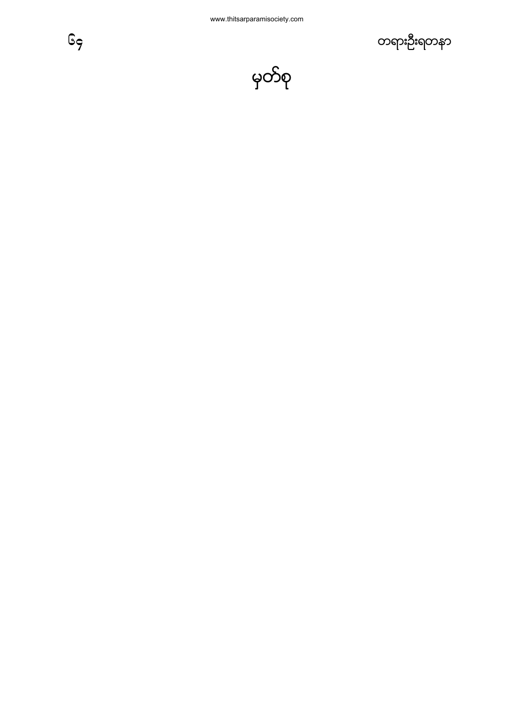# မှတ်စု